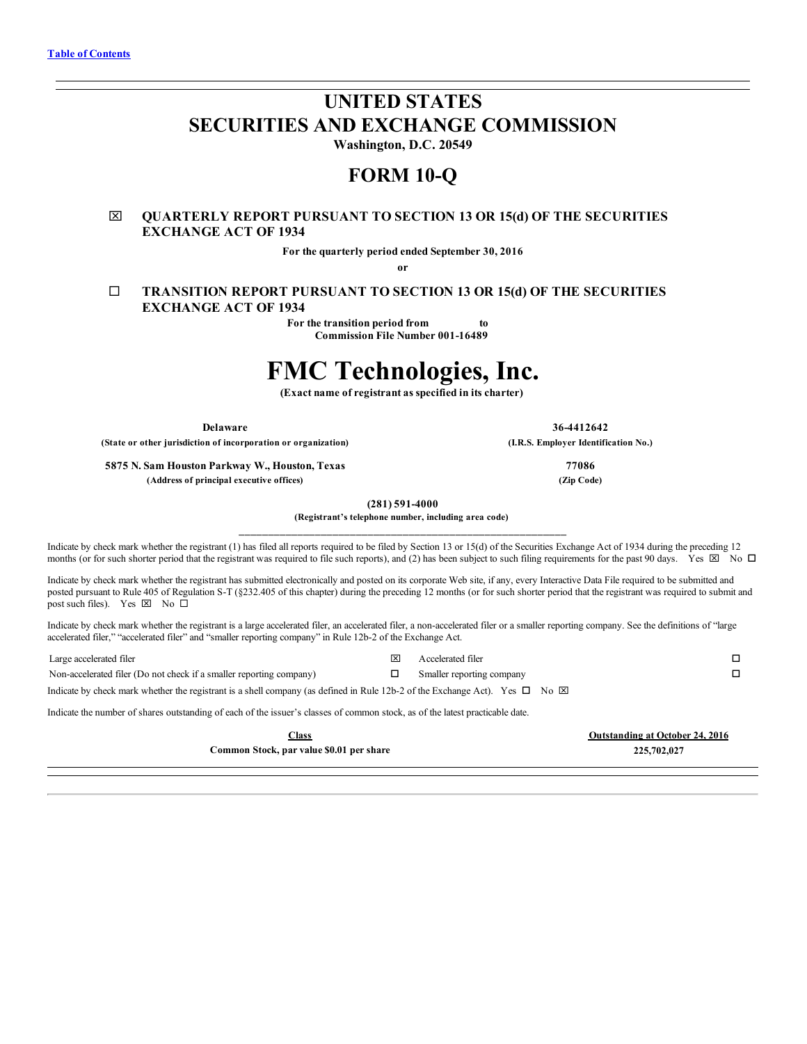[Table of Contents](#)

# UNITED STATES
# SECURITIES AND EXCHANGE COMMISSION

**Washington, D.C. 20549**

## FORM 10-Q

☒ **QUARTERLY REPORT PURSUANT TO SECTION 13 OR 15(d) OF THE SECURITIES EXCHANGE ACT OF 1934**

**For the quarterly period ended September 30, 2016**

**or**

☐ **TRANSITION REPORT PURSUANT TO SECTION 13 OR 15(d) OF THE SECURITIES EXCHANGE ACT OF 1934**

**For the transition period from to**

**Commission File Number 001-16489**

# FMC Technologies, Inc.

**(Exact name of registrant as specified in its charter)**

| | |
|---|---|
| **Delaware** | **36-4412642** |
| **(State or other jurisdiction of incorporation or organization)** | **(I.R.S. Employer Identification No.)** |
| **5875 N. Sam Houston Parkway W., Houston, Texas** | **77086** |
| **(Address of principal executive offices)** | **(Zip Code)** |

**(281) 591-4000**

**(Registrant's telephone number, including area code)**

Indicate by check mark whether the registrant (1) has filed all reports required to be filed by Section 13 or 15(d) of the Securities Exchange Act of 1934 during the preceding 12 months (or for such shorter period that the registrant was required to file such reports), and (2) has been subject to such filing requirements for the past 90 days. Yes ☒ No ☐

Indicate by check mark whether the registrant has submitted electronically and posted on its corporate Web site, if any, every Interactive Data File required to be submitted and posted pursuant to Rule 405 of Regulation S-T (§232.405 of this chapter) during the preceding 12 months (or for such shorter period that the registrant was required to submit and post such files). Yes ☒ No ☐

Indicate by check mark whether the registrant is a large accelerated filer, an accelerated filer, a non-accelerated filer or a smaller reporting company. See the definitions of "large accelerated filer," "accelerated filer" and "smaller reporting company" in Rule 12b-2 of the Exchange Act.

| | | | |
|---|---|---|---|
| Large accelerated filer | ☒ | Accelerated filer | ☐ |
| Non-accelerated filer (Do not check if a smaller reporting company) | ☐ | Smaller reporting company | ☐ |

Indicate by check mark whether the registrant is a shell company (as defined in Rule 12b-2 of the Exchange Act). Yes ☐ No ☒

Indicate the number of shares outstanding of each of the issuer's classes of common stock, as of the latest practicable date.

| Class | Outstanding at October 24, 2016 |
|---|---|
| **Common Stock, par value $0.01 per share** | **225,702,027** |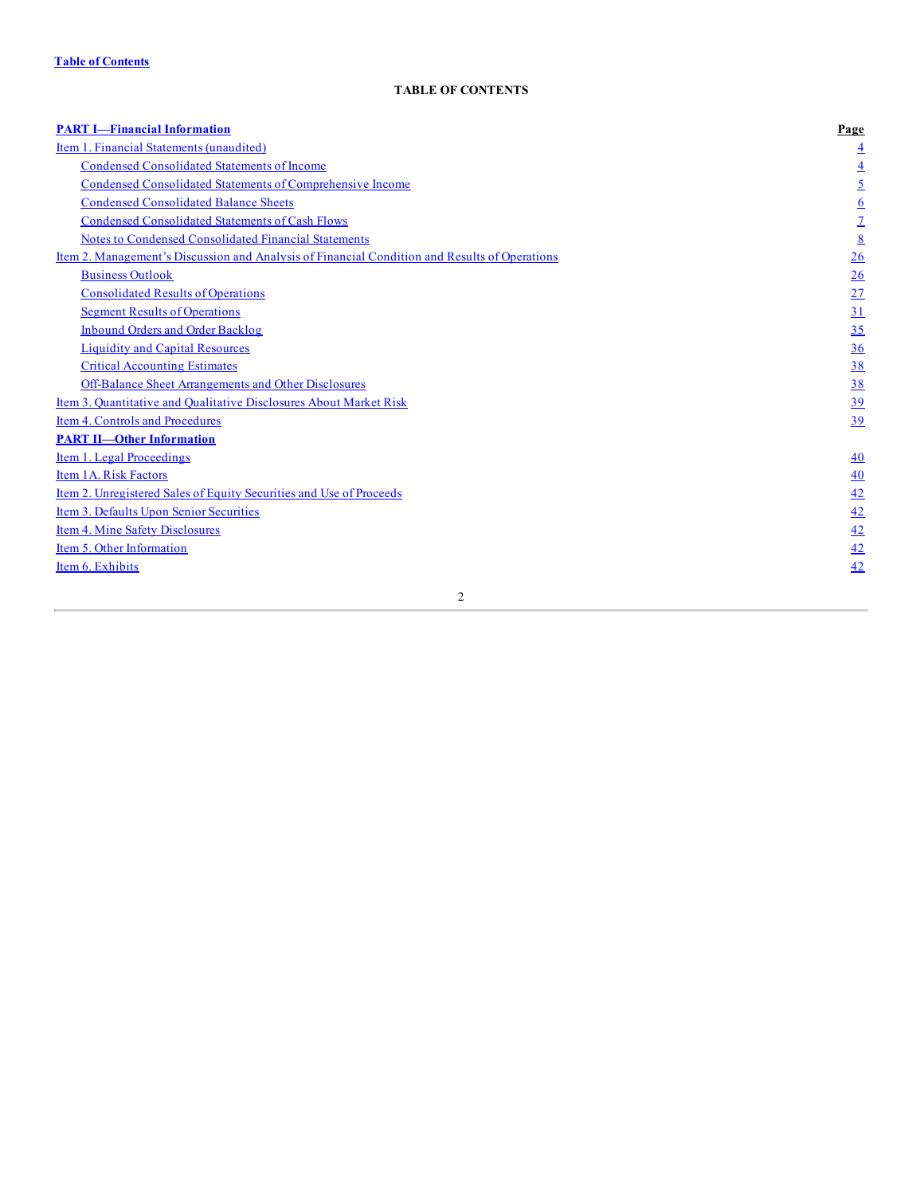Table of Contents

**TABLE OF CONTENTS**

| | Page |
|---|---|
| **PART I—Financial Information** | |
| Item 1. Financial Statements (unaudited) | 4 |
| Condensed Consolidated Statements of Income | 4 |
| Condensed Consolidated Statements of Comprehensive Income | 5 |
| Condensed Consolidated Balance Sheets | 6 |
| Condensed Consolidated Statements of Cash Flows | 7 |
| Notes to Condensed Consolidated Financial Statements | 8 |
| Item 2. Management's Discussion and Analysis of Financial Condition and Results of Operations | 26 |
| Business Outlook | 26 |
| Consolidated Results of Operations | 27 |
| Segment Results of Operations | 31 |
| Inbound Orders and Order Backlog | 35 |
| Liquidity and Capital Resources | 36 |
| Critical Accounting Estimates | 38 |
| Off-Balance Sheet Arrangements and Other Disclosures | 38 |
| Item 3. Quantitative and Qualitative Disclosures About Market Risk | 39 |
| Item 4. Controls and Procedures | 39 |
| **PART II—Other Information** | |
| Item 1. Legal Proceedings | 40 |
| Item 1A. Risk Factors | 40 |
| Item 2. Unregistered Sales of Equity Securities and Use of Proceeds | 42 |
| Item 3. Defaults Upon Senior Securities | 42 |
| Item 4. Mine Safety Disclosures | 42 |
| Item 5. Other Information | 42 |
| Item 6. Exhibits | 42 |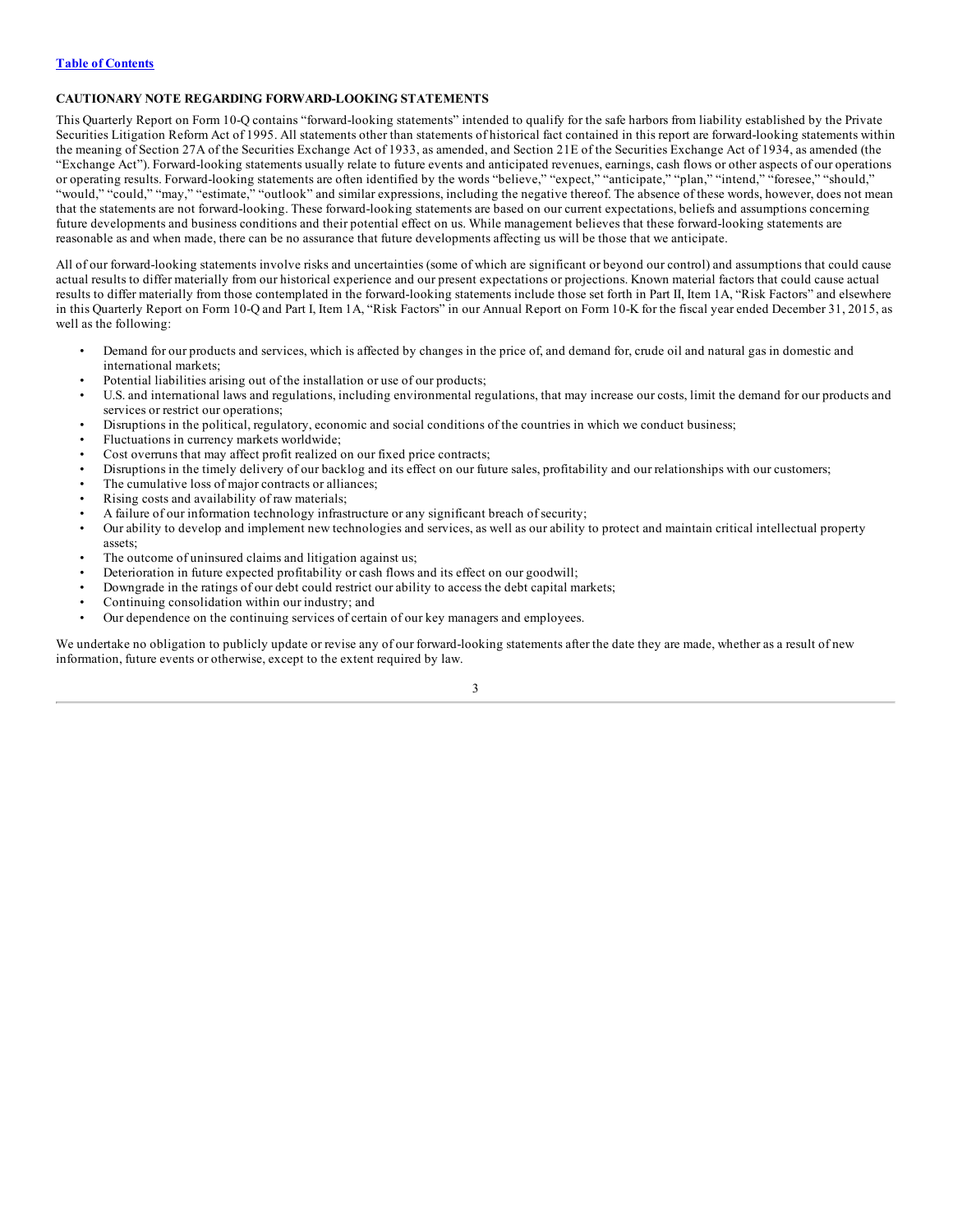[Table of Contents](#)

## CAUTIONARY NOTE REGARDING FORWARD-LOOKING STATEMENTS

This Quarterly Report on Form 10-Q contains "forward-looking statements" intended to qualify for the safe harbors from liability established by the Private Securities Litigation Reform Act of 1995. All statements other than statements of historical fact contained in this report are forward-looking statements within the meaning of Section 27A of the Securities Exchange Act of 1933, as amended, and Section 21E of the Securities Exchange Act of 1934, as amended (the "Exchange Act"). Forward-looking statements usually relate to future events and anticipated revenues, earnings, cash flows or other aspects of our operations or operating results. Forward-looking statements are often identified by the words "believe," "expect," "anticipate," "plan," "intend," "foresee," "should," "would," "could," "may," "estimate," "outlook" and similar expressions, including the negative thereof. The absence of these words, however, does not mean that the statements are not forward-looking. These forward-looking statements are based on our current expectations, beliefs and assumptions concerning future developments and business conditions and their potential effect on us. While management believes that these forward-looking statements are reasonable as and when made, there can be no assurance that future developments affecting us will be those that we anticipate.

All of our forward-looking statements involve risks and uncertainties (some of which are significant or beyond our control) and assumptions that could cause actual results to differ materially from our historical experience and our present expectations or projections. Known material factors that could cause actual results to differ materially from those contemplated in the forward-looking statements include those set forth in Part II, Item 1A, "Risk Factors" and elsewhere in this Quarterly Report on Form 10-Q and Part I, Item 1A, "Risk Factors" in our Annual Report on Form 10-K for the fiscal year ended December 31, 2015, as well as the following:

- Demand for our products and services, which is affected by changes in the price of, and demand for, crude oil and natural gas in domestic and international markets;
- Potential liabilities arising out of the installation or use of our products;
- U.S. and international laws and regulations, including environmental regulations, that may increase our costs, limit the demand for our products and services or restrict our operations;
- Disruptions in the political, regulatory, economic and social conditions of the countries in which we conduct business;
- Fluctuations in currency markets worldwide;
- Cost overruns that may affect profit realized on our fixed price contracts;
- Disruptions in the timely delivery of our backlog and its effect on our future sales, profitability and our relationships with our customers;
- The cumulative loss of major contracts or alliances;
- Rising costs and availability of raw materials;
- A failure of our information technology infrastructure or any significant breach of security;
- Our ability to develop and implement new technologies and services, as well as our ability to protect and maintain critical intellectual property assets;
- The outcome of uninsured claims and litigation against us;
- Deterioration in future expected profitability or cash flows and its effect on our goodwill;
- Downgrade in the ratings of our debt could restrict our ability to access the debt capital markets;
- Continuing consolidation within our industry; and
- Our dependence on the continuing services of certain of our key managers and employees.

We undertake no obligation to publicly update or revise any of our forward-looking statements after the date they are made, whether as a result of new information, future events or otherwise, except to the extent required by law.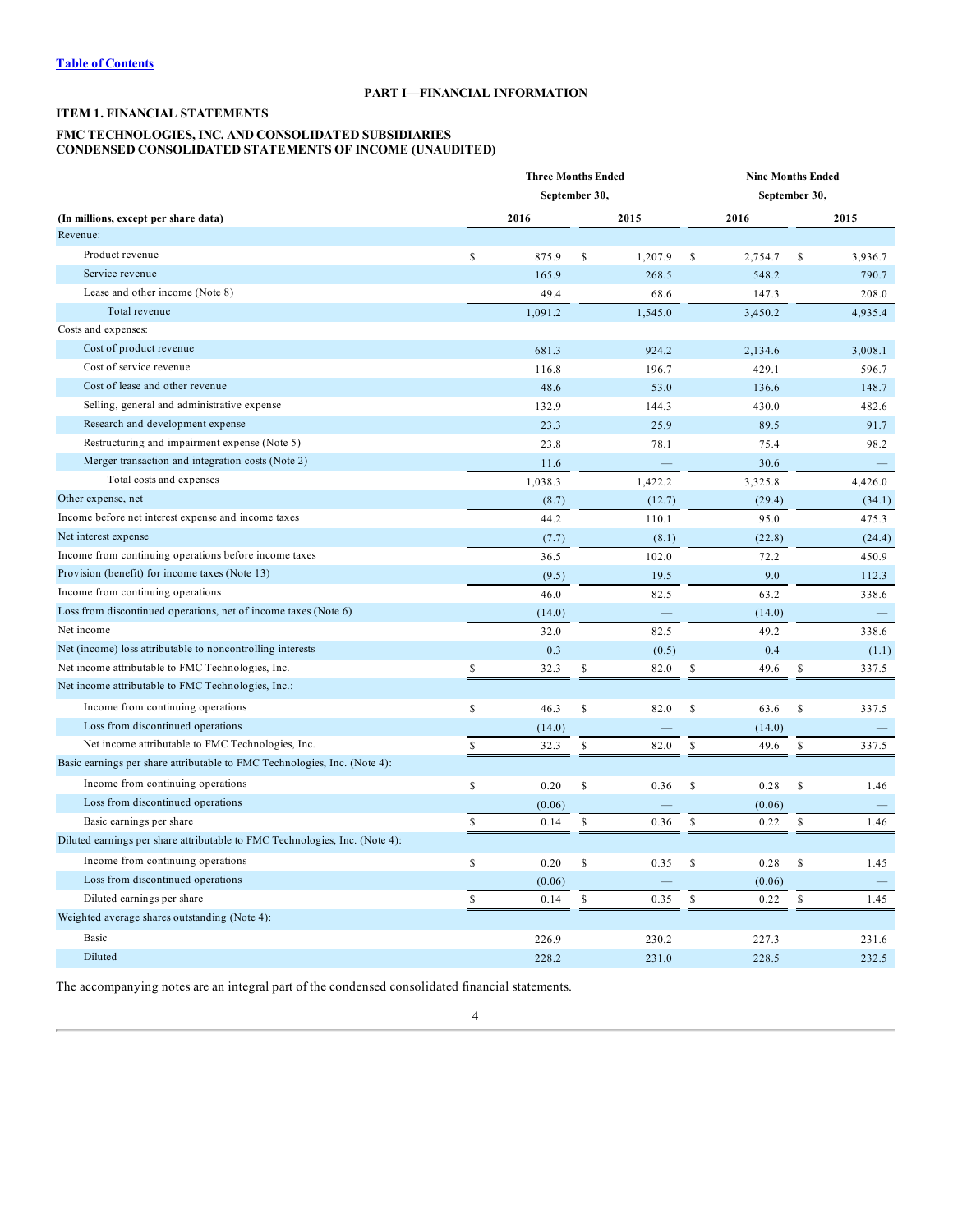# PART I—FINANCIAL INFORMATION

## ITEM 1. FINANCIAL STATEMENTS

### FMC TECHNOLOGIES, INC. AND CONSOLIDATED SUBSIDIARIES
### CONDENSED CONSOLIDATED STATEMENTS OF INCOME (UNAUDITED)

| (In millions, except per share data) | Three Months Ended September 30, 2016 | Three Months Ended September 30, 2015 | Nine Months Ended September 30, 2016 | Nine Months Ended September 30, 2015 |
|---|---|---|---|---|
| Revenue: | | | | |
| Product revenue | $ 875.9 | $ 1,207.9 | $ 2,754.7 | $ 3,936.7 |
| Service revenue | 165.9 | 268.5 | 548.2 | 790.7 |
| Lease and other income (Note 8) | 49.4 | 68.6 | 147.3 | 208.0 |
| Total revenue | 1,091.2 | 1,545.0 | 3,450.2 | 4,935.4 |
| Costs and expenses: | | | | |
| Cost of product revenue | 681.3 | 924.2 | 2,134.6 | 3,008.1 |
| Cost of service revenue | 116.8 | 196.7 | 429.1 | 596.7 |
| Cost of lease and other revenue | 48.6 | 53.0 | 136.6 | 148.7 |
| Selling, general and administrative expense | 132.9 | 144.3 | 430.0 | 482.6 |
| Research and development expense | 23.3 | 25.9 | 89.5 | 91.7 |
| Restructuring and impairment expense (Note 5) | 23.8 | 78.1 | 75.4 | 98.2 |
| Merger transaction and integration costs (Note 2) | 11.6 | — | 30.6 | — |
| Total costs and expenses | 1,038.3 | 1,422.2 | 3,325.8 | 4,426.0 |
| Other expense, net | (8.7) | (12.7) | (29.4) | (34.1) |
| Income before net interest expense and income taxes | 44.2 | 110.1 | 95.0 | 475.3 |
| Net interest expense | (7.7) | (8.1) | (22.8) | (24.4) |
| Income from continuing operations before income taxes | 36.5 | 102.0 | 72.2 | 450.9 |
| Provision (benefit) for income taxes (Note 13) | (9.5) | 19.5 | 9.0 | 112.3 |
| Income from continuing operations | 46.0 | 82.5 | 63.2 | 338.6 |
| Loss from discontinued operations, net of income taxes (Note 6) | (14.0) | — | (14.0) | — |
| Net income | 32.0 | 82.5 | 49.2 | 338.6 |
| Net (income) loss attributable to noncontrolling interests | 0.3 | (0.5) | 0.4 | (1.1) |
| Net income attributable to FMC Technologies, Inc. | $ 32.3 | $ 82.0 | $ 49.6 | $ 337.5 |
| Net income attributable to FMC Technologies, Inc.: | | | | |
| Income from continuing operations | $ 46.3 | $ 82.0 | $ 63.6 | $ 337.5 |
| Loss from discontinued operations | (14.0) | — | (14.0) | — |
| Net income attributable to FMC Technologies, Inc. | $ 32.3 | $ 82.0 | $ 49.6 | $ 337.5 |
| Basic earnings per share attributable to FMC Technologies, Inc. (Note 4): | | | | |
| Income from continuing operations | $ 0.20 | $ 0.36 | $ 0.28 | $ 1.46 |
| Loss from discontinued operations | (0.06) | — | (0.06) | — |
| Basic earnings per share | $ 0.14 | $ 0.36 | $ 0.22 | $ 1.46 |
| Diluted earnings per share attributable to FMC Technologies, Inc. (Note 4): | | | | |
| Income from continuing operations | $ 0.20 | $ 0.35 | $ 0.28 | $ 1.45 |
| Loss from discontinued operations | (0.06) | — | (0.06) | — |
| Diluted earnings per share | $ 0.14 | $ 0.35 | $ 0.22 | $ 1.45 |
| Weighted average shares outstanding (Note 4): | | | | |
| Basic | 226.9 | 230.2 | 227.3 | 231.6 |
| Diluted | 228.2 | 231.0 | 228.5 | 232.5 |

The accompanying notes are an integral part of the condensed consolidated financial statements.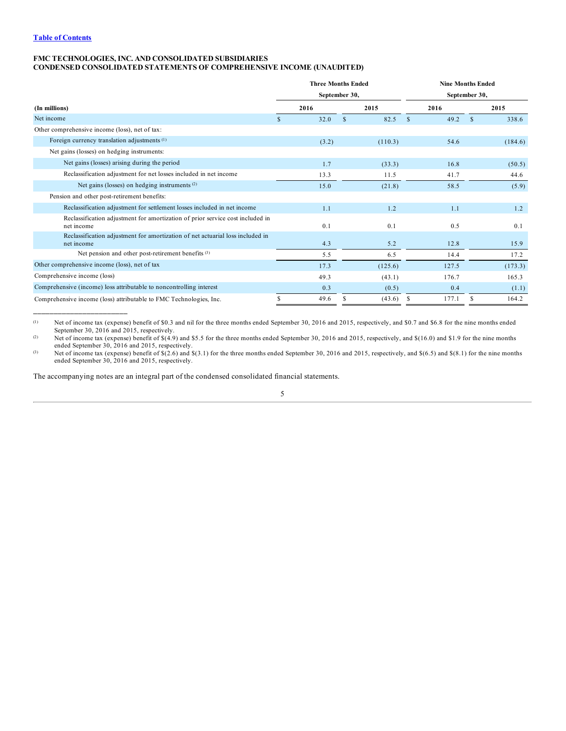[Table of Contents](#)

**FMC TECHNOLOGIES, INC. AND CONSOLIDATED SUBSIDIARIES**
**CONDENSED CONSOLIDATED STATEMENTS OF COMPREHENSIVE INCOME (UNAUDITED)**

| | Three Months Ended | | Nine Months Ended | |
|---|---|---|---|---|
| | September 30, | | September 30, | |
| **(In millions)** | **2016** | **2015** | **2016** | **2015** |
| Net income | $ 32.0 | $ 82.5 | $ 49.2 | $ 338.6 |
| Other comprehensive income (loss), net of tax: | | | | |
| Foreign currency translation adjustments [1] | (3.2) | (110.3) | 54.6 | (184.6) |
| Net gains (losses) on hedging instruments: | | | | |
| Net gains (losses) arising during the period | 1.7 | (33.3) | 16.8 | (50.5) |
| Reclassification adjustment for net losses included in net income | 13.3 | 11.5 | 41.7 | 44.6 |
| Net gains (losses) on hedging instruments [2] | 15.0 | (21.8) | 58.5 | (5.9) |
| Pension and other post-retirement benefits: | | | | |
| Reclassification adjustment for settlement losses included in net income | 1.1 | 1.2 | 1.1 | 1.2 |
| Reclassification adjustment for amortization of prior service cost included in net income | 0.1 | 0.1 | 0.5 | 0.1 |
| Reclassification adjustment for amortization of net actuarial loss included in net income | 4.3 | 5.2 | 12.8 | 15.9 |
| Net pension and other post-retirement benefits [3] | 5.5 | 6.5 | 14.4 | 17.2 |
| Other comprehensive income (loss), net of tax | 17.3 | (125.6) | 127.5 | (173.3) |
| Comprehensive income (loss) | 49.3 | (43.1) | 176.7 | 165.3 |
| Comprehensive (income) loss attributable to noncontrolling interest | 0.3 | (0.5) | 0.4 | (1.1) |
| Comprehensive income (loss) attributable to FMC Technologies, Inc. | $ 49.6 | $ (43.6) | $ 177.1 | $ 164.2 |

(1) Net of income tax (expense) benefit of $0.3 and nil for the three months ended September 30, 2016 and 2015, respectively, and $0.7 and $6.8 for the nine months ended September 30, 2016 and 2015, respectively.

(2) Net of income tax (expense) benefit of $(4.9) and $5.5 for the three months ended September 30, 2016 and 2015, respectively, and $(16.0) and $1.9 for the nine months ended September 30, 2016 and 2015, respectively.

(3) Net of income tax (expense) benefit of $(2.6) and $(3.1) for the three months ended September 30, 2016 and 2015, respectively, and $(6.5) and $(8.1) for the nine months ended September 30, 2016 and 2015, respectively.

The accompanying notes are an integral part of the condensed consolidated financial statements.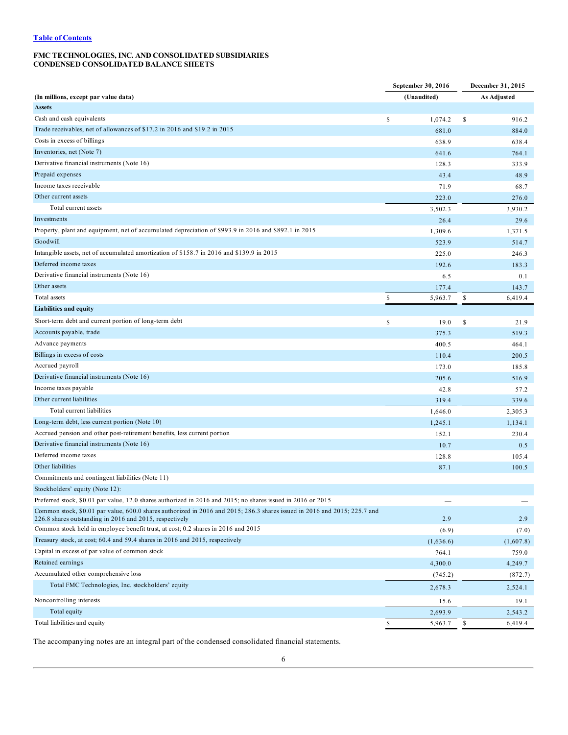Table of Contents

**FMC TECHNOLOGIES, INC. AND CONSOLIDATED SUBSIDIARIES**
**CONDENSED CONSOLIDATED BALANCE SHEETS**

| (In millions, except par value data) | September 30, 2016 (Unaudited) | December 31, 2015 As Adjusted |
|---|---|---|
| **Assets** | | |
| Cash and cash equivalents | $ 1,074.2 | $ 916.2 |
| Trade receivables, net of allowances of $17.2 in 2016 and $19.2 in 2015 | 681.0 | 884.0 |
| Costs in excess of billings | 638.9 | 638.4 |
| Inventories, net (Note 7) | 641.6 | 764.1 |
| Derivative financial instruments (Note 16) | 128.3 | 333.9 |
| Prepaid expenses | 43.4 | 48.9 |
| Income taxes receivable | 71.9 | 68.7 |
| Other current assets | 223.0 | 276.0 |
| Total current assets | 3,502.3 | 3,930.2 |
| Investments | 26.4 | 29.6 |
| Property, plant and equipment, net of accumulated depreciation of $993.9 in 2016 and $892.1 in 2015 | 1,309.6 | 1,371.5 |
| Goodwill | 523.9 | 514.7 |
| Intangible assets, net of accumulated amortization of $158.7 in 2016 and $139.9 in 2015 | 225.0 | 246.3 |
| Deferred income taxes | 192.6 | 183.3 |
| Derivative financial instruments (Note 16) | 6.5 | 0.1 |
| Other assets | 177.4 | 143.7 |
| Total assets | $ 5,963.7 | $ 6,419.4 |
| **Liabilities and equity** | | |
| Short-term debt and current portion of long-term debt | $ 19.0 | $ 21.9 |
| Accounts payable, trade | 375.3 | 519.3 |
| Advance payments | 400.5 | 464.1 |
| Billings in excess of costs | 110.4 | 200.5 |
| Accrued payroll | 173.0 | 185.8 |
| Derivative financial instruments (Note 16) | 205.6 | 516.9 |
| Income taxes payable | 42.8 | 57.2 |
| Other current liabilities | 319.4 | 339.6 |
| Total current liabilities | 1,646.0 | 2,305.3 |
| Long-term debt, less current portion (Note 10) | 1,245.1 | 1,134.1 |
| Accrued pension and other post-retirement benefits, less current portion | 152.1 | 230.4 |
| Derivative financial instruments (Note 16) | 10.7 | 0.5 |
| Deferred income taxes | 128.8 | 105.4 |
| Other liabilities | 87.1 | 100.5 |
| Commitments and contingent liabilities (Note 11) | | |
| Stockholders' equity (Note 12): | | |
| Preferred stock, $0.01 par value, 12.0 shares authorized in 2016 and 2015; no shares issued in 2016 or 2015 | — | — |
| Common stock, $0.01 par value, 600.0 shares authorized in 2016 and 2015; 286.3 shares issued in 2016 and 2015; 225.7 and 226.8 shares outstanding in 2016 and 2015, respectively | 2.9 | 2.9 |
| Common stock held in employee benefit trust, at cost; 0.2 shares in 2016 and 2015 | (6.9) | (7.0) |
| Treasury stock, at cost; 60.4 and 59.4 shares in 2016 and 2015, respectively | (1,636.6) | (1,607.8) |
| Capital in excess of par value of common stock | 764.1 | 759.0 |
| Retained earnings | 4,300.0 | 4,249.7 |
| Accumulated other comprehensive loss | (745.2) | (872.7) |
| Total FMC Technologies, Inc. stockholders' equity | 2,678.3 | 2,524.1 |
| Noncontrolling interests | 15.6 | 19.1 |
| Total equity | 2,693.9 | 2,543.2 |
| Total liabilities and equity | $ 5,963.7 | $ 6,419.4 |

The accompanying notes are an integral part of the condensed consolidated financial statements.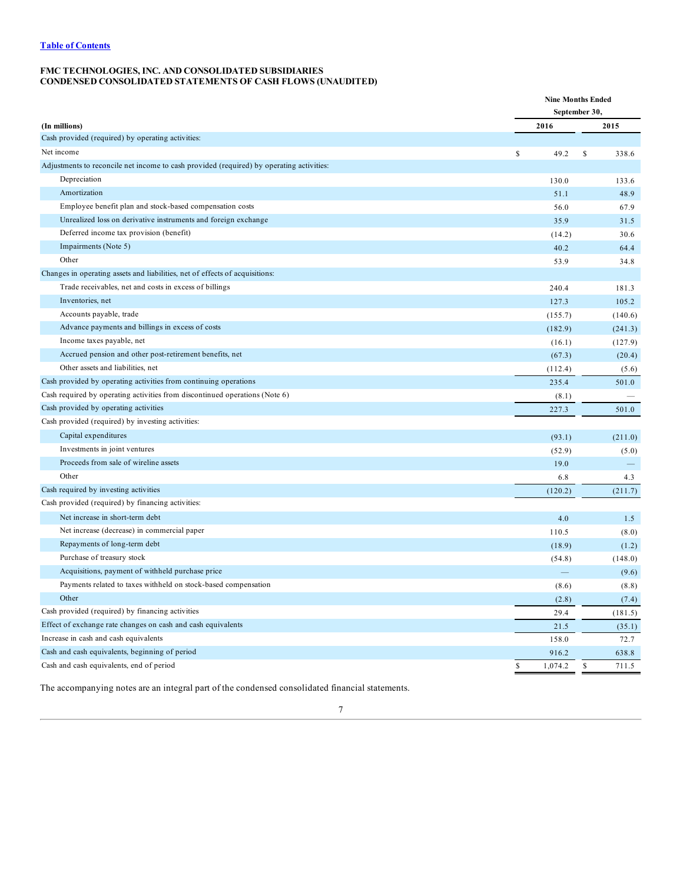[Table of Contents](#)

**FMC TECHNOLOGIES, INC. AND CONSOLIDATED SUBSIDIARIES**
**CONDENSED CONSOLIDATED STATEMENTS OF CASH FLOWS (UNAUDITED)**

| (In millions) | Nine Months Ended September 30, 2016 | Nine Months Ended September 30, 2015 |
|---|---|---|
| Cash provided (required) by operating activities: | | |
| Net income | $ 49.2 | $ 338.6 |
| Adjustments to reconcile net income to cash provided (required) by operating activities: | | |
| Depreciation | 130.0 | 133.6 |
| Amortization | 51.1 | 48.9 |
| Employee benefit plan and stock-based compensation costs | 56.0 | 67.9 |
| Unrealized loss on derivative instruments and foreign exchange | 35.9 | 31.5 |
| Deferred income tax provision (benefit) | (14.2) | 30.6 |
| Impairments (Note 5) | 40.2 | 64.4 |
| Other | 53.9 | 34.8 |
| Changes in operating assets and liabilities, net of effects of acquisitions: | | |
| Trade receivables, net and costs in excess of billings | 240.4 | 181.3 |
| Inventories, net | 127.3 | 105.2 |
| Accounts payable, trade | (155.7) | (140.6) |
| Advance payments and billings in excess of costs | (182.9) | (241.3) |
| Income taxes payable, net | (16.1) | (127.9) |
| Accrued pension and other post-retirement benefits, net | (67.3) | (20.4) |
| Other assets and liabilities, net | (112.4) | (5.6) |
| Cash provided by operating activities from continuing operations | 235.4 | 501.0 |
| Cash required by operating activities from discontinued operations (Note 6) | (8.1) | — |
| Cash provided by operating activities | 227.3 | 501.0 |
| Cash provided (required) by investing activities: | | |
| Capital expenditures | (93.1) | (211.0) |
| Investments in joint ventures | (52.9) | (5.0) |
| Proceeds from sale of wireline assets | 19.0 | — |
| Other | 6.8 | 4.3 |
| Cash required by investing activities | (120.2) | (211.7) |
| Cash provided (required) by financing activities: | | |
| Net increase in short-term debt | 4.0 | 1.5 |
| Net increase (decrease) in commercial paper | 110.5 | (8.0) |
| Repayments of long-term debt | (18.9) | (1.2) |
| Purchase of treasury stock | (54.8) | (148.0) |
| Acquisitions, payment of withheld purchase price | — | (9.6) |
| Payments related to taxes withheld on stock-based compensation | (8.6) | (8.8) |
| Other | (2.8) | (7.4) |
| Cash provided (required) by financing activities | 29.4 | (181.5) |
| Effect of exchange rate changes on cash and cash equivalents | 21.5 | (35.1) |
| Increase in cash and cash equivalents | 158.0 | 72.7 |
| Cash and cash equivalents, beginning of period | 916.2 | 638.8 |
| Cash and cash equivalents, end of period | $ 1,074.2 | $ 711.5 |

The accompanying notes are an integral part of the condensed consolidated financial statements.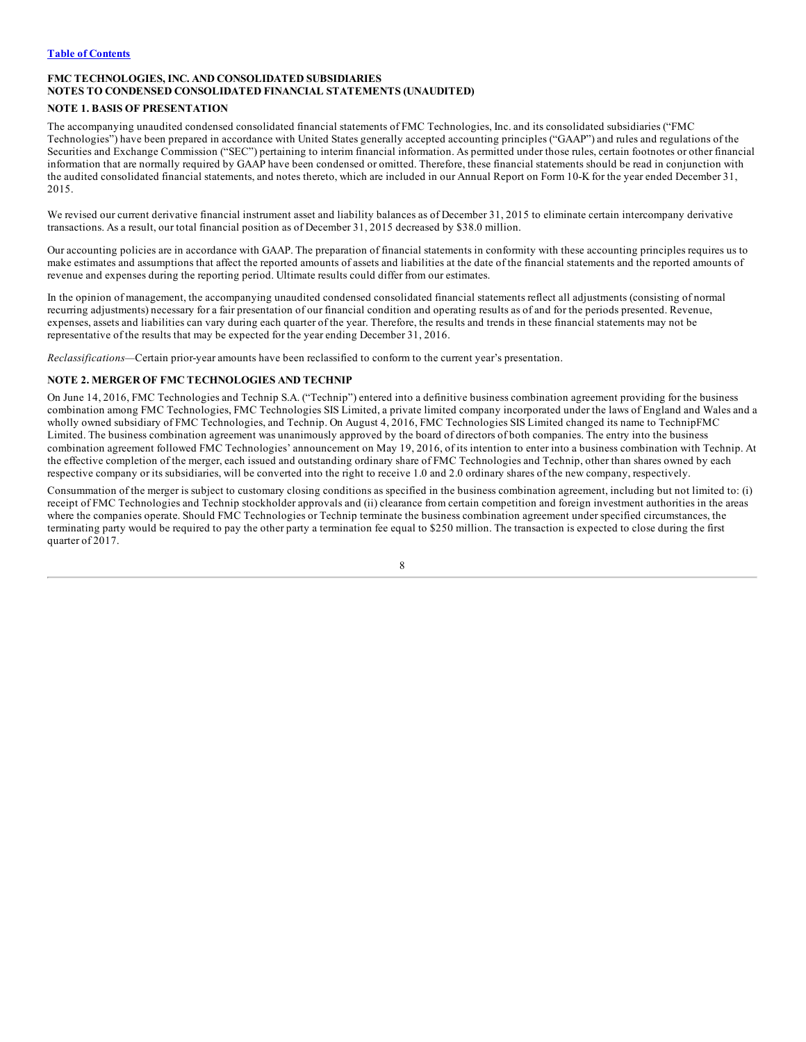**FMC TECHNOLOGIES, INC. AND CONSOLIDATED SUBSIDIARIES**
**NOTES TO CONDENSED CONSOLIDATED FINANCIAL STATEMENTS (UNAUDITED)**

## NOTE 1. BASIS OF PRESENTATION

The accompanying unaudited condensed consolidated financial statements of FMC Technologies, Inc. and its consolidated subsidiaries ("FMC Technologies") have been prepared in accordance with United States generally accepted accounting principles ("GAAP") and rules and regulations of the Securities and Exchange Commission ("SEC") pertaining to interim financial information. As permitted under those rules, certain footnotes or other financial information that are normally required by GAAP have been condensed or omitted. Therefore, these financial statements should be read in conjunction with the audited consolidated financial statements, and notes thereto, which are included in our Annual Report on Form 10-K for the year ended December 31, 2015.

We revised our current derivative financial instrument asset and liability balances as of December 31, 2015 to eliminate certain intercompany derivative transactions. As a result, our total financial position as of December 31, 2015 decreased by $38.0 million.

Our accounting policies are in accordance with GAAP. The preparation of financial statements in conformity with these accounting principles requires us to make estimates and assumptions that affect the reported amounts of assets and liabilities at the date of the financial statements and the reported amounts of revenue and expenses during the reporting period. Ultimate results could differ from our estimates.

In the opinion of management, the accompanying unaudited condensed consolidated financial statements reflect all adjustments (consisting of normal recurring adjustments) necessary for a fair presentation of our financial condition and operating results as of and for the periods presented. Revenue, expenses, assets and liabilities can vary during each quarter of the year. Therefore, the results and trends in these financial statements may not be representative of the results that may be expected for the year ending December 31, 2016.

*Reclassifications*—Certain prior-year amounts have been reclassified to conform to the current year's presentation.

## NOTE 2. MERGER OF FMC TECHNOLOGIES AND TECHNIP

On June 14, 2016, FMC Technologies and Technip S.A. ("Technip") entered into a definitive business combination agreement providing for the business combination among FMC Technologies, FMC Technologies SIS Limited, a private limited company incorporated under the laws of England and Wales and a wholly owned subsidiary of FMC Technologies, and Technip. On August 4, 2016, FMC Technologies SIS Limited changed its name to TechnipFMC Limited. The business combination agreement was unanimously approved by the board of directors of both companies. The entry into the business combination agreement followed FMC Technologies' announcement on May 19, 2016, of its intention to enter into a business combination with Technip. At the effective completion of the merger, each issued and outstanding ordinary share of FMC Technologies and Technip, other than shares owned by each respective company or its subsidiaries, will be converted into the right to receive 1.0 and 2.0 ordinary shares of the new company, respectively.

Consummation of the merger is subject to customary closing conditions as specified in the business combination agreement, including but not limited to: (i) receipt of FMC Technologies and Technip stockholder approvals and (ii) clearance from certain competition and foreign investment authorities in the areas where the companies operate. Should FMC Technologies or Technip terminate the business combination agreement under specified circumstances, the terminating party would be required to pay the other party a termination fee equal to $250 million. The transaction is expected to close during the first quarter of 2017.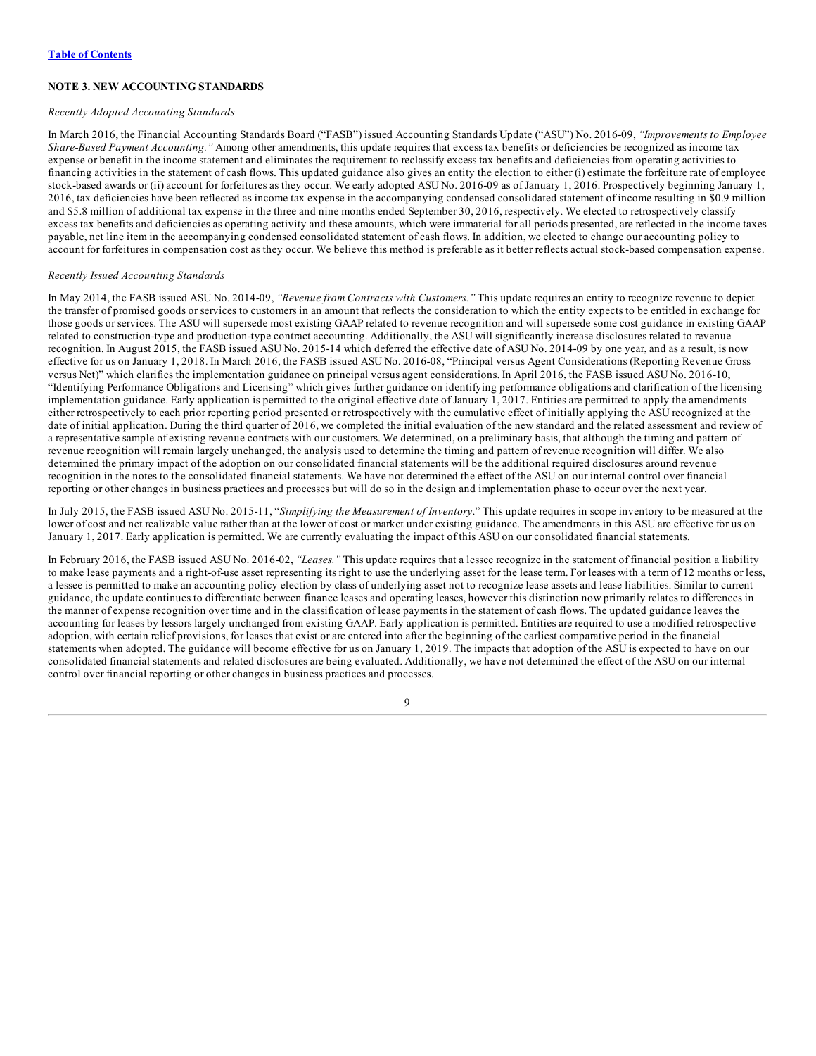**NOTE 3. NEW ACCOUNTING STANDARDS**

*Recently Adopted Accounting Standards*

In March 2016, the Financial Accounting Standards Board ("FASB") issued Accounting Standards Update ("ASU") No. 2016-09, *"Improvements to Employee Share-Based Payment Accounting."* Among other amendments, this update requires that excess tax benefits or deficiencies be recognized as income tax expense or benefit in the income statement and eliminates the requirement to reclassify excess tax benefits and deficiencies from operating activities to financing activities in the statement of cash flows. This updated guidance also gives an entity the election to either (i) estimate the forfeiture rate of employee stock-based awards or (ii) account for forfeitures as they occur. We early adopted ASU No. 2016-09 as of January 1, 2016. Prospectively beginning January 1, 2016, tax deficiencies have been reflected as income tax expense in the accompanying condensed consolidated statement of income resulting in $0.9 million and $5.8 million of additional tax expense in the three and nine months ended September 30, 2016, respectively. We elected to retrospectively classify excess tax benefits and deficiencies as operating activity and these amounts, which were immaterial for all periods presented, are reflected in the income taxes payable, net line item in the accompanying condensed consolidated statement of cash flows. In addition, we elected to change our accounting policy to account for forfeitures in compensation cost as they occur. We believe this method is preferable as it better reflects actual stock-based compensation expense.

*Recently Issued Accounting Standards*

In May 2014, the FASB issued ASU No. 2014-09, *"Revenue from Contracts with Customers."* This update requires an entity to recognize revenue to depict the transfer of promised goods or services to customers in an amount that reflects the consideration to which the entity expects to be entitled in exchange for those goods or services. The ASU will supersede most existing GAAP related to revenue recognition and will supersede some cost guidance in existing GAAP related to construction-type and production-type contract accounting. Additionally, the ASU will significantly increase disclosures related to revenue recognition. In August 2015, the FASB issued ASU No. 2015-14 which deferred the effective date of ASU No. 2014-09 by one year, and as a result, is now effective for us on January 1, 2018. In March 2016, the FASB issued ASU No. 2016-08, "Principal versus Agent Considerations (Reporting Revenue Gross versus Net)" which clarifies the implementation guidance on principal versus agent considerations. In April 2016, the FASB issued ASU No. 2016-10, "Identifying Performance Obligations and Licensing" which gives further guidance on identifying performance obligations and clarification of the licensing implementation guidance. Early application is permitted to the original effective date of January 1, 2017. Entities are permitted to apply the amendments either retrospectively to each prior reporting period presented or retrospectively with the cumulative effect of initially applying the ASU recognized at the date of initial application. During the third quarter of 2016, we completed the initial evaluation of the new standard and the related assessment and review of a representative sample of existing revenue contracts with our customers. We determined, on a preliminary basis, that although the timing and pattern of revenue recognition will remain largely unchanged, the analysis used to determine the timing and pattern of revenue recognition will differ. We also determined the primary impact of the adoption on our consolidated financial statements will be the additional required disclosures around revenue recognition in the notes to the consolidated financial statements. We have not determined the effect of the ASU on our internal control over financial reporting or other changes in business practices and processes but will do so in the design and implementation phase to occur over the next year.

In July 2015, the FASB issued ASU No. 2015-11, "*Simplifying the Measurement of Inventory*." This update requires in scope inventory to be measured at the lower of cost and net realizable value rather than at the lower of cost or market under existing guidance. The amendments in this ASU are effective for us on January 1, 2017. Early application is permitted. We are currently evaluating the impact of this ASU on our consolidated financial statements.

In February 2016, the FASB issued ASU No. 2016-02, *"Leases."* This update requires that a lessee recognize in the statement of financial position a liability to make lease payments and a right-of-use asset representing its right to use the underlying asset for the lease term. For leases with a term of 12 months or less, a lessee is permitted to make an accounting policy election by class of underlying asset not to recognize lease assets and lease liabilities. Similar to current guidance, the update continues to differentiate between finance leases and operating leases, however this distinction now primarily relates to differences in the manner of expense recognition over time and in the classification of lease payments in the statement of cash flows. The updated guidance leaves the accounting for leases by lessors largely unchanged from existing GAAP. Early application is permitted. Entities are required to use a modified retrospective adoption, with certain relief provisions, for leases that exist or are entered into after the beginning of the earliest comparative period in the financial statements when adopted. The guidance will become effective for us on January 1, 2019. The impacts that adoption of the ASU is expected to have on our consolidated financial statements and related disclosures are being evaluated. Additionally, we have not determined the effect of the ASU on our internal control over financial reporting or other changes in business practices and processes.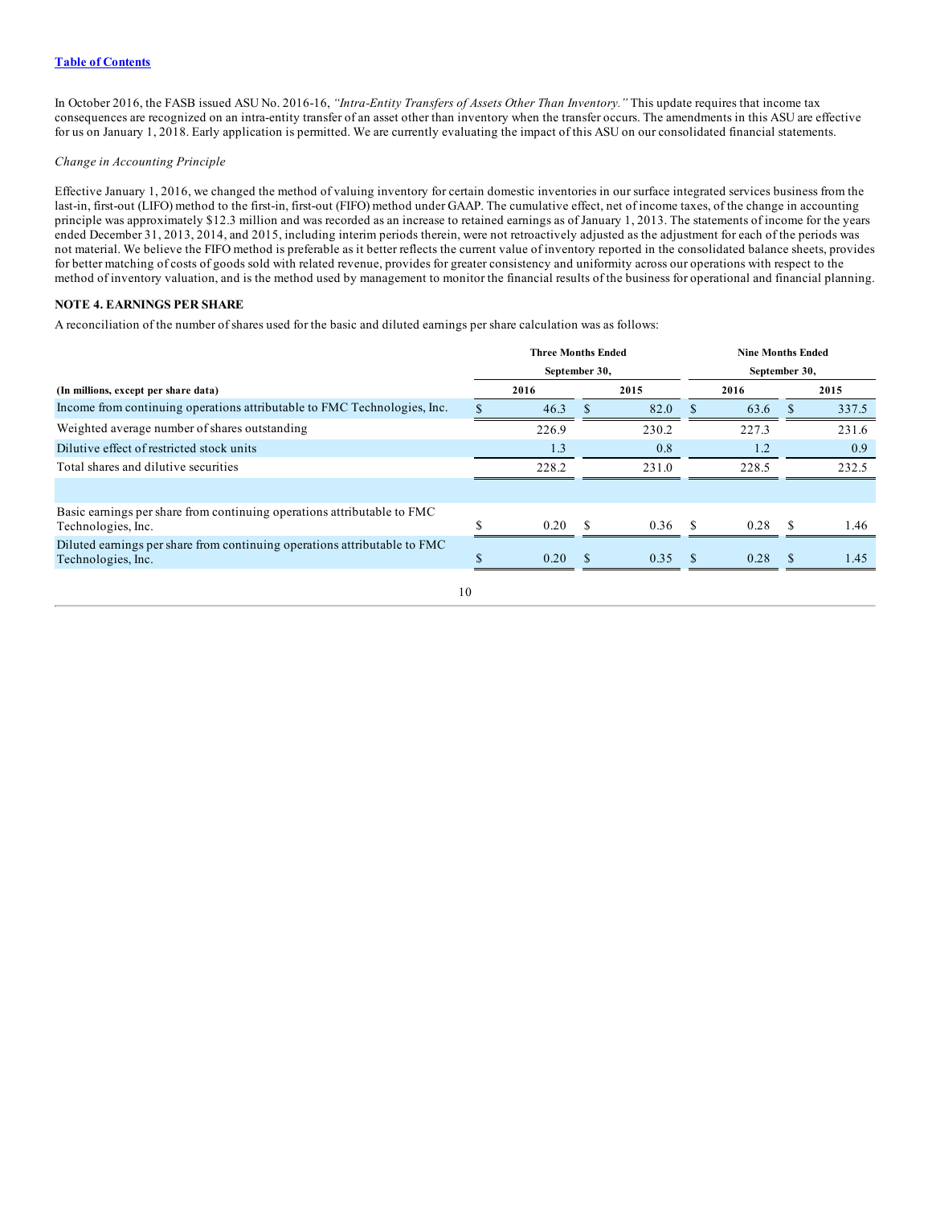In October 2016, the FASB issued ASU No. 2016-16, *"Intra-Entity Transfers of Assets Other Than Inventory."* This update requires that income tax consequences are recognized on an intra-entity transfer of an asset other than inventory when the transfer occurs. The amendments in this ASU are effective for us on January 1, 2018. Early application is permitted. We are currently evaluating the impact of this ASU on our consolidated financial statements.

*Change in Accounting Principle*

Effective January 1, 2016, we changed the method of valuing inventory for certain domestic inventories in our surface integrated services business from the last-in, first-out (LIFO) method to the first-in, first-out (FIFO) method under GAAP. The cumulative effect, net of income taxes, of the change in accounting principle was approximately $12.3 million and was recorded as an increase to retained earnings as of January 1, 2013. The statements of income for the years ended December 31, 2013, 2014, and 2015, including interim periods therein, were not retroactively adjusted as the adjustment for each of the periods was not material. We believe the FIFO method is preferable as it better reflects the current value of inventory reported in the consolidated balance sheets, provides for better matching of costs of goods sold with related revenue, provides for greater consistency and uniformity across our operations with respect to the method of inventory valuation, and is the method used by management to monitor the financial results of the business for operational and financial planning.

**NOTE 4. EARNINGS PER SHARE**

A reconciliation of the number of shares used for the basic and diluted earnings per share calculation was as follows:

| | Three Months Ended September 30, | | Nine Months Ended September 30, | |
|---|---|---|---|---|
| **(In millions, except per share data)** | **2016** | **2015** | **2016** | **2015** |
| Income from continuing operations attributable to FMC Technologies, Inc. | $ 46.3 | $ 82.0 | $ 63.6 | $ 337.5 |
| Weighted average number of shares outstanding | 226.9 | 230.2 | 227.3 | 231.6 |
| Dilutive effect of restricted stock units | 1.3 | 0.8 | 1.2 | 0.9 |
| Total shares and dilutive securities | 228.2 | 231.0 | 228.5 | 232.5 |
| | | | | |
| Basic earnings per share from continuing operations attributable to FMC Technologies, Inc. | $ 0.20 | $ 0.36 | $ 0.28 | $ 1.46 |
| Diluted earnings per share from continuing operations attributable to FMC Technologies, Inc. | $ 0.20 | $ 0.35 | $ 0.28 | $ 1.45 |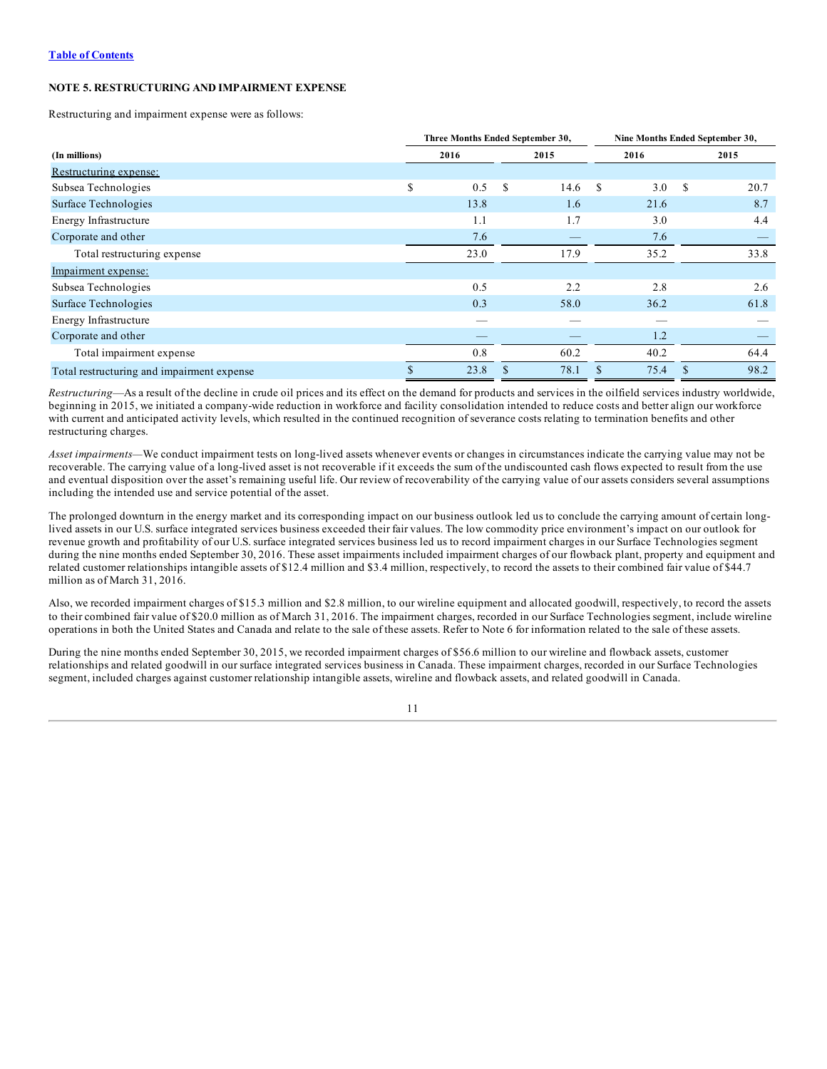[Table of Contents](#)

## NOTE 5. RESTRUCTURING AND IMPAIRMENT EXPENSE

Restructuring and impairment expense were as follows:

| (In millions) | Three Months Ended September 30, 2016 | Three Months Ended September 30, 2015 | Nine Months Ended September 30, 2016 | Nine Months Ended September 30, 2015 |
|---|---|---|---|---|
| Restructuring expense: | | | | |
| Subsea Technologies | $ 0.5 | $ 14.6 | $ 3.0 | $ 20.7 |
| Surface Technologies | 13.8 | 1.6 | 21.6 | 8.7 |
| Energy Infrastructure | 1.1 | 1.7 | 3.0 | 4.4 |
| Corporate and other | 7.6 | — | 7.6 | — |
| Total restructuring expense | 23.0 | 17.9 | 35.2 | 33.8 |
| Impairment expense: | | | | |
| Subsea Technologies | 0.5 | 2.2 | 2.8 | 2.6 |
| Surface Technologies | 0.3 | 58.0 | 36.2 | 61.8 |
| Energy Infrastructure | — | — | — | — |
| Corporate and other | — | — | 1.2 | — |
| Total impairment expense | 0.8 | 60.2 | 40.2 | 64.4 |
| Total restructuring and impairment expense | $ 23.8 | $ 78.1 | $ 75.4 | $ 98.2 |

*Restructuring*—As a result of the decline in crude oil prices and its effect on the demand for products and services in the oilfield services industry worldwide, beginning in 2015, we initiated a company-wide reduction in workforce and facility consolidation intended to reduce costs and better align our workforce with current and anticipated activity levels, which resulted in the continued recognition of severance costs relating to termination benefits and other restructuring charges.

*Asset impairments*—We conduct impairment tests on long-lived assets whenever events or changes in circumstances indicate the carrying value may not be recoverable. The carrying value of a long-lived asset is not recoverable if it exceeds the sum of the undiscounted cash flows expected to result from the use and eventual disposition over the asset's remaining useful life. Our review of recoverability of the carrying value of our assets considers several assumptions including the intended use and service potential of the asset.

The prolonged downturn in the energy market and its corresponding impact on our business outlook led us to conclude the carrying amount of certain long-lived assets in our U.S. surface integrated services business exceeded their fair values. The low commodity price environment's impact on our outlook for revenue growth and profitability of our U.S. surface integrated services business led us to record impairment charges in our Surface Technologies segment during the nine months ended September 30, 2016. These asset impairments included impairment charges of our flowback plant, property and equipment and related customer relationships intangible assets of $12.4 million and $3.4 million, respectively, to record the assets to their combined fair value of $44.7 million as of March 31, 2016.

Also, we recorded impairment charges of $15.3 million and $2.8 million, to our wireline equipment and allocated goodwill, respectively, to record the assets to their combined fair value of $20.0 million as of March 31, 2016. The impairment charges, recorded in our Surface Technologies segment, include wireline operations in both the United States and Canada and relate to the sale of these assets. Refer to Note 6 for information related to the sale of these assets.

During the nine months ended September 30, 2015, we recorded impairment charges of $56.6 million to our wireline and flowback assets, customer relationships and related goodwill in our surface integrated services business in Canada. These impairment charges, recorded in our Surface Technologies segment, included charges against customer relationship intangible assets, wireline and flowback assets, and related goodwill in Canada.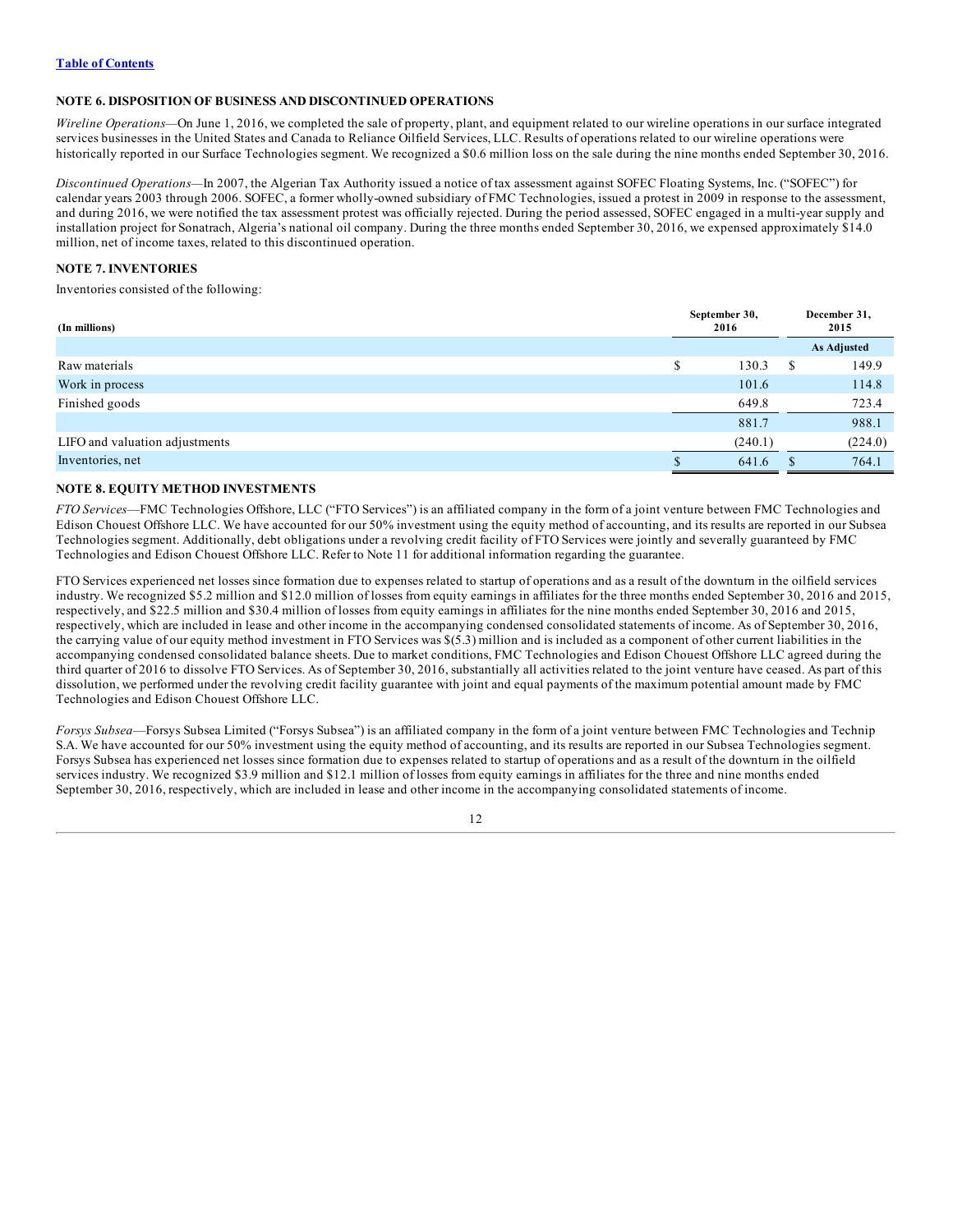[Table of Contents](#)

## NOTE 6. DISPOSITION OF BUSINESS AND DISCONTINUED OPERATIONS

*Wireline Operations*—On June 1, 2016, we completed the sale of property, plant, and equipment related to our wireline operations in our surface integrated services businesses in the United States and Canada to Reliance Oilfield Services, LLC. Results of operations related to our wireline operations were historically reported in our Surface Technologies segment. We recognized a $0.6 million loss on the sale during the nine months ended September 30, 2016.

*Discontinued Operations*—In 2007, the Algerian Tax Authority issued a notice of tax assessment against SOFEC Floating Systems, Inc. ("SOFEC") for calendar years 2003 through 2006. SOFEC, a former wholly-owned subsidiary of FMC Technologies, issued a protest in 2009 in response to the assessment, and during 2016, we were notified the tax assessment protest was officially rejected. During the period assessed, SOFEC engaged in a multi-year supply and installation project for Sonatrach, Algeria's national oil company. During the three months ended September 30, 2016, we expensed approximately $14.0 million, net of income taxes, related to this discontinued operation.

## NOTE 7. INVENTORIES

Inventories consisted of the following:

| (In millions) | September 30, 2016 | December 31, 2015 |
|---|---|---|
| | | As Adjusted |
| Raw materials | $ 130.3 | $ 149.9 |
| Work in process | 101.6 | 114.8 |
| Finished goods | 649.8 | 723.4 |
| | 881.7 | 988.1 |
| LIFO and valuation adjustments | (240.1) | (224.0) |
| Inventories, net | $ 641.6 | $ 764.1 |

## NOTE 8. EQUITY METHOD INVESTMENTS

*FTO Services*—FMC Technologies Offshore, LLC ("FTO Services") is an affiliated company in the form of a joint venture between FMC Technologies and Edison Chouest Offshore LLC. We have accounted for our 50% investment using the equity method of accounting, and its results are reported in our Subsea Technologies segment. Additionally, debt obligations under a revolving credit facility of FTO Services were jointly and severally guaranteed by FMC Technologies and Edison Chouest Offshore LLC. Refer to Note 11 for additional information regarding the guarantee.

FTO Services experienced net losses since formation due to expenses related to startup of operations and as a result of the downturn in the oilfield services industry. We recognized $5.2 million and $12.0 million of losses from equity earnings in affiliates for the three months ended September 30, 2016 and 2015, respectively, and $22.5 million and $30.4 million of losses from equity earnings in affiliates for the nine months ended September 30, 2016 and 2015, respectively, which are included in lease and other income in the accompanying condensed consolidated statements of income. As of September 30, 2016, the carrying value of our equity method investment in FTO Services was $(5.3) million and is included as a component of other current liabilities in the accompanying condensed consolidated balance sheets. Due to market conditions, FMC Technologies and Edison Chouest Offshore LLC agreed during the third quarter of 2016 to dissolve FTO Services. As of September 30, 2016, substantially all activities related to the joint venture have ceased. As part of this dissolution, we performed under the revolving credit facility guarantee with joint and equal payments of the maximum potential amount made by FMC Technologies and Edison Chouest Offshore LLC.

*Forsys Subsea*—Forsys Subsea Limited ("Forsys Subsea") is an affiliated company in the form of a joint venture between FMC Technologies and Technip S.A. We have accounted for our 50% investment using the equity method of accounting, and its results are reported in our Subsea Technologies segment. Forsys Subsea has experienced net losses since formation due to expenses related to startup of operations and as a result of the downturn in the oilfield services industry. We recognized $3.9 million and $12.1 million of losses from equity earnings in affiliates for the three and nine months ended September 30, 2016, respectively, which are included in lease and other income in the accompanying consolidated statements of income.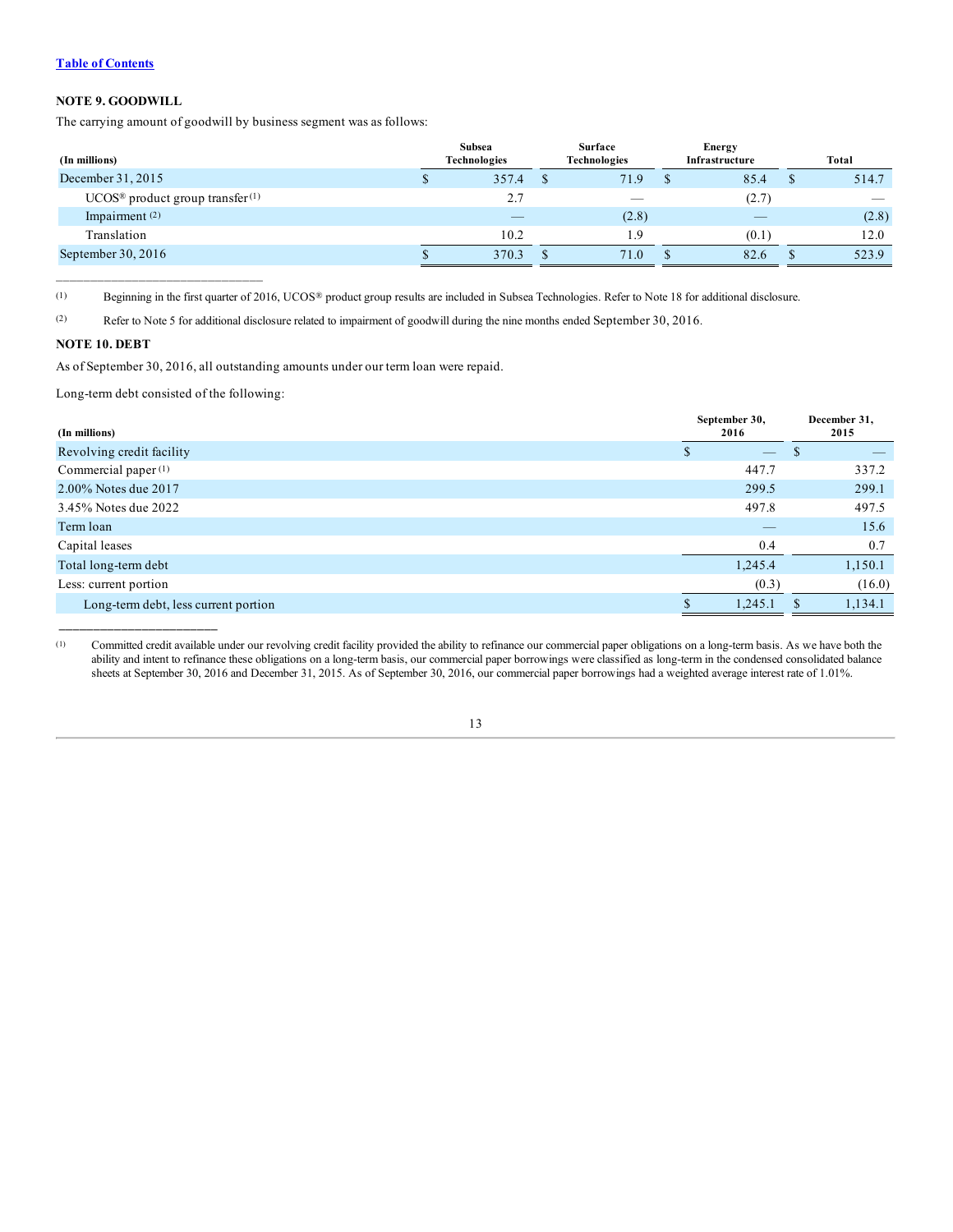[Table of Contents](#)

## NOTE 9. GOODWILL

The carrying amount of goodwill by business segment was as follows:

| (In millions) | Subsea Technologies | Surface Technologies | Energy Infrastructure | Total |
|---|---|---|---|---|
| December 31, 2015 | $ 357.4 | $ 71.9 | $ 85.4 | $ 514.7 |
| UCOS® product group transfer [(1)] | 2.7 | — | (2.7) | — |
| Impairment [(2)] | — | (2.8) | — | (2.8) |
| Translation | 10.2 | 1.9 | (0.1) | 12.0 |
| September 30, 2016 | $ 370.3 | $ 71.0 | $ 82.6 | $ 523.9 |

(1) Beginning in the first quarter of 2016, UCOS® product group results are included in Subsea Technologies. Refer to Note 18 for additional disclosure.

(2) Refer to Note 5 for additional disclosure related to impairment of goodwill during the nine months ended September 30, 2016.

## NOTE 10. DEBT

As of September 30, 2016, all outstanding amounts under our term loan were repaid.

Long-term debt consisted of the following:

| (In millions) | September 30, 2016 | December 31, 2015 |
|---|---|---|
| Revolving credit facility | $ — | $ — |
| Commercial paper [(1)] | 447.7 | 337.2 |
| 2.00% Notes due 2017 | 299.5 | 299.1 |
| 3.45% Notes due 2022 | 497.8 | 497.5 |
| Term loan | — | 15.6 |
| Capital leases | 0.4 | 0.7 |
| Total long-term debt | 1,245.4 | 1,150.1 |
| Less: current portion | (0.3) | (16.0) |
| Long-term debt, less current portion | $ 1,245.1 | $ 1,134.1 |

(1) Committed credit available under our revolving credit facility provided the ability to refinance our commercial paper obligations on a long-term basis. As we have both the ability and intent to refinance these obligations on a long-term basis, our commercial paper borrowings were classified as long-term in the condensed consolidated balance sheets at September 30, 2016 and December 31, 2015. As of September 30, 2016, our commercial paper borrowings had a weighted average interest rate of 1.01%.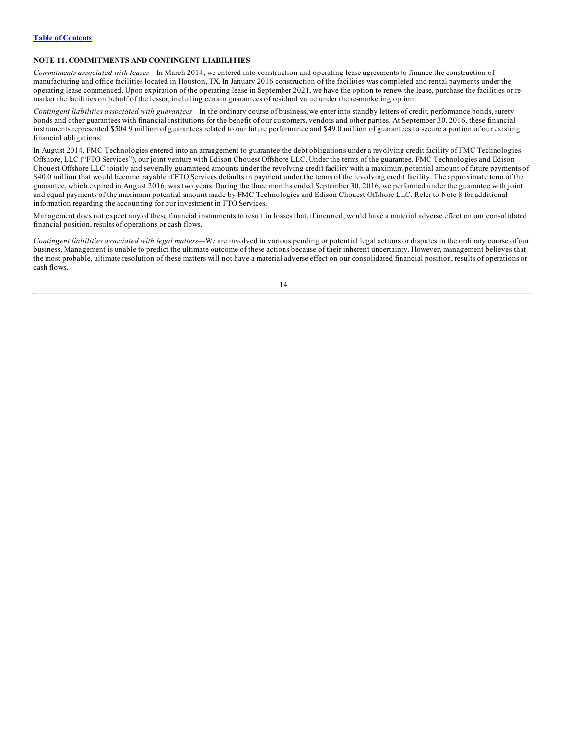## NOTE 11. COMMITMENTS AND CONTINGENT LIABILITIES

*Commitments associated with leases*—In March 2014, we entered into construction and operating lease agreements to finance the construction of manufacturing and office facilities located in Houston, TX. In January 2016 construction of the facilities was completed and rental payments under the operating lease commenced. Upon expiration of the operating lease in September 2021, we have the option to renew the lease, purchase the facilities or re-market the facilities on behalf of the lessor, including certain guarantees of residual value under the re-marketing option.

*Contingent liabilities associated with guarantees*—In the ordinary course of business, we enter into standby letters of credit, performance bonds, surety bonds and other guarantees with financial institutions for the benefit of our customers, vendors and other parties. At September 30, 2016, these financial instruments represented $504.9 million of guarantees related to our future performance and $49.0 million of guarantees to secure a portion of our existing financial obligations.

In August 2014, FMC Technologies entered into an arrangement to guarantee the debt obligations under a revolving credit facility of FMC Technologies Offshore, LLC ("FTO Services"), our joint venture with Edison Chouest Offshore LLC. Under the terms of the guarantee, FMC Technologies and Edison Chouest Offshore LLC jointly and severally guaranteed amounts under the revolving credit facility with a maximum potential amount of future payments of $40.0 million that would become payable if FTO Services defaults in payment under the terms of the revolving credit facility. The approximate term of the guarantee, which expired in August 2016, was two years. During the three months ended September 30, 2016, we performed under the guarantee with joint and equal payments of the maximum potential amount made by FMC Technologies and Edison Chouest Offshore LLC. Refer to Note 8 for additional information regarding the accounting for our investment in FTO Services.

Management does not expect any of these financial instruments to result in losses that, if incurred, would have a material adverse effect on our consolidated financial position, results of operations or cash flows.

*Contingent liabilities associated with legal matters*—We are involved in various pending or potential legal actions or disputes in the ordinary course of our business. Management is unable to predict the ultimate outcome of these actions because of their inherent uncertainty. However, management believes that the most probable, ultimate resolution of these matters will not have a material adverse effect on our consolidated financial position, results of operations or cash flows.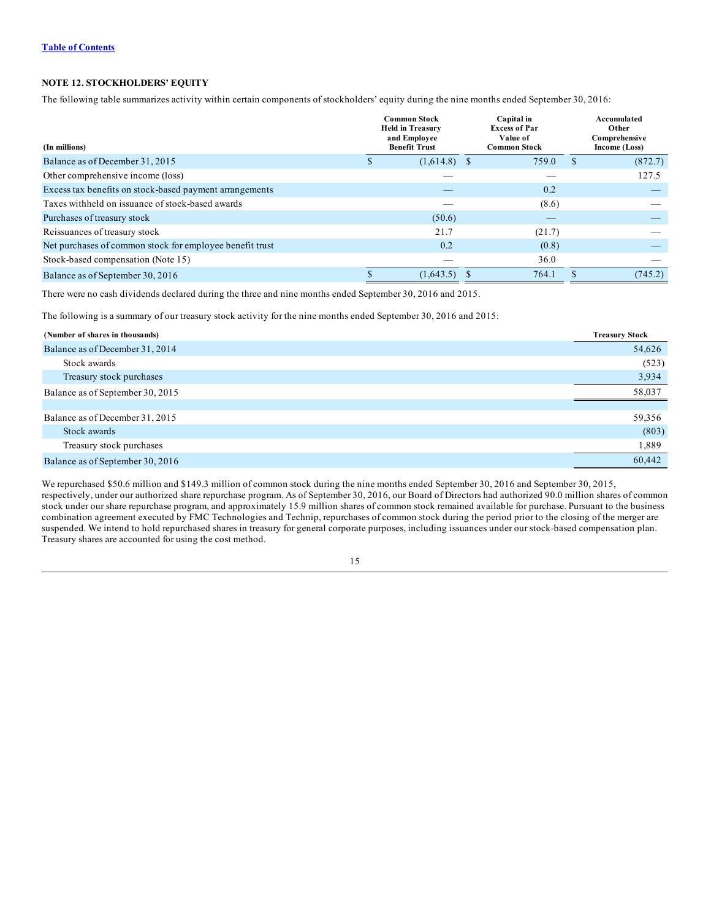[Table of Contents](#)

**NOTE 12. STOCKHOLDERS' EQUITY**

The following table summarizes activity within certain components of stockholders' equity during the nine months ended September 30, 2016:

| (In millions) | Common Stock Held in Treasury and Employee Benefit Trust | Capital in Excess of Par Value of Common Stock | Accumulated Other Comprehensive Income (Loss) |
|---|---|---|---|
| Balance as of December 31, 2015 | $ (1,614.8) | $ 759.0 | $ (872.7) |
| Other comprehensive income (loss) | — | — | 127.5 |
| Excess tax benefits on stock-based payment arrangements | — | 0.2 | — |
| Taxes withheld on issuance of stock-based awards | — | (8.6) | — |
| Purchases of treasury stock | (50.6) | — | — |
| Reissuances of treasury stock | 21.7 | (21.7) | — |
| Net purchases of common stock for employee benefit trust | 0.2 | (0.8) | — |
| Stock-based compensation (Note 15) | — | 36.0 | — |
| Balance as of September 30, 2016 | $ (1,643.5) | $ 764.1 | $ (745.2) |

There were no cash dividends declared during the three and nine months ended September 30, 2016 and 2015.

The following is a summary of our treasury stock activity for the nine months ended September 30, 2016 and 2015:

| (Number of shares in thousands) | Treasury Stock |
|---|---|
| Balance as of December 31, 2014 | 54,626 |
| Stock awards | (523) |
| Treasury stock purchases | 3,934 |
| Balance as of September 30, 2015 | 58,037 |
| | |
| Balance as of December 31, 2015 | 59,356 |
| Stock awards | (803) |
| Treasury stock purchases | 1,889 |
| Balance as of September 30, 2016 | 60,442 |

We repurchased $50.6 million and $149.3 million of common stock during the nine months ended September 30, 2016 and September 30, 2015, respectively, under our authorized share repurchase program. As of September 30, 2016, our Board of Directors had authorized 90.0 million shares of common stock under our share repurchase program, and approximately 15.9 million shares of common stock remained available for purchase. Pursuant to the business combination agreement executed by FMC Technologies and Technip, repurchases of common stock during the period prior to the closing of the merger are suspended. We intend to hold repurchased shares in treasury for general corporate purposes, including issuances under our stock-based compensation plan. Treasury shares are accounted for using the cost method.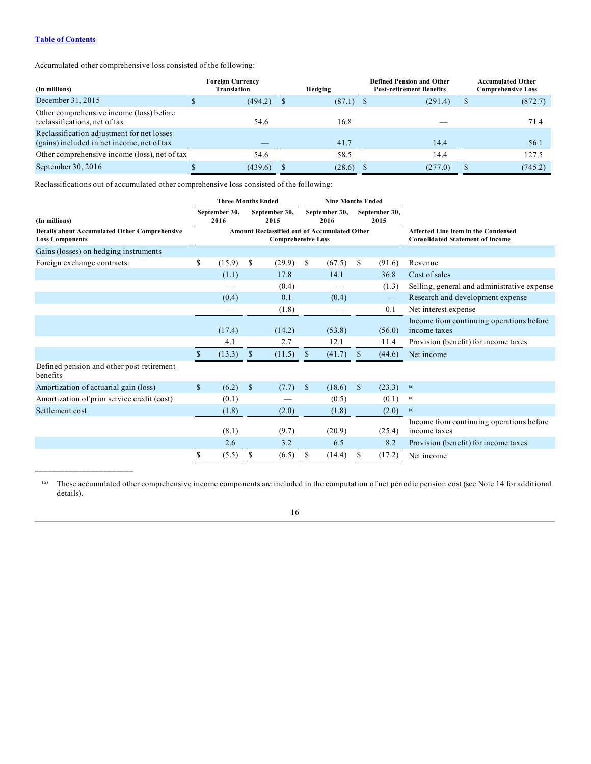[Table of Contents]

Accumulated other comprehensive loss consisted of the following:

| (In millions) | Foreign Currency Translation | Hedging | Defined Pension and Other Post-retirement Benefits | Accumulated Other Comprehensive Loss |
|---|---|---|---|---|
| December 31, 2015 | $ (494.2) | $ (87.1) | $ (291.4) | $ (872.7) |
| Other comprehensive income (loss) before reclassifications, net of tax | 54.6 | 16.8 | — | 71.4 |
| Reclassification adjustment for net losses (gains) included in net income, net of tax | — | 41.7 | 14.4 | 56.1 |
| Other comprehensive income (loss), net of tax | 54.6 | 58.5 | 14.4 | 127.5 |
| September 30, 2016 | $ (439.6) | $ (28.6) | $ (277.0) | $ (745.2) |

Reclassifications out of accumulated other comprehensive loss consisted of the following:

| | Three Months Ended | | Nine Months Ended | | |
|---|---|---|---|---|---|
| (In millions) | September 30, 2016 | September 30, 2015 | September 30, 2016 | September 30, 2015 | |
| Details about Accumulated Other Comprehensive Loss Components | Amount Reclassified out of Accumulated Other Comprehensive Loss | | | | Affected Line Item in the Condensed Consolidated Statement of Income |
| Gains (losses) on hedging instruments | | | | | |
| Foreign exchange contracts: | $ (15.9) | $ (29.9) | $ (67.5) | $ (91.6) | Revenue |
| | (1.1) | 17.8 | 14.1 | 36.8 | Cost of sales |
| | — | (0.4) | — | (1.3) | Selling, general and administrative expense |
| | (0.4) | 0.1 | (0.4) | — | Research and development expense |
| | — | (1.8) | — | 0.1 | Net interest expense |
| | (17.4) | (14.2) | (53.8) | (56.0) | Income from continuing operations before income taxes |
| | 4.1 | 2.7 | 12.1 | 11.4 | Provision (benefit) for income taxes |
| | $ (13.3) | $ (11.5) | $ (41.7) | $ (44.6) | Net income |
| Defined pension and other post-retirement benefits | | | | | |
| Amortization of actuarial gain (loss) | $ (6.2) | $ (7.7) | $ (18.6) | $ (23.3) | (a) |
| Amortization of prior service credit (cost) | (0.1) | — | (0.5) | (0.1) | (a) |
| Settlement cost | (1.8) | (2.0) | (1.8) | (2.0) | (a) |
| | (8.1) | (9.7) | (20.9) | (25.4) | Income from continuing operations before income taxes |
| | 2.6 | 3.2 | 6.5 | 8.2 | Provision (benefit) for income taxes |
| | $ (5.5) | $ (6.5) | $ (14.4) | $ (17.2) | Net income |

---

(a) These accumulated other comprehensive income components are included in the computation of net periodic pension cost (see Note 14 for additional details).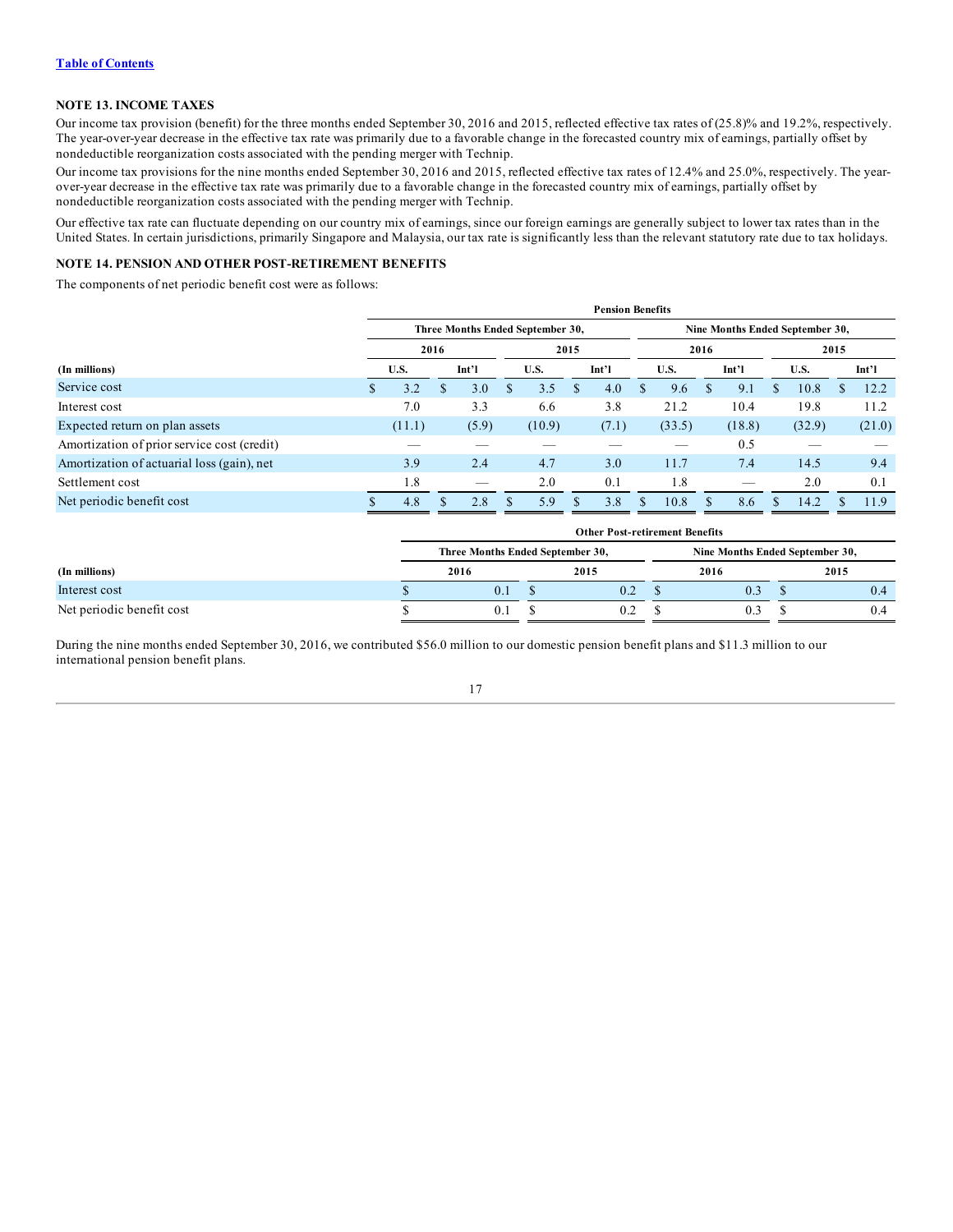### NOTE 13. INCOME TAXES

Our income tax provision (benefit) for the three months ended September 30, 2016 and 2015, reflected effective tax rates of (25.8)% and 19.2%, respectively. The year-over-year decrease in the effective tax rate was primarily due to a favorable change in the forecasted country mix of earnings, partially offset by nondeductible reorganization costs associated with the pending merger with Technip.

Our income tax provisions for the nine months ended September 30, 2016 and 2015, reflected effective tax rates of 12.4% and 25.0%, respectively. The year-over-year decrease in the effective tax rate was primarily due to a favorable change in the forecasted country mix of earnings, partially offset by nondeductible reorganization costs associated with the pending merger with Technip.

Our effective tax rate can fluctuate depending on our country mix of earnings, since our foreign earnings are generally subject to lower tax rates than in the United States. In certain jurisdictions, primarily Singapore and Malaysia, our tax rate is significantly less than the relevant statutory rate due to tax holidays.

### NOTE 14. PENSION AND OTHER POST-RETIREMENT BENEFITS

The components of net periodic benefit cost were as follows:

| | Pension Benefits | | | | | | | |
|---|---|---|---|---|---|---|---|---|
| | Three Months Ended September 30, | | | | Nine Months Ended September 30, | | | |
| | 2016 | | 2015 | | 2016 | | 2015 | |
| (In millions) | U.S. | Int'l | U.S. | Int'l | U.S. | Int'l | U.S. | Int'l |
| Service cost | $ 3.2 | $ 3.0 | $ 3.5 | $ 4.0 | $ 9.6 | $ 9.1 | $ 10.8 | $ 12.2 |
| Interest cost | 7.0 | 3.3 | 6.6 | 3.8 | 21.2 | 10.4 | 19.8 | 11.2 |
| Expected return on plan assets | (11.1) | (5.9) | (10.9) | (7.1) | (33.5) | (18.8) | (32.9) | (21.0) |
| Amortization of prior service cost (credit) | — | — | — | — | — | 0.5 | — | — |
| Amortization of actuarial loss (gain), net | 3.9 | 2.4 | 4.7 | 3.0 | 11.7 | 7.4 | 14.5 | 9.4 |
| Settlement cost | 1.8 | — | 2.0 | 0.1 | 1.8 | — | 2.0 | 0.1 |
| Net periodic benefit cost | $ 4.8 | $ 2.8 | $ 5.9 | $ 3.8 | $ 10.8 | $ 8.6 | $ 14.2 | $ 11.9 |

| | Other Post-retirement Benefits | | | |
|---|---|---|---|---|
| | Three Months Ended September 30, | | Nine Months Ended September 30, | |
| (In millions) | 2016 | 2015 | 2016 | 2015 |
| Interest cost | $ 0.1 | $ 0.2 | $ 0.3 | $ 0.4 |
| Net periodic benefit cost | $ 0.1 | $ 0.2 | $ 0.3 | $ 0.4 |

During the nine months ended September 30, 2016, we contributed $56.0 million to our domestic pension benefit plans and $11.3 million to our international pension benefit plans.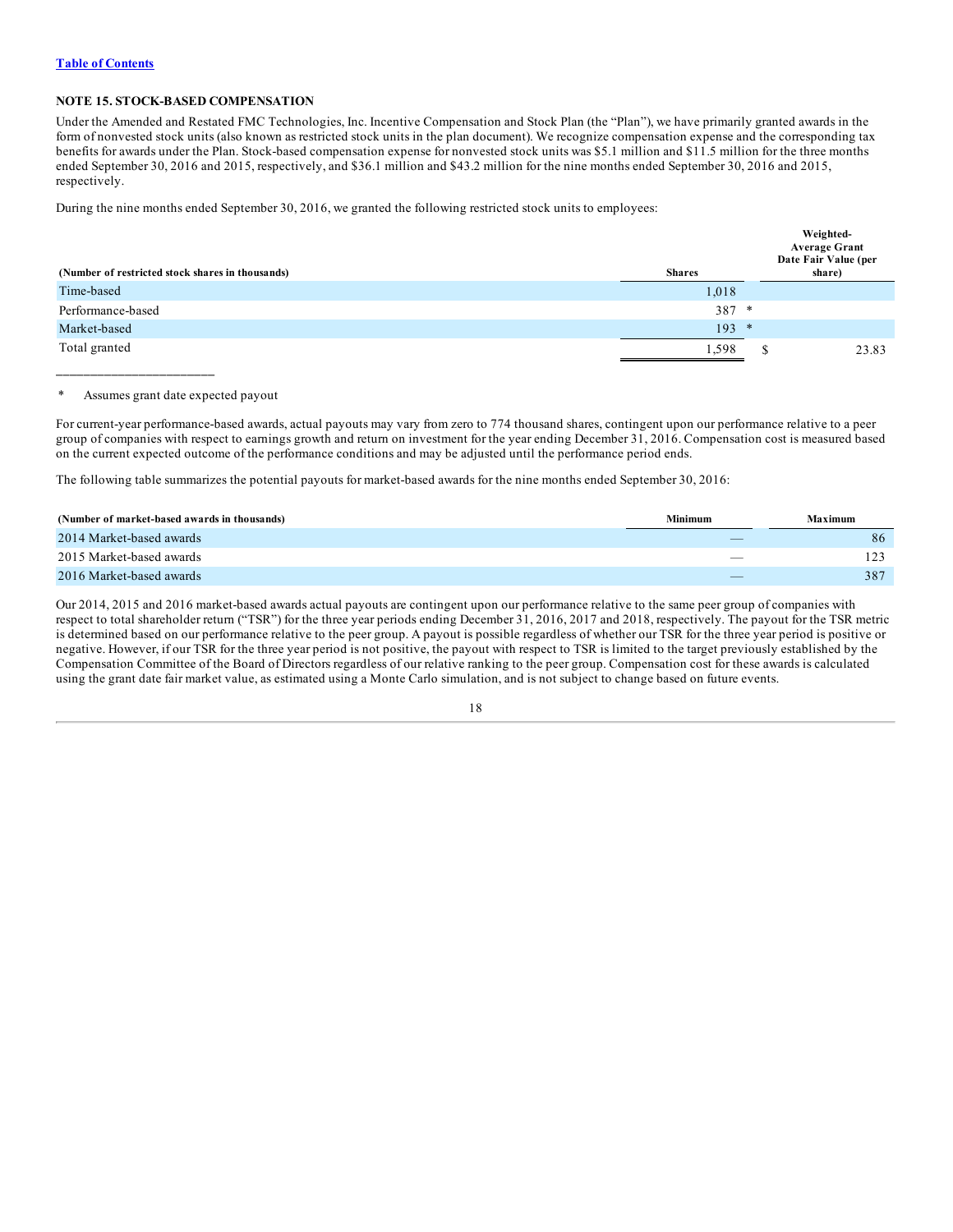[Table of Contents](#)

### NOTE 15. STOCK-BASED COMPENSATION

Under the Amended and Restated FMC Technologies, Inc. Incentive Compensation and Stock Plan (the "Plan"), we have primarily granted awards in the form of nonvested stock units (also known as restricted stock units in the plan document). We recognize compensation expense and the corresponding tax benefits for awards under the Plan. Stock-based compensation expense for nonvested stock units was $5.1 million and $11.5 million for the three months ended September 30, 2016 and 2015, respectively, and $36.1 million and $43.2 million for the nine months ended September 30, 2016 and 2015, respectively.

During the nine months ended September 30, 2016, we granted the following restricted stock units to employees:

| (Number of restricted stock shares in thousands) | Shares | Weighted-Average Grant Date Fair Value (per share) |
|---|---|---|
| Time-based | 1,018 | |
| Performance-based | 387 * | |
| Market-based | 193 * | |
| Total granted | 1,598 | $ 23.83 |

\* Assumes grant date expected payout

For current-year performance-based awards, actual payouts may vary from zero to 774 thousand shares, contingent upon our performance relative to a peer group of companies with respect to earnings growth and return on investment for the year ending December 31, 2016. Compensation cost is measured based on the current expected outcome of the performance conditions and may be adjusted until the performance period ends.

The following table summarizes the potential payouts for market-based awards for the nine months ended September 30, 2016:

| (Number of market-based awards in thousands) | Minimum | Maximum |
|---|---|---|
| 2014 Market-based awards | — | 86 |
| 2015 Market-based awards | — | 123 |
| 2016 Market-based awards | — | 387 |

Our 2014, 2015 and 2016 market-based awards actual payouts are contingent upon our performance relative to the same peer group of companies with respect to total shareholder return ("TSR") for the three year periods ending December 31, 2016, 2017 and 2018, respectively. The payout for the TSR metric is determined based on our performance relative to the peer group. A payout is possible regardless of whether our TSR for the three year period is positive or negative. However, if our TSR for the three year period is not positive, the payout with respect to TSR is limited to the target previously established by the Compensation Committee of the Board of Directors regardless of our relative ranking to the peer group. Compensation cost for these awards is calculated using the grant date fair market value, as estimated using a Monte Carlo simulation, and is not subject to change based on future events.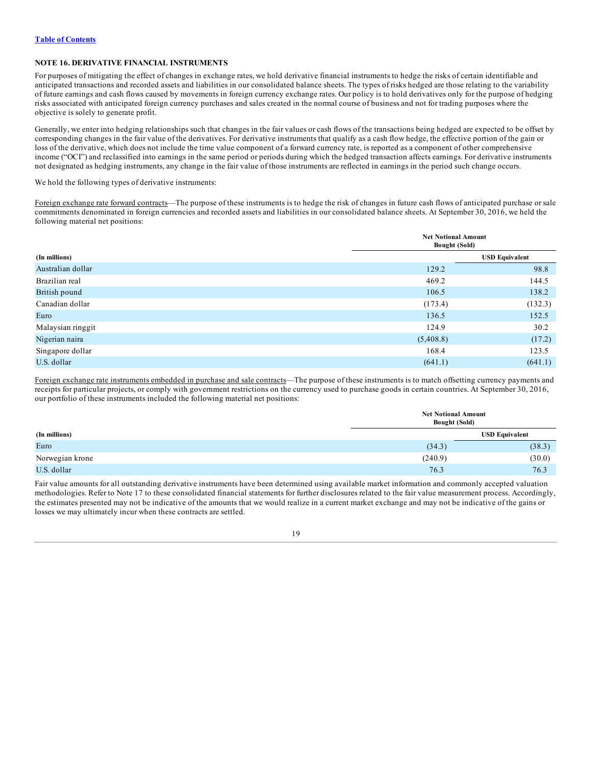Table of Contents

## NOTE 16. DERIVATIVE FINANCIAL INSTRUMENTS

For purposes of mitigating the effect of changes in exchange rates, we hold derivative financial instruments to hedge the risks of certain identifiable and anticipated transactions and recorded assets and liabilities in our consolidated balance sheets. The types of risks hedged are those relating to the variability of future earnings and cash flows caused by movements in foreign currency exchange rates. Our policy is to hold derivatives only for the purpose of hedging risks associated with anticipated foreign currency purchases and sales created in the normal course of business and not for trading purposes where the objective is solely to generate profit.

Generally, we enter into hedging relationships such that changes in the fair values or cash flows of the transactions being hedged are expected to be offset by corresponding changes in the fair value of the derivatives. For derivative instruments that qualify as a cash flow hedge, the effective portion of the gain or loss of the derivative, which does not include the time value component of a forward currency rate, is reported as a component of other comprehensive income ("OCI") and reclassified into earnings in the same period or periods during which the hedged transaction affects earnings. For derivative instruments not designated as hedging instruments, any change in the fair value of those instruments are reflected in earnings in the period such change occurs.

We hold the following types of derivative instruments:

Foreign exchange rate forward contracts—The purpose of these instruments is to hedge the risk of changes in future cash flows of anticipated purchase or sale commitments denominated in foreign currencies and recorded assets and liabilities in our consolidated balance sheets. At September 30, 2016, we held the following material net positions:

| (In millions) | Net Notional Amount Bought (Sold) | USD Equivalent |
|---|---|---|
| Australian dollar | 129.2 | 98.8 |
| Brazilian real | 469.2 | 144.5 |
| British pound | 106.5 | 138.2 |
| Canadian dollar | (173.4) | (132.3) |
| Euro | 136.5 | 152.5 |
| Malaysian ringgit | 124.9 | 30.2 |
| Nigerian naira | (5,408.8) | (17.2) |
| Singapore dollar | 168.4 | 123.5 |
| U.S. dollar | (641.1) | (641.1) |

Foreign exchange rate instruments embedded in purchase and sale contracts—The purpose of these instruments is to match offsetting currency payments and receipts for particular projects, or comply with government restrictions on the currency used to purchase goods in certain countries. At September 30, 2016, our portfolio of these instruments included the following material net positions:

| (In millions) | Net Notional Amount Bought (Sold) | USD Equivalent |
|---|---|---|
| Euro | (34.3) | (38.3) |
| Norwegian krone | (240.9) | (30.0) |
| U.S. dollar | 76.3 | 76.3 |

Fair value amounts for all outstanding derivative instruments have been determined using available market information and commonly accepted valuation methodologies. Refer to Note 17 to these consolidated financial statements for further disclosures related to the fair value measurement process. Accordingly, the estimates presented may not be indicative of the amounts that we would realize in a current market exchange and may not be indicative of the gains or losses we may ultimately incur when these contracts are settled.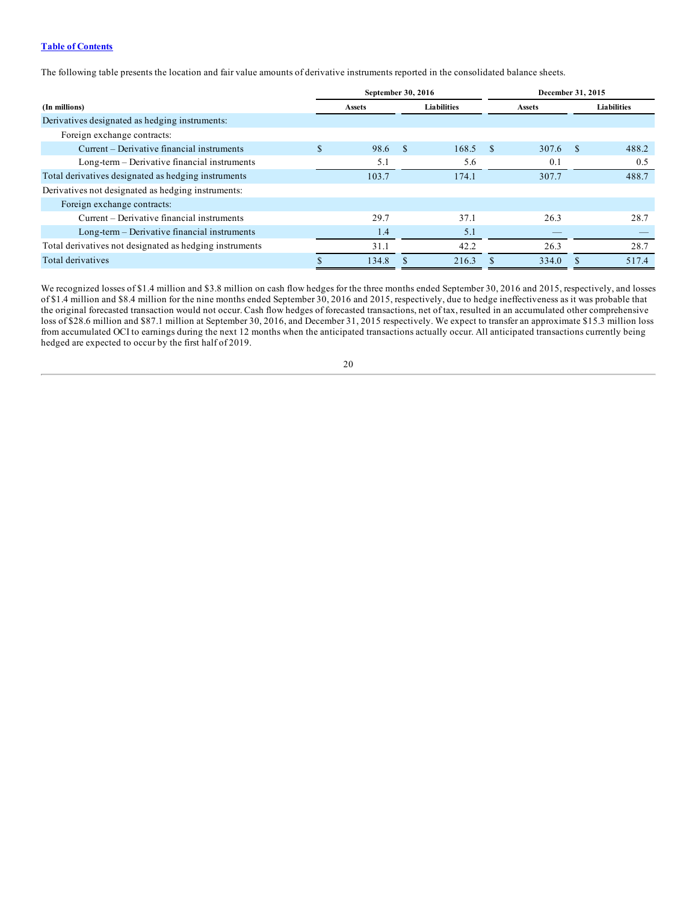[Table of Contents](#)

The following table presents the location and fair value amounts of derivative instruments reported in the consolidated balance sheets.

| | September 30, 2016 | | December 31, 2015 | |
|---|---|---|---|---|
| (In millions) | Assets | Liabilities | Assets | Liabilities |
| Derivatives designated as hedging instruments: | | | | |
| Foreign exchange contracts: | | | | |
| Current – Derivative financial instruments | $ 98.6 | $ 168.5 | $ 307.6 | $ 488.2 |
| Long-term – Derivative financial instruments | 5.1 | 5.6 | 0.1 | 0.5 |
| Total derivatives designated as hedging instruments | 103.7 | 174.1 | 307.7 | 488.7 |
| Derivatives not designated as hedging instruments: | | | | |
| Foreign exchange contracts: | | | | |
| Current – Derivative financial instruments | 29.7 | 37.1 | 26.3 | 28.7 |
| Long-term – Derivative financial instruments | 1.4 | 5.1 | — | — |
| Total derivatives not designated as hedging instruments | 31.1 | 42.2 | 26.3 | 28.7 |
| Total derivatives | $ 134.8 | $ 216.3 | $ 334.0 | $ 517.4 |

We recognized losses of $1.4 million and $3.8 million on cash flow hedges for the three months ended September 30, 2016 and 2015, respectively, and losses of $1.4 million and $8.4 million for the nine months ended September 30, 2016 and 2015, respectively, due to hedge ineffectiveness as it was probable that the original forecasted transaction would not occur. Cash flow hedges of forecasted transactions, net of tax, resulted in an accumulated other comprehensive loss of $28.6 million and $87.1 million at September 30, 2016, and December 31, 2015 respectively. We expect to transfer an approximate $15.3 million loss from accumulated OCI to earnings during the next 12 months when the anticipated transactions actually occur. All anticipated transactions currently being hedged are expected to occur by the first half of 2019.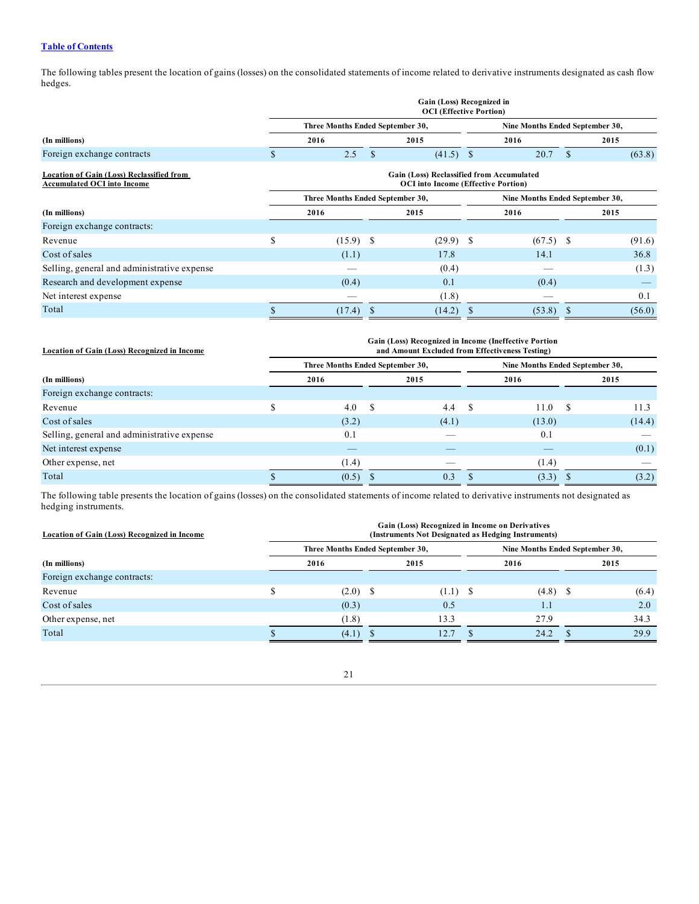The following tables present the location of gains (losses) on the consolidated statements of income related to derivative instruments designated as cash flow hedges.

| | Gain (Loss) Recognized in OCI (Effective Portion) | | | |
|---|---|---|---|---|
| | Three Months Ended September 30, | | Nine Months Ended September 30, | |
| (In millions) | 2016 | 2015 | 2016 | 2015 |
| Foreign exchange contracts | $ 2.5 | $ (41.5) | $ 20.7 | $ (63.8) |

| Location of Gain (Loss) Reclassified from Accumulated OCI into Income | Gain (Loss) Reclassified from Accumulated OCI into Income (Effective Portion) | | | |
|---|---|---|---|---|
| | Three Months Ended September 30, | | Nine Months Ended September 30, | |
| (In millions) | 2016 | 2015 | 2016 | 2015 |
| Foreign exchange contracts: | | | | |
| Revenue | $ (15.9) | $ (29.9) | $ (67.5) | $ (91.6) |
| Cost of sales | (1.1) | 17.8 | 14.1 | 36.8 |
| Selling, general and administrative expense | — | (0.4) | — | (1.3) |
| Research and development expense | (0.4) | 0.1 | (0.4) | — |
| Net interest expense | — | (1.8) | — | 0.1 |
| Total | $ (17.4) | $ (14.2) | $ (53.8) | $ (56.0) |

| Location of Gain (Loss) Recognized in Income | Gain (Loss) Recognized in Income (Ineffective Portion and Amount Excluded from Effectiveness Testing) | | | |
|---|---|---|---|---|
| | Three Months Ended September 30, | | Nine Months Ended September 30, | |
| (In millions) | 2016 | 2015 | 2016 | 2015 |
| Foreign exchange contracts: | | | | |
| Revenue | $ 4.0 | $ 4.4 | $ 11.0 | $ 11.3 |
| Cost of sales | (3.2) | (4.1) | (13.0) | (14.4) |
| Selling, general and administrative expense | 0.1 | — | 0.1 | — |
| Net interest expense | — | — | — | (0.1) |
| Other expense, net | (1.4) | — | (1.4) | — |
| Total | $ (0.5) | $ 0.3 | $ (3.3) | $ (3.2) |

The following table presents the location of gains (losses) on the consolidated statements of income related to derivative instruments not designated as hedging instruments.

| Location of Gain (Loss) Recognized in Income | Gain (Loss) Recognized in Income on Derivatives (Instruments Not Designated as Hedging Instruments) | | | |
|---|---|---|---|---|
| | Three Months Ended September 30, | | Nine Months Ended September 30, | |
| (In millions) | 2016 | 2015 | 2016 | 2015 |
| Foreign exchange contracts: | | | | |
| Revenue | $ (2.0) | $ (1.1) | $ (4.8) | $ (6.4) |
| Cost of sales | (0.3) | 0.5 | 1.1 | 2.0 |
| Other expense, net | (1.8) | 13.3 | 27.9 | 34.3 |
| Total | $ (4.1) | $ 12.7 | $ 24.2 | $ 29.9 |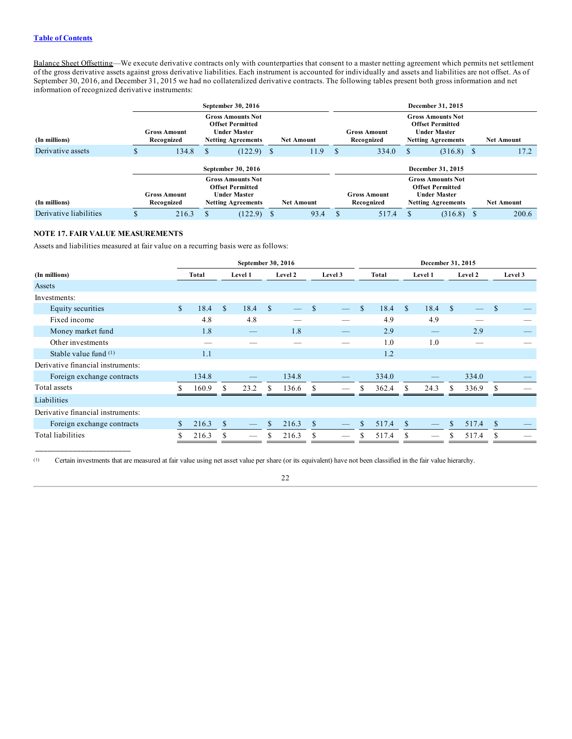[Table of Contents](#)

Balance Sheet Offsetting—We execute derivative contracts only with counterparties that consent to a master netting agreement which permits net settlement of the gross derivative assets against gross derivative liabilities. Each instrument is accounted for individually and assets and liabilities are not offset. As of September 30, 2016, and December 31, 2015 we had no collateralized derivative contracts. The following tables present both gross information and net information of recognized derivative instruments:

| (In millions) | September 30, 2016 | | | December 31, 2015 | | |
|---|---|---|---|---|---|---|
| | Gross Amount Recognized | Gross Amounts Not Offset Permitted Under Master Netting Agreements | Net Amount | Gross Amount Recognized | Gross Amounts Not Offset Permitted Under Master Netting Agreements | Net Amount |
| Derivative assets | $ 134.8 | $ (122.9) | $ 11.9 | $ 334.0 | $ (316.8) | $ 17.2 |

| (In millions) | September 30, 2016 | | | December 31, 2015 | | |
|---|---|---|---|---|---|---|
| | Gross Amount Recognized | Gross Amounts Not Offset Permitted Under Master Netting Agreements | Net Amount | Gross Amount Recognized | Gross Amounts Not Offset Permitted Under Master Netting Agreements | Net Amount |
| Derivative liabilities | $ 216.3 | $ (122.9) | $ 93.4 | $ 517.4 | $ (316.8) | $ 200.6 |

## NOTE 17. FAIR VALUE MEASUREMENTS

Assets and liabilities measured at fair value on a recurring basis were as follows:

| (In millions) | September 30, 2016 | | | | December 31, 2015 | | | |
|---|---|---|---|---|---|---|---|---|
| | Total | Level 1 | Level 2 | Level 3 | Total | Level 1 | Level 2 | Level 3 |
| Assets | | | | | | | | |
| Investments: | | | | | | | | |
| Equity securities | $ 18.4 | $ 18.4 | $ — | $ — | $ 18.4 | $ 18.4 | $ — | $ — |
| Fixed income | 4.8 | 4.8 | — | — | 4.9 | 4.9 | — | — |
| Money market fund | 1.8 | — | 1.8 | — | 2.9 | — | 2.9 | — |
| Other investments | — | — | — | — | 1.0 | 1.0 | — | — |
| Stable value fund [(1)] | 1.1 | | | | 1.2 | | | |
| Derivative financial instruments: | | | | | | | | |
| Foreign exchange contracts | 134.8 | — | 134.8 | — | 334.0 | — | 334.0 | — |
| Total assets | $ 160.9 | $ 23.2 | $ 136.6 | $ — | $ 362.4 | $ 24.3 | $ 336.9 | $ — |
| Liabilities | | | | | | | | |
| Derivative financial instruments: | | | | | | | | |
| Foreign exchange contracts | $ 216.3 | $ — | $ 216.3 | $ — | $ 517.4 | $ — | $ 517.4 | $ — |
| Total liabilities | $ 216.3 | $ — | $ 216.3 | $ — | $ 517.4 | $ — | $ 517.4 | $ — |

(1) Certain investments that are measured at fair value using net asset value per share (or its equivalent) have not been classified in the fair value hierarchy.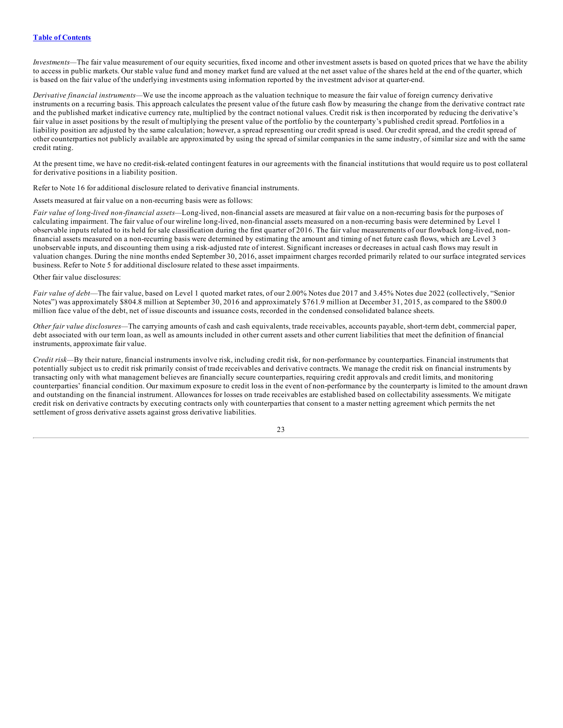*Investments*—The fair value measurement of our equity securities, fixed income and other investment assets is based on quoted prices that we have the ability to access in public markets. Our stable value fund and money market fund are valued at the net asset value of the shares held at the end of the quarter, which is based on the fair value of the underlying investments using information reported by the investment advisor at quarter-end.

*Derivative financial instruments*—We use the income approach as the valuation technique to measure the fair value of foreign currency derivative instruments on a recurring basis. This approach calculates the present value of the future cash flow by measuring the change from the derivative contract rate and the published market indicative currency rate, multiplied by the contract notional values. Credit risk is then incorporated by reducing the derivative's fair value in asset positions by the result of multiplying the present value of the portfolio by the counterparty's published credit spread. Portfolios in a liability position are adjusted by the same calculation; however, a spread representing our credit spread is used. Our credit spread, and the credit spread of other counterparties not publicly available are approximated by using the spread of similar companies in the same industry, of similar size and with the same credit rating.

At the present time, we have no credit-risk-related contingent features in our agreements with the financial institutions that would require us to post collateral for derivative positions in a liability position.

Refer to Note 16 for additional disclosure related to derivative financial instruments.

Assets measured at fair value on a non-recurring basis were as follows:

*Fair value of long-lived non-financial assets*—Long-lived, non-financial assets are measured at fair value on a non-recurring basis for the purposes of calculating impairment. The fair value of our wireline long-lived, non-financial assets measured on a non-recurring basis were determined by Level 1 observable inputs related to its held for sale classification during the first quarter of 2016. The fair value measurements of our flowback long-lived, non-financial assets measured on a non-recurring basis were determined by estimating the amount and timing of net future cash flows, which are Level 3 unobservable inputs, and discounting them using a risk-adjusted rate of interest. Significant increases or decreases in actual cash flows may result in valuation changes. During the nine months ended September 30, 2016, asset impairment charges recorded primarily related to our surface integrated services business. Refer to Note 5 for additional disclosure related to these asset impairments.

Other fair value disclosures:

*Fair value of debt*—The fair value, based on Level 1 quoted market rates, of our 2.00% Notes due 2017 and 3.45% Notes due 2022 (collectively, "Senior Notes") was approximately $804.8 million at September 30, 2016 and approximately $761.9 million at December 31, 2015, as compared to the $800.0 million face value of the debt, net of issue discounts and issuance costs, recorded in the condensed consolidated balance sheets.

*Other fair value disclosures*—The carrying amounts of cash and cash equivalents, trade receivables, accounts payable, short-term debt, commercial paper, debt associated with our term loan, as well as amounts included in other current assets and other current liabilities that meet the definition of financial instruments, approximate fair value.

*Credit risk*—By their nature, financial instruments involve risk, including credit risk, for non-performance by counterparties. Financial instruments that potentially subject us to credit risk primarily consist of trade receivables and derivative contracts. We manage the credit risk on financial instruments by transacting only with what management believes are financially secure counterparties, requiring credit approvals and credit limits, and monitoring counterparties' financial condition. Our maximum exposure to credit loss in the event of non-performance by the counterparty is limited to the amount drawn and outstanding on the financial instrument. Allowances for losses on trade receivables are established based on collectability assessments. We mitigate credit risk on derivative contracts by executing contracts only with counterparties that consent to a master netting agreement which permits the net settlement of gross derivative assets against gross derivative liabilities.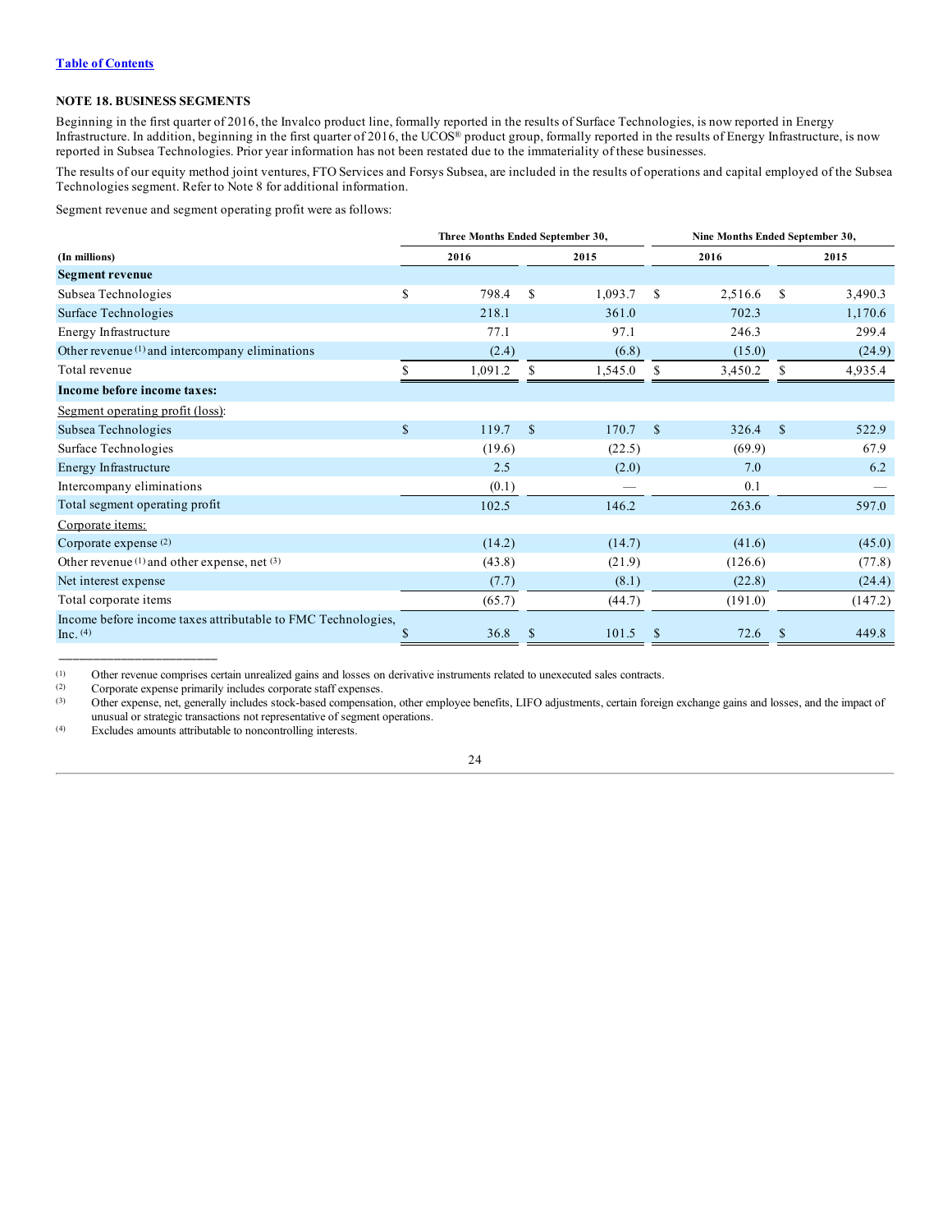Table of Contents

## NOTE 18. BUSINESS SEGMENTS

Beginning in the first quarter of 2016, the Invalco product line, formally reported in the results of Surface Technologies, is now reported in Energy Infrastructure. In addition, beginning in the first quarter of 2016, the UCOS® product group, formally reported in the results of Energy Infrastructure, is now reported in Subsea Technologies. Prior year information has not been restated due to the immateriality of these businesses.

The results of our equity method joint ventures, FTO Services and Forsys Subsea, are included in the results of operations and capital employed of the Subsea Technologies segment. Refer to Note 8 for additional information.

Segment revenue and segment operating profit were as follows:

| | Three Months Ended September 30, | | Nine Months Ended September 30, | |
|---|---|---|---|---|
| **(In millions)** | **2016** | **2015** | **2016** | **2015** |
| **Segment revenue** | | | | |
| Subsea Technologies | $ 798.4 | $ 1,093.7 | $ 2,516.6 | $ 3,490.3 |
| Surface Technologies | 218.1 | 361.0 | 702.3 | 1,170.6 |
| Energy Infrastructure | 77.1 | 97.1 | 246.3 | 299.4 |
| Other revenue [(1)] and intercompany eliminations | (2.4) | (6.8) | (15.0) | (24.9) |
| Total revenue | $ 1,091.2 | $ 1,545.0 | $ 3,450.2 | $ 4,935.4 |
| **Income before income taxes:** | | | | |
| Segment operating profit (loss): | | | | |
| Subsea Technologies | $ 119.7 | $ 170.7 | $ 326.4 | $ 522.9 |
| Surface Technologies | (19.6) | (22.5) | (69.9) | 67.9 |
| Energy Infrastructure | 2.5 | (2.0) | 7.0 | 6.2 |
| Intercompany eliminations | (0.1) | — | 0.1 | — |
| Total segment operating profit | 102.5 | 146.2 | 263.6 | 597.0 |
| Corporate items: | | | | |
| Corporate expense [(2)] | (14.2) | (14.7) | (41.6) | (45.0) |
| Other revenue [(1)] and other expense, net [(3)] | (43.8) | (21.9) | (126.6) | (77.8) |
| Net interest expense | (7.7) | (8.1) | (22.8) | (24.4) |
| Total corporate items | (65.7) | (44.7) | (191.0) | (147.2) |
| Income before income taxes attributable to FMC Technologies, Inc. [(4)] | $ 36.8 | $ 101.5 | $ 72.6 | $ 449.8 |

(1) Other revenue comprises certain unrealized gains and losses on derivative instruments related to unexecuted sales contracts.

(2) Corporate expense primarily includes corporate staff expenses.

(3) Other expense, net, generally includes stock-based compensation, other employee benefits, LIFO adjustments, certain foreign exchange gains and losses, and the impact of unusual or strategic transactions not representative of segment operations.

(4) Excludes amounts attributable to noncontrolling interests.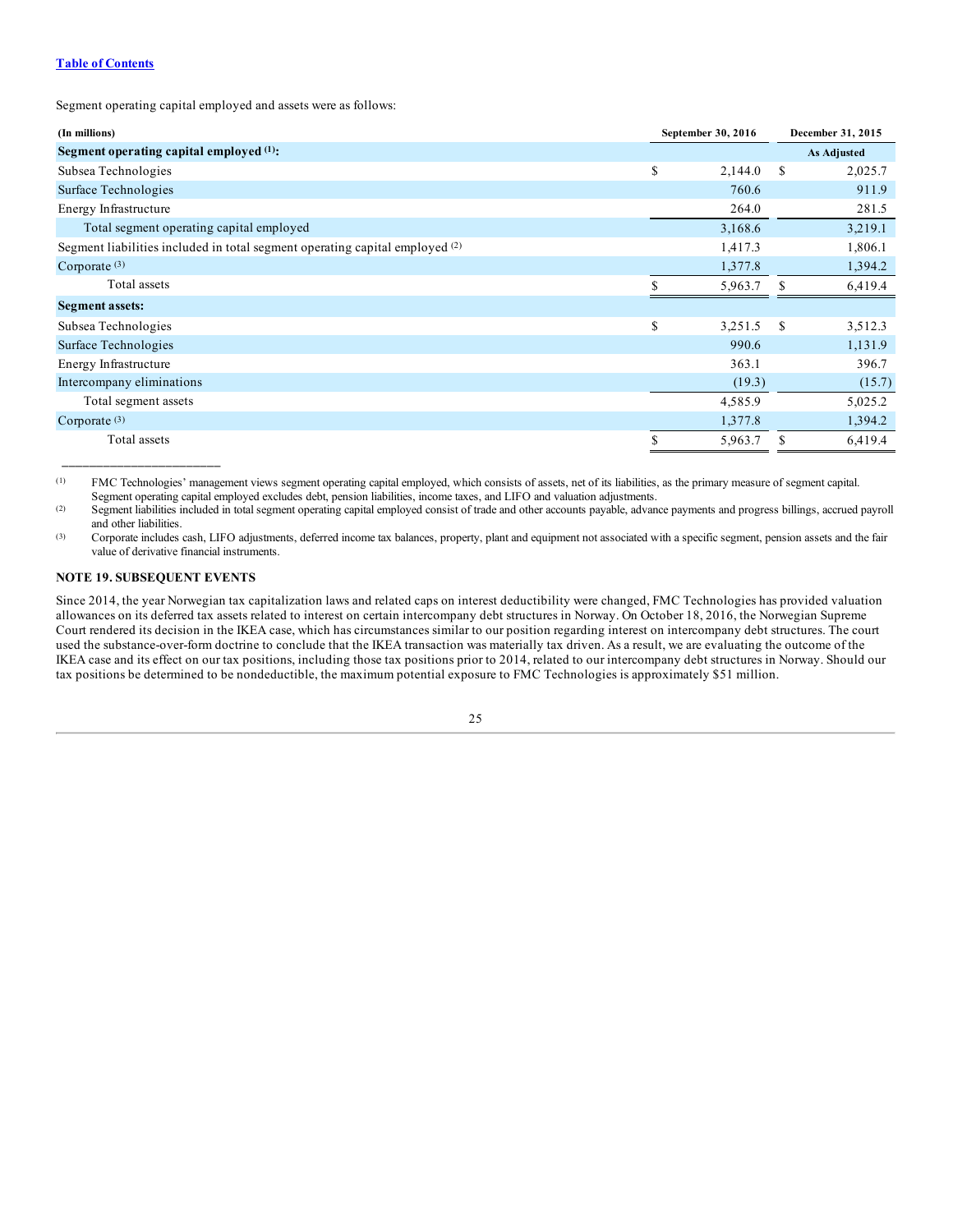Segment operating capital employed and assets were as follows:

| (In millions) | September 30, 2016 | December 31, 2015 |
|---|---|---|
| **Segment operating capital employed (1):** | | As Adjusted |
| Subsea Technologies | $ 2,144.0 | $ 2,025.7 |
| Surface Technologies | 760.6 | 911.9 |
| Energy Infrastructure | 264.0 | 281.5 |
| Total segment operating capital employed | 3,168.6 | 3,219.1 |
| Segment liabilities included in total segment operating capital employed (2) | 1,417.3 | 1,806.1 |
| Corporate (3) | 1,377.8 | 1,394.2 |
| Total assets | $ 5,963.7 | $ 6,419.4 |
| **Segment assets:** | | |
| Subsea Technologies | $ 3,251.5 | $ 3,512.3 |
| Surface Technologies | 990.6 | 1,131.9 |
| Energy Infrastructure | 363.1 | 396.7 |
| Intercompany eliminations | (19.3) | (15.7) |
| Total segment assets | 4,585.9 | 5,025.2 |
| Corporate (3) | 1,377.8 | 1,394.2 |
| Total assets | $ 5,963.7 | $ 6,419.4 |

(1) FMC Technologies' management views segment operating capital employed, which consists of assets, net of its liabilities, as the primary measure of segment capital. Segment operating capital employed excludes debt, pension liabilities, income taxes, and LIFO and valuation adjustments.

(2) Segment liabilities included in total segment operating capital employed consist of trade and other accounts payable, advance payments and progress billings, accrued payroll and other liabilities.

(3) Corporate includes cash, LIFO adjustments, deferred income tax balances, property, plant and equipment not associated with a specific segment, pension assets and the fair value of derivative financial instruments.

## NOTE 19. SUBSEQUENT EVENTS

Since 2014, the year Norwegian tax capitalization laws and related caps on interest deductibility were changed, FMC Technologies has provided valuation allowances on its deferred tax assets related to interest on certain intercompany debt structures in Norway. On October 18, 2016, the Norwegian Supreme Court rendered its decision in the IKEA case, which has circumstances similar to our position regarding interest on intercompany debt structures. The court used the substance-over-form doctrine to conclude that the IKEA transaction was materially tax driven. As a result, we are evaluating the outcome of the IKEA case and its effect on our tax positions, including those tax positions prior to 2014, related to our intercompany debt structures in Norway. Should our tax positions be determined to be nondeductible, the maximum potential exposure to FMC Technologies is approximately $51 million.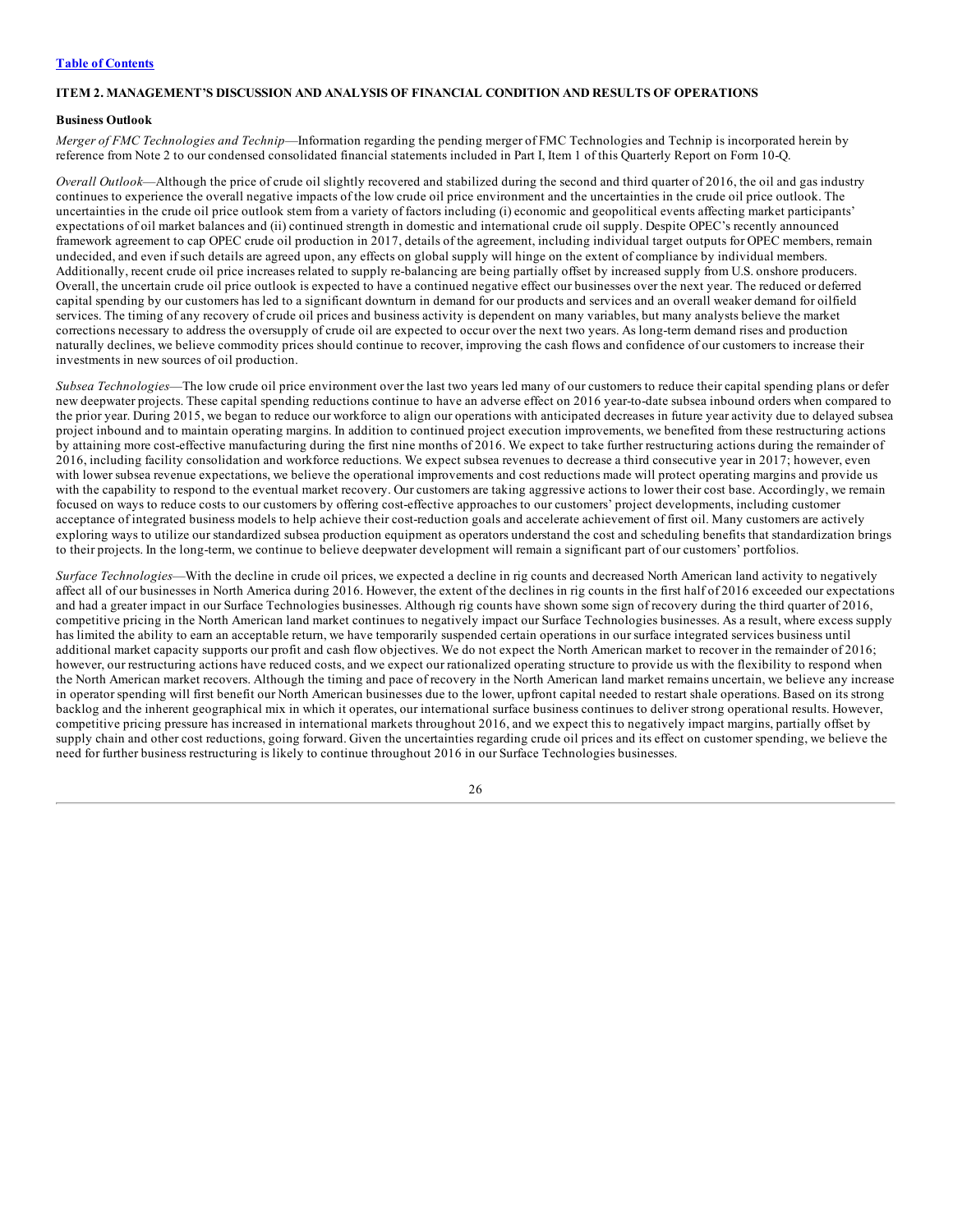[Table of Contents](#)

## ITEM 2. MANAGEMENT'S DISCUSSION AND ANALYSIS OF FINANCIAL CONDITION AND RESULTS OF OPERATIONS

### Business Outlook

*Merger of FMC Technologies and Technip*—Information regarding the pending merger of FMC Technologies and Technip is incorporated herein by reference from Note 2 to our condensed consolidated financial statements included in Part I, Item 1 of this Quarterly Report on Form 10-Q.

*Overall Outlook*—Although the price of crude oil slightly recovered and stabilized during the second and third quarter of 2016, the oil and gas industry continues to experience the overall negative impacts of the low crude oil price environment and the uncertainties in the crude oil price outlook. The uncertainties in the crude oil price outlook stem from a variety of factors including (i) economic and geopolitical events affecting market participants' expectations of oil market balances and (ii) continued strength in domestic and international crude oil supply. Despite OPEC's recently announced framework agreement to cap OPEC crude oil production in 2017, details of the agreement, including individual target outputs for OPEC members, remain undecided, and even if such details are agreed upon, any effects on global supply will hinge on the extent of compliance by individual members. Additionally, recent crude oil price increases related to supply re-balancing are being partially offset by increased supply from U.S. onshore producers. Overall, the uncertain crude oil price outlook is expected to have a continued negative effect our businesses over the next year. The reduced or deferred capital spending by our customers has led to a significant downturn in demand for our products and services and an overall weaker demand for oilfield services. The timing of any recovery of crude oil prices and business activity is dependent on many variables, but many analysts believe the market corrections necessary to address the oversupply of crude oil are expected to occur over the next two years. As long-term demand rises and production naturally declines, we believe commodity prices should continue to recover, improving the cash flows and confidence of our customers to increase their investments in new sources of oil production.

*Subsea Technologies*—The low crude oil price environment over the last two years led many of our customers to reduce their capital spending plans or defer new deepwater projects. These capital spending reductions continue to have an adverse effect on 2016 year-to-date subsea inbound orders when compared to the prior year. During 2015, we began to reduce our workforce to align our operations with anticipated decreases in future year activity due to delayed subsea project inbound and to maintain operating margins. In addition to continued project execution improvements, we benefited from these restructuring actions by attaining more cost-effective manufacturing during the first nine months of 2016. We expect to take further restructuring actions during the remainder of 2016, including facility consolidation and workforce reductions. We expect subsea revenues to decrease a third consecutive year in 2017; however, even with lower subsea revenue expectations, we believe the operational improvements and cost reductions made will protect operating margins and provide us with the capability to respond to the eventual market recovery. Our customers are taking aggressive actions to lower their cost base. Accordingly, we remain focused on ways to reduce costs to our customers by offering cost-effective approaches to our customers' project developments, including customer acceptance of integrated business models to help achieve their cost-reduction goals and accelerate achievement of first oil. Many customers are actively exploring ways to utilize our standardized subsea production equipment as operators understand the cost and scheduling benefits that standardization brings to their projects. In the long-term, we continue to believe deepwater development will remain a significant part of our customers' portfolios.

*Surface Technologies*—With the decline in crude oil prices, we expected a decline in rig counts and decreased North American land activity to negatively affect all of our businesses in North America during 2016. However, the extent of the declines in rig counts in the first half of 2016 exceeded our expectations and had a greater impact in our Surface Technologies businesses. Although rig counts have shown some sign of recovery during the third quarter of 2016, competitive pricing in the North American land market continues to negatively impact our Surface Technologies businesses. As a result, where excess supply has limited the ability to earn an acceptable return, we have temporarily suspended certain operations in our surface integrated services business until additional market capacity supports our profit and cash flow objectives. We do not expect the North American market to recover in the remainder of 2016; however, our restructuring actions have reduced costs, and we expect our rationalized operating structure to provide us with the flexibility to respond when the North American market recovers. Although the timing and pace of recovery in the North American land market remains uncertain, we believe any increase in operator spending will first benefit our North American businesses due to the lower, upfront capital needed to restart shale operations. Based on its strong backlog and the inherent geographical mix in which it operates, our international surface business continues to deliver strong operational results. However, competitive pricing pressure has increased in international markets throughout 2016, and we expect this to negatively impact margins, partially offset by supply chain and other cost reductions, going forward. Given the uncertainties regarding crude oil prices and its effect on customer spending, we believe the need for further business restructuring is likely to continue throughout 2016 in our Surface Technologies businesses.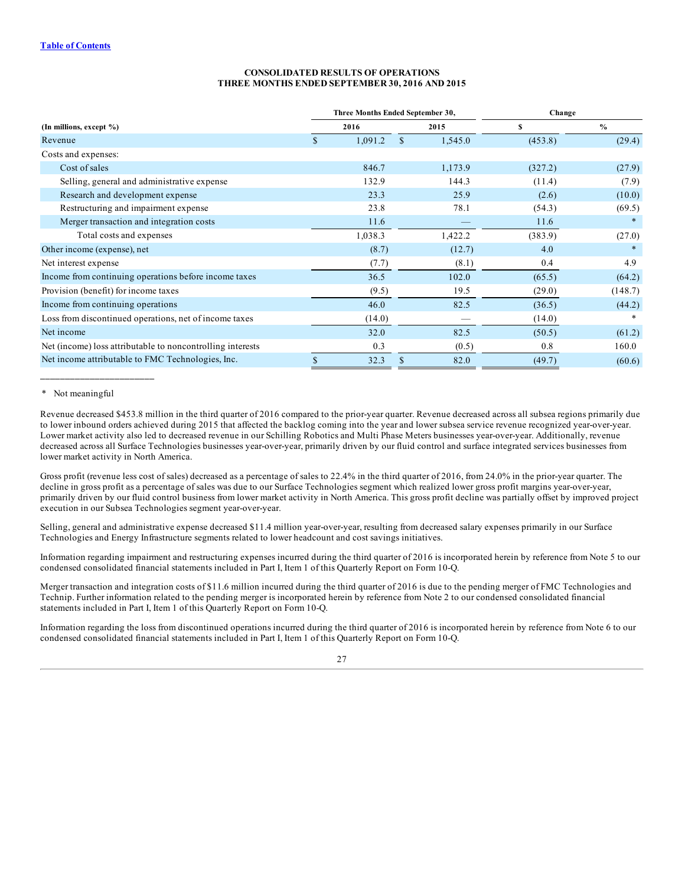[Table of Contents](#)

## CONSOLIDATED RESULTS OF OPERATIONS
## THREE MONTHS ENDED SEPTEMBER 30, 2016 AND 2015

| (In millions, except %) | Three Months Ended September 30, | | Change | |
|---|---|---|---|---|
| | 2016 | 2015 | $ | % |
| Revenue | $ 1,091.2 | $ 1,545.0 | (453.8) | (29.4) |
| Costs and expenses: | | | | |
| Cost of sales | 846.7 | 1,173.9 | (327.2) | (27.9) |
| Selling, general and administrative expense | 132.9 | 144.3 | (11.4) | (7.9) |
| Research and development expense | 23.3 | 25.9 | (2.6) | (10.0) |
| Restructuring and impairment expense | 23.8 | 78.1 | (54.3) | (69.5) |
| Merger transaction and integration costs | 11.6 | — | 11.6 | * |
| Total costs and expenses | 1,038.3 | 1,422.2 | (383.9) | (27.0) |
| Other income (expense), net | (8.7) | (12.7) | 4.0 | * |
| Net interest expense | (7.7) | (8.1) | 0.4 | 4.9 |
| Income from continuing operations before income taxes | 36.5 | 102.0 | (65.5) | (64.2) |
| Provision (benefit) for income taxes | (9.5) | 19.5 | (29.0) | (148.7) |
| Income from continuing operations | 46.0 | 82.5 | (36.5) | (44.2) |
| Loss from discontinued operations, net of income taxes | (14.0) | — | (14.0) | * |
| Net income | 32.0 | 82.5 | (50.5) | (61.2) |
| Net (income) loss attributable to noncontrolling interests | 0.3 | (0.5) | 0.8 | 160.0 |
| Net income attributable to FMC Technologies, Inc. | $ 32.3 | $ 82.0 | (49.7) | (60.6) |

_______________________

\* Not meaningful

Revenue decreased $453.8 million in the third quarter of 2016 compared to the prior-year quarter. Revenue decreased across all subsea regions primarily due to lower inbound orders achieved during 2015 that affected the backlog coming into the year and lower subsea service revenue recognized year-over-year. Lower market activity also led to decreased revenue in our Schilling Robotics and Multi Phase Meters businesses year-over-year. Additionally, revenue decreased across all Surface Technologies businesses year-over-year, primarily driven by our fluid control and surface integrated services businesses from lower market activity in North America.

Gross profit (revenue less cost of sales) decreased as a percentage of sales to 22.4% in the third quarter of 2016, from 24.0% in the prior-year quarter. The decline in gross profit as a percentage of sales was due to our Surface Technologies segment which realized lower gross profit margins year-over-year, primarily driven by our fluid control business from lower market activity in North America. This gross profit decline was partially offset by improved project execution in our Subsea Technologies segment year-over-year.

Selling, general and administrative expense decreased $11.4 million year-over-year, resulting from decreased salary expenses primarily in our Surface Technologies and Energy Infrastructure segments related to lower headcount and cost savings initiatives.

Information regarding impairment and restructuring expenses incurred during the third quarter of 2016 is incorporated herein by reference from Note 5 to our condensed consolidated financial statements included in Part I, Item 1 of this Quarterly Report on Form 10-Q.

Merger transaction and integration costs of $11.6 million incurred during the third quarter of 2016 is due to the pending merger of FMC Technologies and Technip. Further information related to the pending merger is incorporated herein by reference from Note 2 to our condensed consolidated financial statements included in Part I, Item 1 of this Quarterly Report on Form 10-Q.

Information regarding the loss from discontinued operations incurred during the third quarter of 2016 is incorporated herein by reference from Note 6 to our condensed consolidated financial statements included in Part I, Item 1 of this Quarterly Report on Form 10-Q.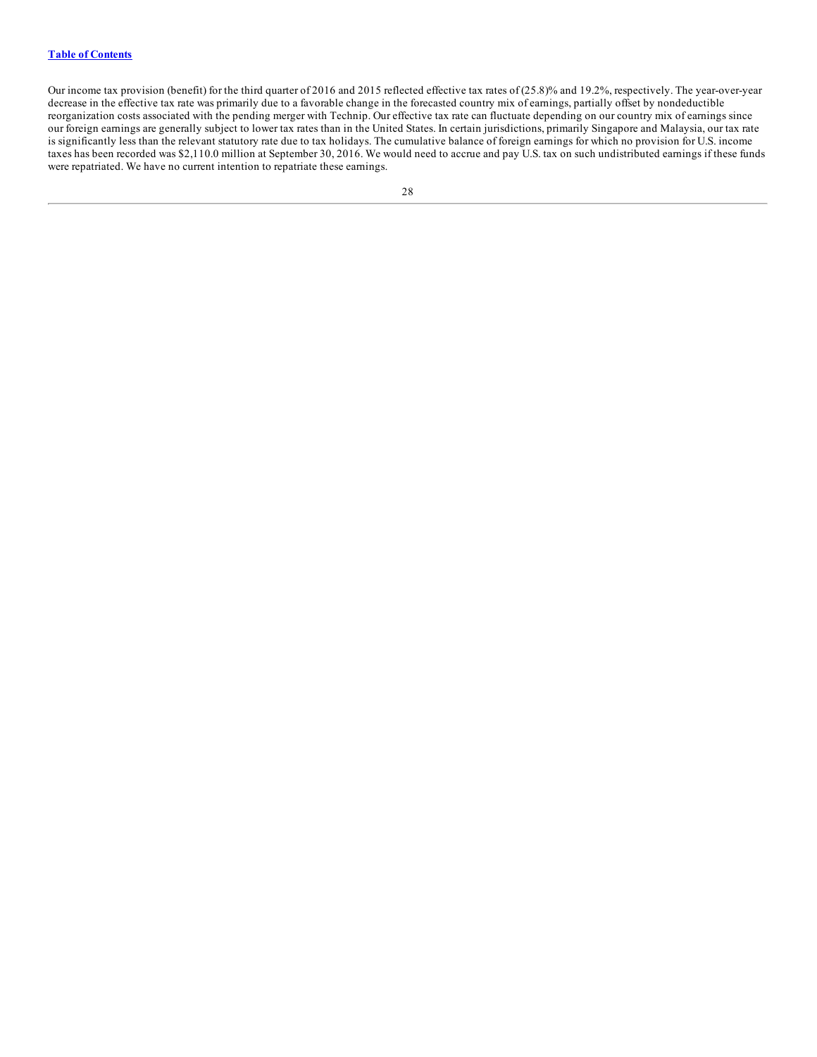Our income tax provision (benefit) for the third quarter of 2016 and 2015 reflected effective tax rates of (25.8)% and 19.2%, respectively. The year-over-year decrease in the effective tax rate was primarily due to a favorable change in the forecasted country mix of earnings, partially offset by nondeductible reorganization costs associated with the pending merger with Technip. Our effective tax rate can fluctuate depending on our country mix of earnings since our foreign earnings are generally subject to lower tax rates than in the United States. In certain jurisdictions, primarily Singapore and Malaysia, our tax rate is significantly less than the relevant statutory rate due to tax holidays. The cumulative balance of foreign earnings for which no provision for U.S. income taxes has been recorded was $2,110.0 million at September 30, 2016. We would need to accrue and pay U.S. tax on such undistributed earnings if these funds were repatriated. We have no current intention to repatriate these earnings.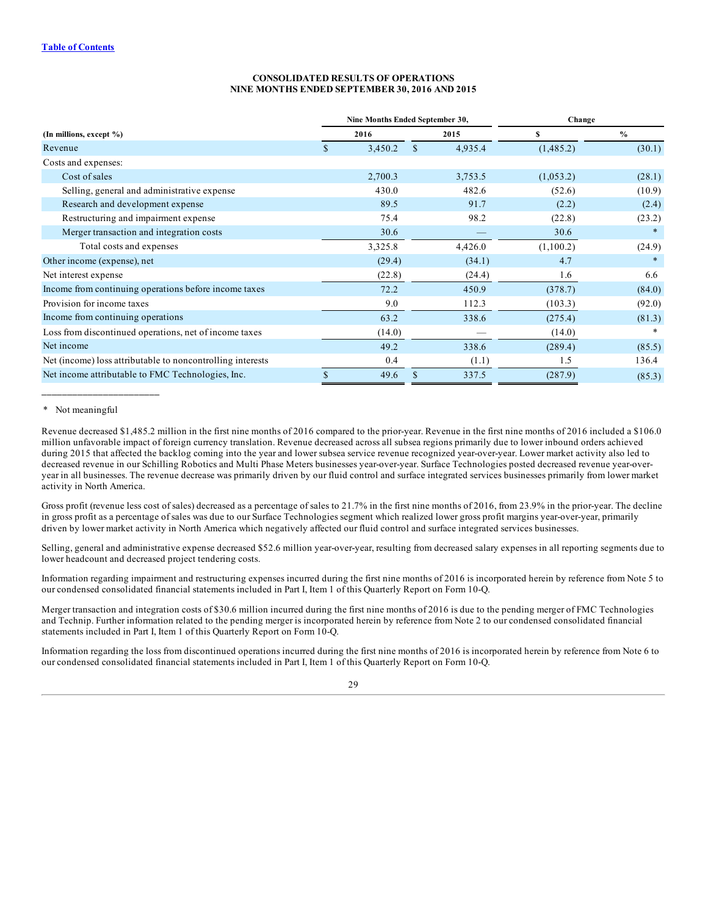[Table of Contents](#)

**CONSOLIDATED RESULTS OF OPERATIONS**
**NINE MONTHS ENDED SEPTEMBER 30, 2016 AND 2015**

| (In millions, except %) | Nine Months Ended September 30, 2016 | Nine Months Ended September 30, 2015 | Change $ | Change % |
|---|---|---|---|---|
| Revenue | $ 3,450.2 | $ 4,935.4 | (1,485.2) | (30.1) |
| Costs and expenses: | | | | |
| Cost of sales | 2,700.3 | 3,753.5 | (1,053.2) | (28.1) |
| Selling, general and administrative expense | 430.0 | 482.6 | (52.6) | (10.9) |
| Research and development expense | 89.5 | 91.7 | (2.2) | (2.4) |
| Restructuring and impairment expense | 75.4 | 98.2 | (22.8) | (23.2) |
| Merger transaction and integration costs | 30.6 | — | 30.6 | * |
| Total costs and expenses | 3,325.8 | 4,426.0 | (1,100.2) | (24.9) |
| Other income (expense), net | (29.4) | (34.1) | 4.7 | * |
| Net interest expense | (22.8) | (24.4) | 1.6 | 6.6 |
| Income from continuing operations before income taxes | 72.2 | 450.9 | (378.7) | (84.0) |
| Provision for income taxes | 9.0 | 112.3 | (103.3) | (92.0) |
| Income from continuing operations | 63.2 | 338.6 | (275.4) | (81.3) |
| Loss from discontinued operations, net of income taxes | (14.0) | — | (14.0) | * |
| Net income | 49.2 | 338.6 | (289.4) | (85.5) |
| Net (income) loss attributable to noncontrolling interests | 0.4 | (1.1) | 1.5 | 136.4 |
| Net income attributable to FMC Technologies, Inc. | $ 49.6 | $ 337.5 | (287.9) | (85.3) |

\* Not meaningful

Revenue decreased $1,485.2 million in the first nine months of 2016 compared to the prior-year. Revenue in the first nine months of 2016 included a $106.0 million unfavorable impact of foreign currency translation. Revenue decreased across all subsea regions primarily due to lower inbound orders achieved during 2015 that affected the backlog coming into the year and lower subsea service revenue recognized year-over-year. Lower market activity also led to decreased revenue in our Schilling Robotics and Multi Phase Meters businesses year-over-year. Surface Technologies posted decreased revenue year-over-year in all businesses. The revenue decrease was primarily driven by our fluid control and surface integrated services businesses primarily from lower market activity in North America.

Gross profit (revenue less cost of sales) decreased as a percentage of sales to 21.7% in the first nine months of 2016, from 23.9% in the prior-year. The decline in gross profit as a percentage of sales was due to our Surface Technologies segment which realized lower gross profit margins year-over-year, primarily driven by lower market activity in North America which negatively affected our fluid control and surface integrated services businesses.

Selling, general and administrative expense decreased $52.6 million year-over-year, resulting from decreased salary expenses in all reporting segments due to lower headcount and decreased project tendering costs.

Information regarding impairment and restructuring expenses incurred during the first nine months of 2016 is incorporated herein by reference from Note 5 to our condensed consolidated financial statements included in Part I, Item 1 of this Quarterly Report on Form 10-Q.

Merger transaction and integration costs of $30.6 million incurred during the first nine months of 2016 is due to the pending merger of FMC Technologies and Technip. Further information related to the pending merger is incorporated herein by reference from Note 2 to our condensed consolidated financial statements included in Part I, Item 1 of this Quarterly Report on Form 10-Q.

Information regarding the loss from discontinued operations incurred during the first nine months of 2016 is incorporated herein by reference from Note 6 to our condensed consolidated financial statements included in Part I, Item 1 of this Quarterly Report on Form 10-Q.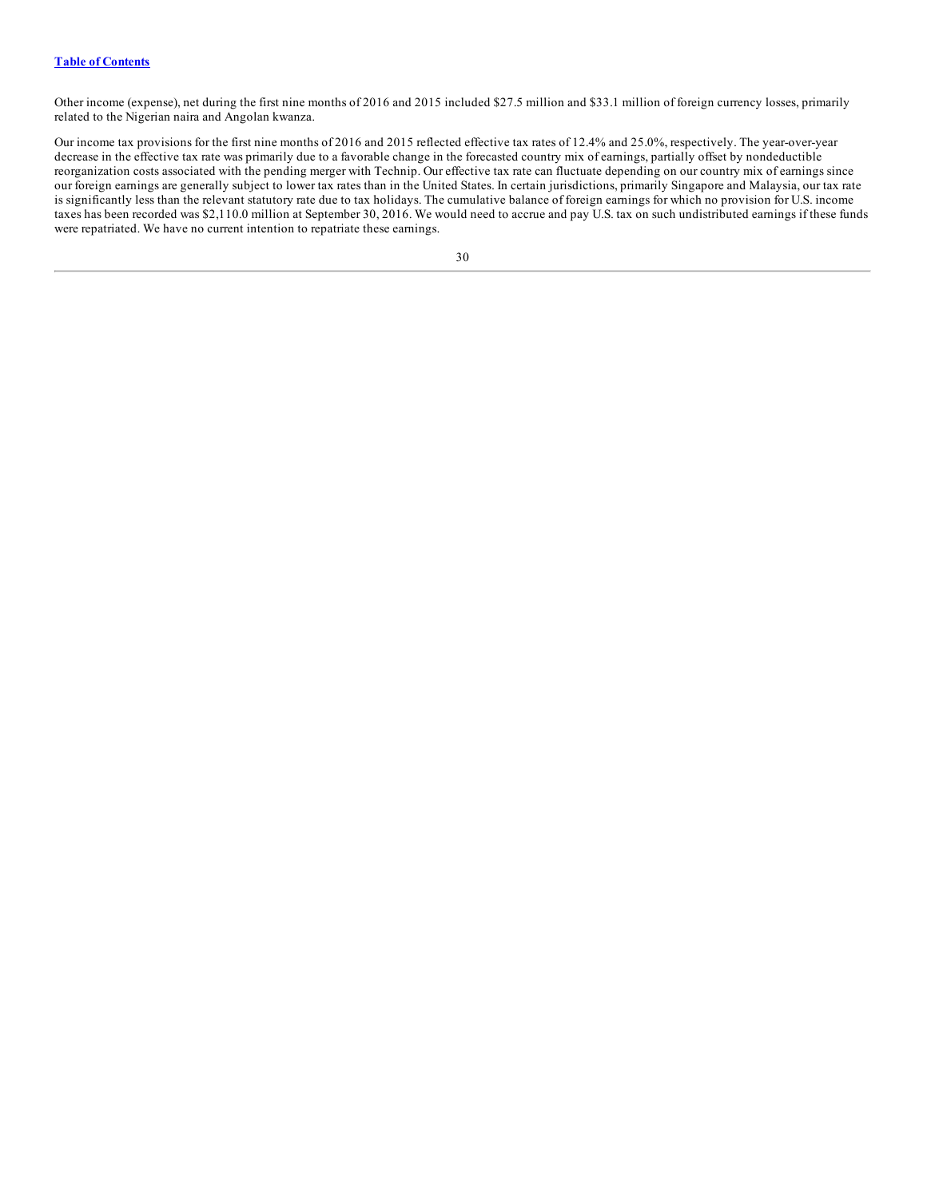Other income (expense), net during the first nine months of 2016 and 2015 included $27.5 million and $33.1 million of foreign currency losses, primarily related to the Nigerian naira and Angolan kwanza.

Our income tax provisions for the first nine months of 2016 and 2015 reflected effective tax rates of 12.4% and 25.0%, respectively. The year-over-year decrease in the effective tax rate was primarily due to a favorable change in the forecasted country mix of earnings, partially offset by nondeductible reorganization costs associated with the pending merger with Technip. Our effective tax rate can fluctuate depending on our country mix of earnings since our foreign earnings are generally subject to lower tax rates than in the United States. In certain jurisdictions, primarily Singapore and Malaysia, our tax rate is significantly less than the relevant statutory rate due to tax holidays. The cumulative balance of foreign earnings for which no provision for U.S. income taxes has been recorded was $2,110.0 million at September 30, 2016. We would need to accrue and pay U.S. tax on such undistributed earnings if these funds were repatriated. We have no current intention to repatriate these earnings.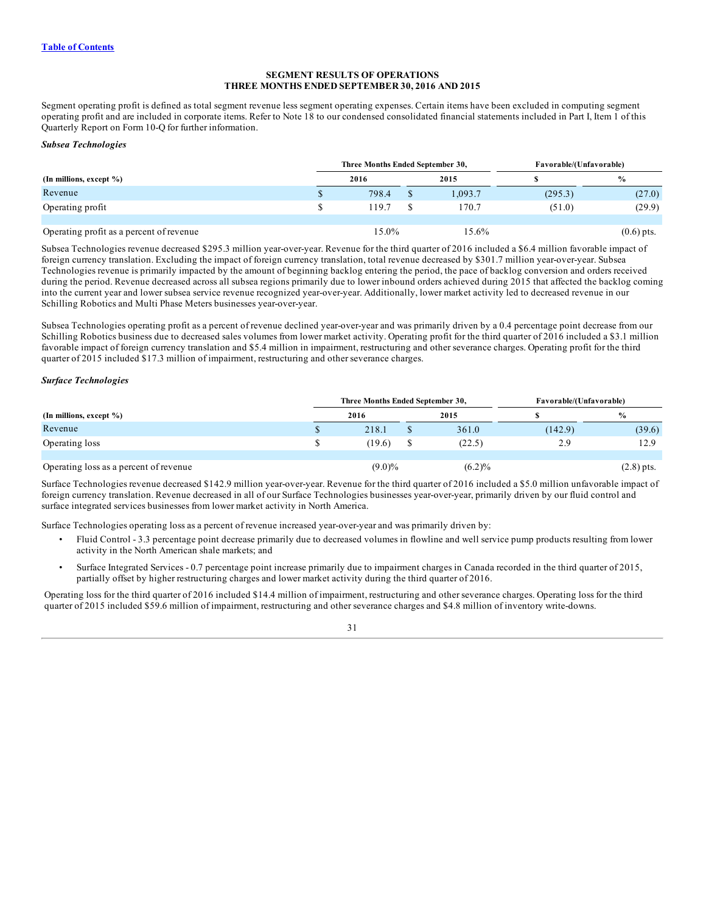[Table of Contents](#)

## SEGMENT RESULTS OF OPERATIONS
## THREE MONTHS ENDED SEPTEMBER 30, 2016 AND 2015

Segment operating profit is defined as total segment revenue less segment operating expenses. Certain items have been excluded in computing segment operating profit and are included in corporate items. Refer to Note 18 to our condensed consolidated financial statements included in Part I, Item 1 of this Quarterly Report on Form 10-Q for further information.

### *Subsea Technologies*

| | Three Months Ended September 30, | | Favorable/(Unfavorable) | |
|---|---|---|---|---|
| **(In millions, except %)** | **2016** | **2015** | **$** | **%** |
| Revenue | $ 798.4 | $ 1,093.7 | (295.3) | (27.0) |
| Operating profit | $ 119.7 | $ 170.7 | (51.0) | (29.9) |
| | | | | |
| Operating profit as a percent of revenue | 15.0% | 15.6% | | (0.6) pts. |

Subsea Technologies revenue decreased $295.3 million year-over-year. Revenue for the third quarter of 2016 included a $6.4 million favorable impact of foreign currency translation. Excluding the impact of foreign currency translation, total revenue decreased by $301.7 million year-over-year. Subsea Technologies revenue is primarily impacted by the amount of beginning backlog entering the period, the pace of backlog conversion and orders received during the period. Revenue decreased across all subsea regions primarily due to lower inbound orders achieved during 2015 that affected the backlog coming into the current year and lower subsea service revenue recognized year-over-year. Additionally, lower market activity led to decreased revenue in our Schilling Robotics and Multi Phase Meters businesses year-over-year.

Subsea Technologies operating profit as a percent of revenue declined year-over-year and was primarily driven by a 0.4 percentage point decrease from our Schilling Robotics business due to decreased sales volumes from lower market activity. Operating profit for the third quarter of 2016 included a $3.1 million favorable impact of foreign currency translation and $5.4 million in impairment, restructuring and other severance charges. Operating profit for the third quarter of 2015 included $17.3 million of impairment, restructuring and other severance charges.

### *Surface Technologies*

| | Three Months Ended September 30, | | Favorable/(Unfavorable) | |
|---|---|---|---|---|
| **(In millions, except %)** | **2016** | **2015** | **$** | **%** |
| Revenue | $ 218.1 | $ 361.0 | (142.9) | (39.6) |
| Operating loss | $ (19.6) | $ (22.5) | 2.9 | 12.9 |
| | | | | |
| Operating loss as a percent of revenue | (9.0)% | (6.2)% | | (2.8) pts. |

Surface Technologies revenue decreased $142.9 million year-over-year. Revenue for the third quarter of 2016 included a $5.0 million unfavorable impact of foreign currency translation. Revenue decreased in all of our Surface Technologies businesses year-over-year, primarily driven by our fluid control and surface integrated services businesses from lower market activity in North America.

Surface Technologies operating loss as a percent of revenue increased year-over-year and was primarily driven by:

- Fluid Control - 3.3 percentage point decrease primarily due to decreased volumes in flowline and well service pump products resulting from lower activity in the North American shale markets; and
- Surface Integrated Services - 0.7 percentage point increase primarily due to impairment charges in Canada recorded in the third quarter of 2015, partially offset by higher restructuring charges and lower market activity during the third quarter of 2016.

Operating loss for the third quarter of 2016 included $14.4 million of impairment, restructuring and other severance charges. Operating loss for the third quarter of 2015 included $59.6 million of impairment, restructuring and other severance charges and $4.8 million of inventory write-downs.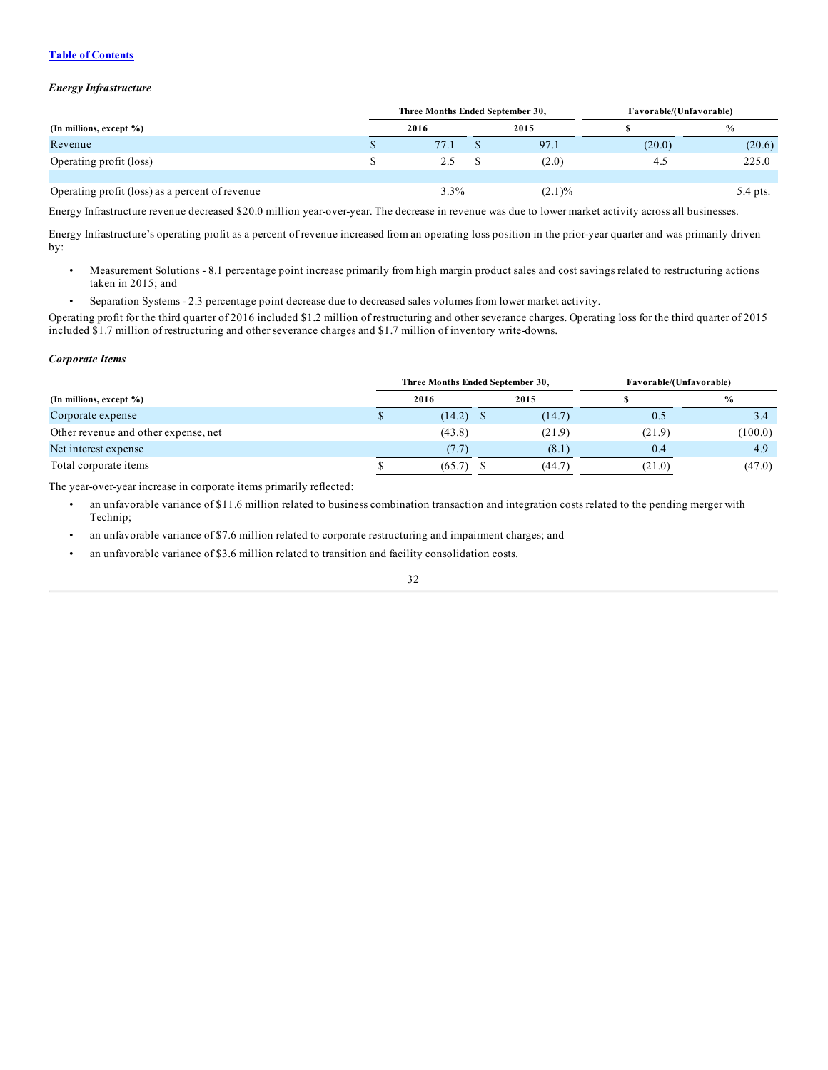*Energy Infrastructure*

| (In millions, except %) | Three Months Ended September 30, | | Favorable/(Unfavorable) | |
|---|---|---|---|---|
| | 2016 | 2015 | $ | % |
| Revenue | $ 77.1 | $ 97.1 | (20.0) | (20.6) |
| Operating profit (loss) | $ 2.5 | $ (2.0) | 4.5 | 225.0 |
| | | | | |
| Operating profit (loss) as a percent of revenue | 3.3% | (2.1)% | | 5.4 pts. |

Energy Infrastructure revenue decreased $20.0 million year-over-year. The decrease in revenue was due to lower market activity across all businesses.

Energy Infrastructure's operating profit as a percent of revenue increased from an operating loss position in the prior-year quarter and was primarily driven by:

- Measurement Solutions - 8.1 percentage point increase primarily from high margin product sales and cost savings related to restructuring actions taken in 2015; and
- Separation Systems - 2.3 percentage point decrease due to decreased sales volumes from lower market activity.

Operating profit for the third quarter of 2016 included $1.2 million of restructuring and other severance charges. Operating loss for the third quarter of 2015 included $1.7 million of restructuring and other severance charges and $1.7 million of inventory write-downs.

*Corporate Items*

| (In millions, except %) | Three Months Ended September 30, | | Favorable/(Unfavorable) | |
|---|---|---|---|---|
| | 2016 | 2015 | $ | % |
| Corporate expense | $ (14.2) | $ (14.7) | 0.5 | 3.4 |
| Other revenue and other expense, net | (43.8) | (21.9) | (21.9) | (100.0) |
| Net interest expense | (7.7) | (8.1) | 0.4 | 4.9 |
| Total corporate items | $ (65.7) | $ (44.7) | (21.0) | (47.0) |

The year-over-year increase in corporate items primarily reflected:

- an unfavorable variance of $11.6 million related to business combination transaction and integration costs related to the pending merger with Technip;
- an unfavorable variance of $7.6 million related to corporate restructuring and impairment charges; and
- an unfavorable variance of $3.6 million related to transition and facility consolidation costs.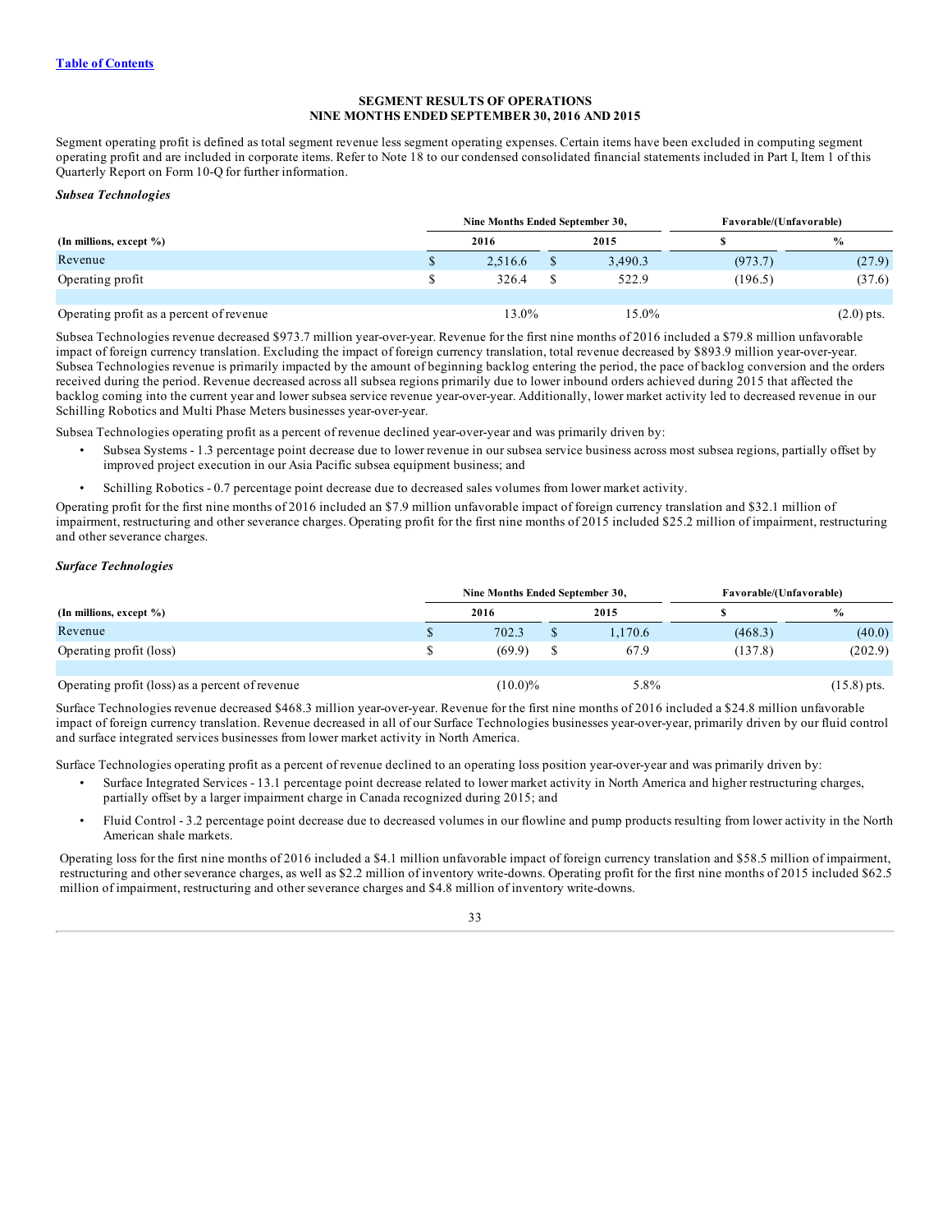[Table of Contents](#)

## SEGMENT RESULTS OF OPERATIONS
## NINE MONTHS ENDED SEPTEMBER 30, 2016 AND 2015

Segment operating profit is defined as total segment revenue less segment operating expenses. Certain items have been excluded in computing segment operating profit and are included in corporate items. Refer to Note 18 to our condensed consolidated financial statements included in Part I, Item 1 of this Quarterly Report on Form 10-Q for further information.

***Subsea Technologies***

| | Nine Months Ended September 30, | | Favorable/(Unfavorable) | |
|---|---|---|---|---|
| **(In millions, except %)** | **2016** | **2015** | **$** | **%** |
| Revenue | $ 2,516.6 | $ 3,490.3 | (973.7) | (27.9) |
| Operating profit | $ 326.4 | $ 522.9 | (196.5) | (37.6) |
| | | | | |
| Operating profit as a percent of revenue | 13.0% | 15.0% | | (2.0) pts. |

Subsea Technologies revenue decreased $973.7 million year-over-year. Revenue for the first nine months of 2016 included a $79.8 million unfavorable impact of foreign currency translation. Excluding the impact of foreign currency translation, total revenue decreased by $893.9 million year-over-year. Subsea Technologies revenue is primarily impacted by the amount of beginning backlog entering the period, the pace of backlog conversion and the orders received during the period. Revenue decreased across all subsea regions primarily due to lower inbound orders achieved during 2015 that affected the backlog coming into the current year and lower subsea service revenue year-over-year. Additionally, lower market activity led to decreased revenue in our Schilling Robotics and Multi Phase Meters businesses year-over-year.

Subsea Technologies operating profit as a percent of revenue declined year-over-year and was primarily driven by:

- Subsea Systems - 1.3 percentage point decrease due to lower revenue in our subsea service business across most subsea regions, partially offset by improved project execution in our Asia Pacific subsea equipment business; and
- Schilling Robotics - 0.7 percentage point decrease due to decreased sales volumes from lower market activity.

Operating profit for the first nine months of 2016 included an $7.9 million unfavorable impact of foreign currency translation and $32.1 million of impairment, restructuring and other severance charges. Operating profit for the first nine months of 2015 included $25.2 million of impairment, restructuring and other severance charges.

***Surface Technologies***

| | Nine Months Ended September 30, | | Favorable/(Unfavorable) | |
|---|---|---|---|---|
| **(In millions, except %)** | **2016** | **2015** | **$** | **%** |
| Revenue | $ 702.3 | $ 1,170.6 | (468.3) | (40.0) |
| Operating profit (loss) | $ (69.9) | $ 67.9 | (137.8) | (202.9) |
| | | | | |
| Operating profit (loss) as a percent of revenue | (10.0)% | 5.8% | | (15.8) pts. |

Surface Technologies revenue decreased $468.3 million year-over-year. Revenue for the first nine months of 2016 included a $24.8 million unfavorable impact of foreign currency translation. Revenue decreased in all of our Surface Technologies businesses year-over-year, primarily driven by our fluid control and surface integrated services businesses from lower market activity in North America.

Surface Technologies operating profit as a percent of revenue declined to an operating loss position year-over-year and was primarily driven by:

- Surface Integrated Services - 13.1 percentage point decrease related to lower market activity in North America and higher restructuring charges, partially offset by a larger impairment charge in Canada recognized during 2015; and
- Fluid Control - 3.2 percentage point decrease due to decreased volumes in our flowline and pump products resulting from lower activity in the North American shale markets.

Operating loss for the first nine months of 2016 included a $4.1 million unfavorable impact of foreign currency translation and $58.5 million of impairment, restructuring and other severance charges, as well as $2.2 million of inventory write-downs. Operating profit for the first nine months of 2015 included $62.5 million of impairment, restructuring and other severance charges and $4.8 million of inventory write-downs.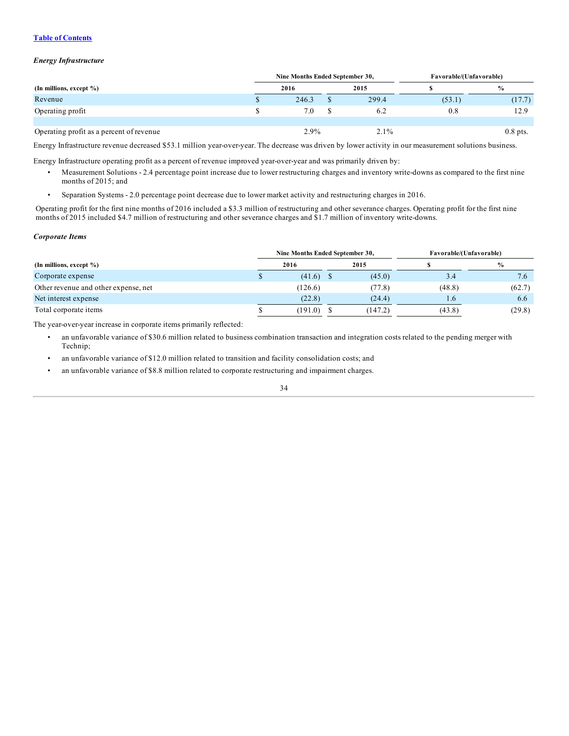*Energy Infrastructure*

| (In millions, except %) | Nine Months Ended September 30, 2016 | Nine Months Ended September 30, 2015 | Favorable/(Unfavorable) $ | Favorable/(Unfavorable) % |
|---|---|---|---|---|
| Revenue | $ 246.3 | $ 299.4 | (53.1) | (17.7) |
| Operating profit | $ 7.0 | $ 6.2 | 0.8 | 12.9 |
| | | | | |
| Operating profit as a percent of revenue | 2.9% | 2.1% | | 0.8 pts. |

Energy Infrastructure revenue decreased $53.1 million year-over-year. The decrease was driven by lower activity in our measurement solutions business.

Energy Infrastructure operating profit as a percent of revenue improved year-over-year and was primarily driven by:

- Measurement Solutions - 2.4 percentage point increase due to lower restructuring charges and inventory write-downs as compared to the first nine months of 2015; and
- Separation Systems - 2.0 percentage point decrease due to lower market activity and restructuring charges in 2016.

Operating profit for the first nine months of 2016 included a $3.3 million of restructuring and other severance charges. Operating profit for the first nine months of 2015 included $4.7 million of restructuring and other severance charges and $1.7 million of inventory write-downs.

*Corporate Items*

| (In millions, except %) | Nine Months Ended September 30, 2016 | Nine Months Ended September 30, 2015 | Favorable/(Unfavorable) $ | Favorable/(Unfavorable) % |
|---|---|---|---|---|
| Corporate expense | $ (41.6) | $ (45.0) | 3.4 | 7.6 |
| Other revenue and other expense, net | (126.6) | (77.8) | (48.8) | (62.7) |
| Net interest expense | (22.8) | (24.4) | 1.6 | 6.6 |
| Total corporate items | $ (191.0) | $ (147.2) | (43.8) | (29.8) |

The year-over-year increase in corporate items primarily reflected:

- an unfavorable variance of $30.6 million related to business combination transaction and integration costs related to the pending merger with Technip;
- an unfavorable variance of $12.0 million related to transition and facility consolidation costs; and
- an unfavorable variance of $8.8 million related to corporate restructuring and impairment charges.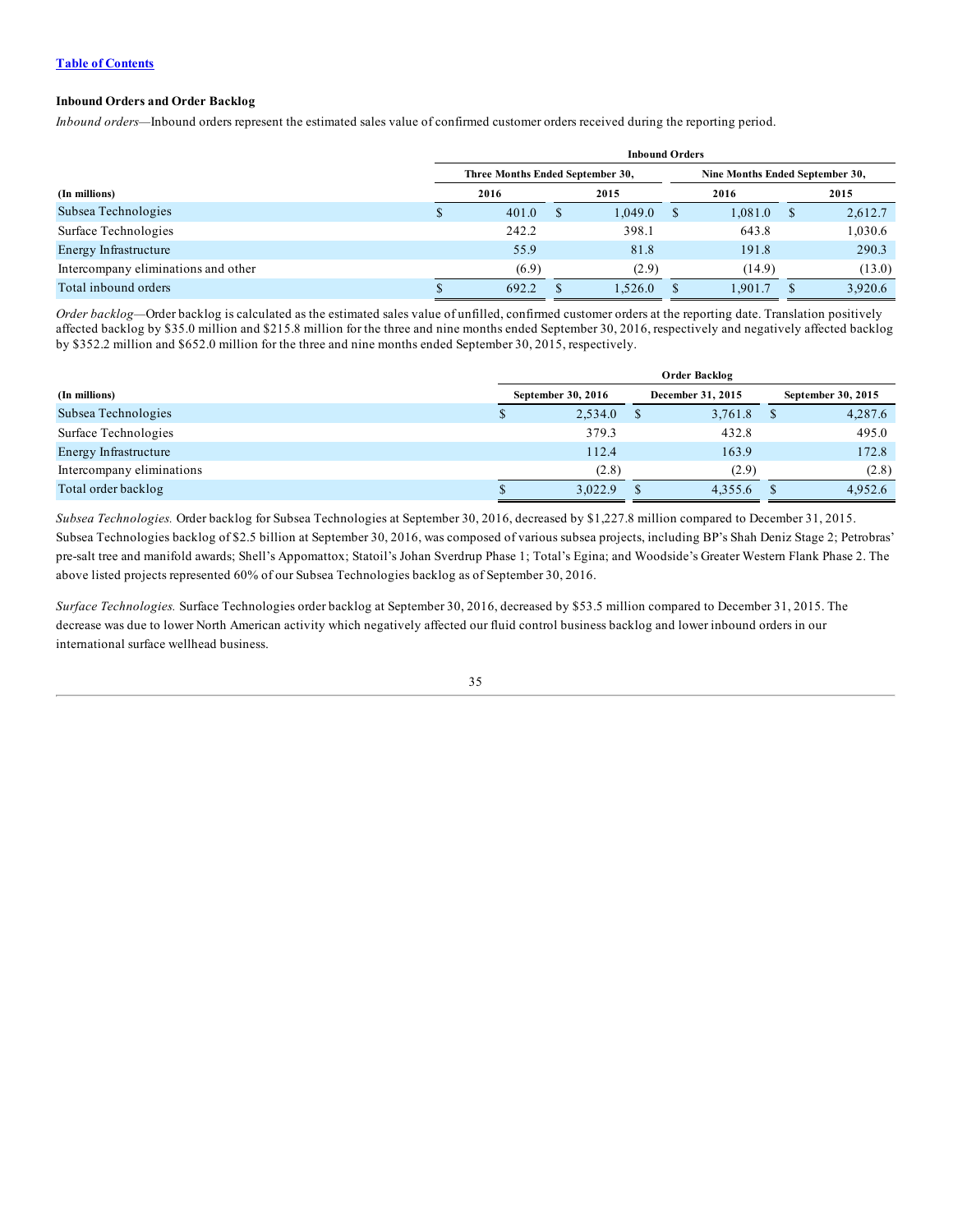**Inbound Orders and Order Backlog**

*Inbound orders*—Inbound orders represent the estimated sales value of confirmed customer orders received during the reporting period.

| | Inbound Orders | | | |
|---|---|---|---|---|
| | Three Months Ended September 30, | | Nine Months Ended September 30, | |
| (In millions) | 2016 | 2015 | 2016 | 2015 |
| Subsea Technologies | $ 401.0 | $ 1,049.0 | $ 1,081.0 | $ 2,612.7 |
| Surface Technologies | 242.2 | 398.1 | 643.8 | 1,030.6 |
| Energy Infrastructure | 55.9 | 81.8 | 191.8 | 290.3 |
| Intercompany eliminations and other | (6.9) | (2.9) | (14.9) | (13.0) |
| Total inbound orders | $ 692.2 | $ 1,526.0 | $ 1,901.7 | $ 3,920.6 |

*Order backlog*—Order backlog is calculated as the estimated sales value of unfilled, confirmed customer orders at the reporting date. Translation positively affected backlog by $35.0 million and $215.8 million for the three and nine months ended September 30, 2016, respectively and negatively affected backlog by $352.2 million and $652.0 million for the three and nine months ended September 30, 2015, respectively.

| | Order Backlog | | |
|---|---|---|---|
| (In millions) | September 30, 2016 | December 31, 2015 | September 30, 2015 |
| Subsea Technologies | $ 2,534.0 | $ 3,761.8 | $ 4,287.6 |
| Surface Technologies | 379.3 | 432.8 | 495.0 |
| Energy Infrastructure | 112.4 | 163.9 | 172.8 |
| Intercompany eliminations | (2.8) | (2.9) | (2.8) |
| Total order backlog | $ 3,022.9 | $ 4,355.6 | $ 4,952.6 |

*Subsea Technologies.* Order backlog for Subsea Technologies at September 30, 2016, decreased by $1,227.8 million compared to December 31, 2015. Subsea Technologies backlog of $2.5 billion at September 30, 2016, was composed of various subsea projects, including BP's Shah Deniz Stage 2; Petrobras' pre-salt tree and manifold awards; Shell's Appomattox; Statoil's Johan Sverdrup Phase 1; Total's Egina; and Woodside's Greater Western Flank Phase 2. The above listed projects represented 60% of our Subsea Technologies backlog as of September 30, 2016.

*Surface Technologies.* Surface Technologies order backlog at September 30, 2016, decreased by $53.5 million compared to December 31, 2015. The decrease was due to lower North American activity which negatively affected our fluid control business backlog and lower inbound orders in our international surface wellhead business.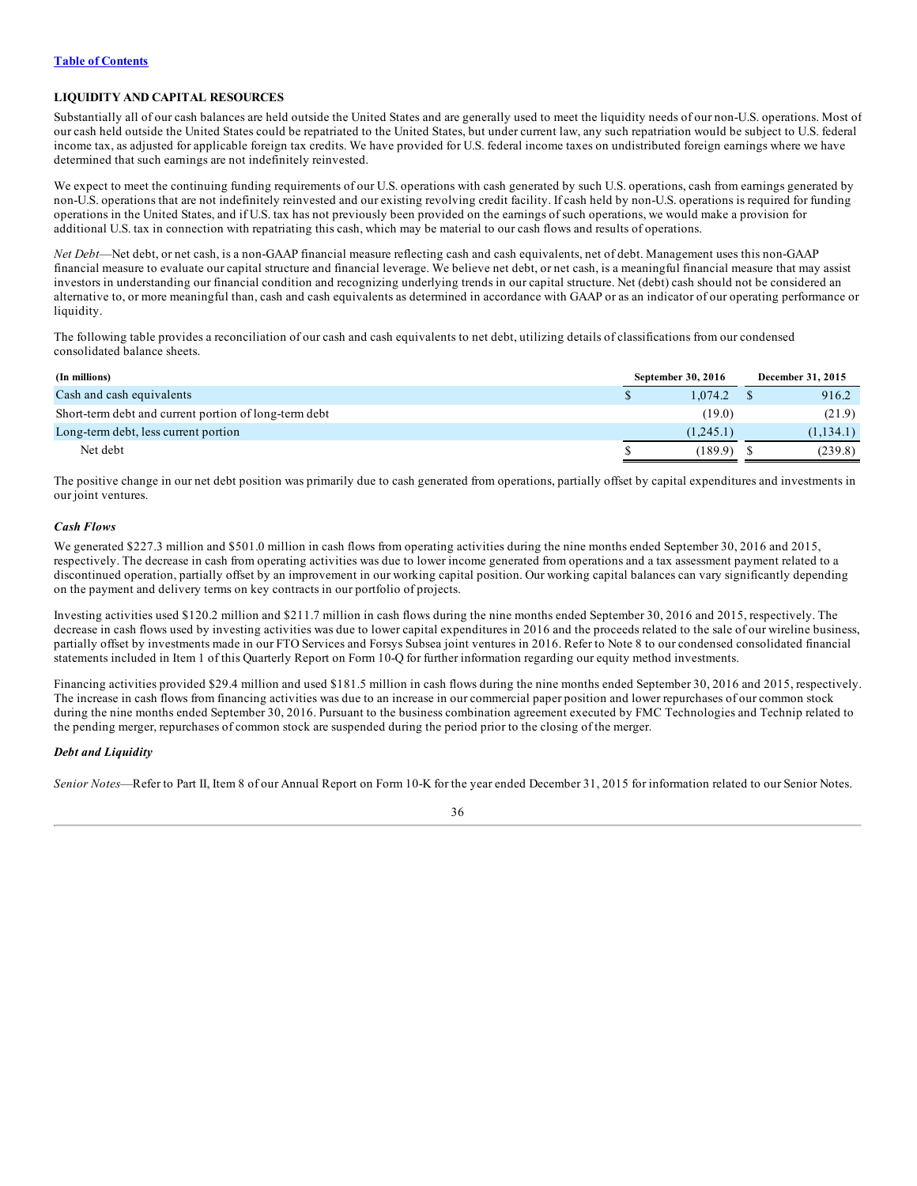## LIQUIDITY AND CAPITAL RESOURCES

Substantially all of our cash balances are held outside the United States and are generally used to meet the liquidity needs of our non-U.S. operations. Most of our cash held outside the United States could be repatriated to the United States, but under current law, any such repatriation would be subject to U.S. federal income tax, as adjusted for applicable foreign tax credits. We have provided for U.S. federal income taxes on undistributed foreign earnings where we have determined that such earnings are not indefinitely reinvested.

We expect to meet the continuing funding requirements of our U.S. operations with cash generated by such U.S. operations, cash from earnings generated by non-U.S. operations that are not indefinitely reinvested and our existing revolving credit facility. If cash held by non-U.S. operations is required for funding operations in the United States, and if U.S. tax has not previously been provided on the earnings of such operations, we would make a provision for additional U.S. tax in connection with repatriating this cash, which may be material to our cash flows and results of operations.

*Net Debt*—Net debt, or net cash, is a non-GAAP financial measure reflecting cash and cash equivalents, net of debt. Management uses this non-GAAP financial measure to evaluate our capital structure and financial leverage. We believe net debt, or net cash, is a meaningful financial measure that may assist investors in understanding our financial condition and recognizing underlying trends in our capital structure. Net (debt) cash should not be considered an alternative to, or more meaningful than, cash and cash equivalents as determined in accordance with GAAP or as an indicator of our operating performance or liquidity.

The following table provides a reconciliation of our cash and cash equivalents to net debt, utilizing details of classifications from our condensed consolidated balance sheets.

| (In millions) | September 30, 2016 | December 31, 2015 |
|---|---|---|
| Cash and cash equivalents | $ 1,074.2 | $ 916.2 |
| Short-term debt and current portion of long-term debt | (19.0) | (21.9) |
| Long-term debt, less current portion | (1,245.1) | (1,134.1) |
| Net debt | $ (189.9) | $ (239.8) |

The positive change in our net debt position was primarily due to cash generated from operations, partially offset by capital expenditures and investments in our joint ventures.

### *Cash Flows*

We generated $227.3 million and $501.0 million in cash flows from operating activities during the nine months ended September 30, 2016 and 2015, respectively. The decrease in cash from operating activities was due to lower income generated from operations and a tax assessment payment related to a discontinued operation, partially offset by an improvement in our working capital position. Our working capital balances can vary significantly depending on the payment and delivery terms on key contracts in our portfolio of projects.

Investing activities used $120.2 million and $211.7 million in cash flows during the nine months ended September 30, 2016 and 2015, respectively. The decrease in cash flows used by investing activities was due to lower capital expenditures in 2016 and the proceeds related to the sale of our wireline business, partially offset by investments made in our FTO Services and Forsys Subsea joint ventures in 2016. Refer to Note 8 to our condensed consolidated financial statements included in Item 1 of this Quarterly Report on Form 10-Q for further information regarding our equity method investments.

Financing activities provided $29.4 million and used $181.5 million in cash flows during the nine months ended September 30, 2016 and 2015, respectively. The increase in cash flows from financing activities was due to an increase in our commercial paper position and lower repurchases of our common stock during the nine months ended September 30, 2016. Pursuant to the business combination agreement executed by FMC Technologies and Technip related to the pending merger, repurchases of common stock are suspended during the period prior to the closing of the merger.

### *Debt and Liquidity*

*Senior Notes*—Refer to Part II, Item 8 of our Annual Report on Form 10-K for the year ended December 31, 2015 for information related to our Senior Notes.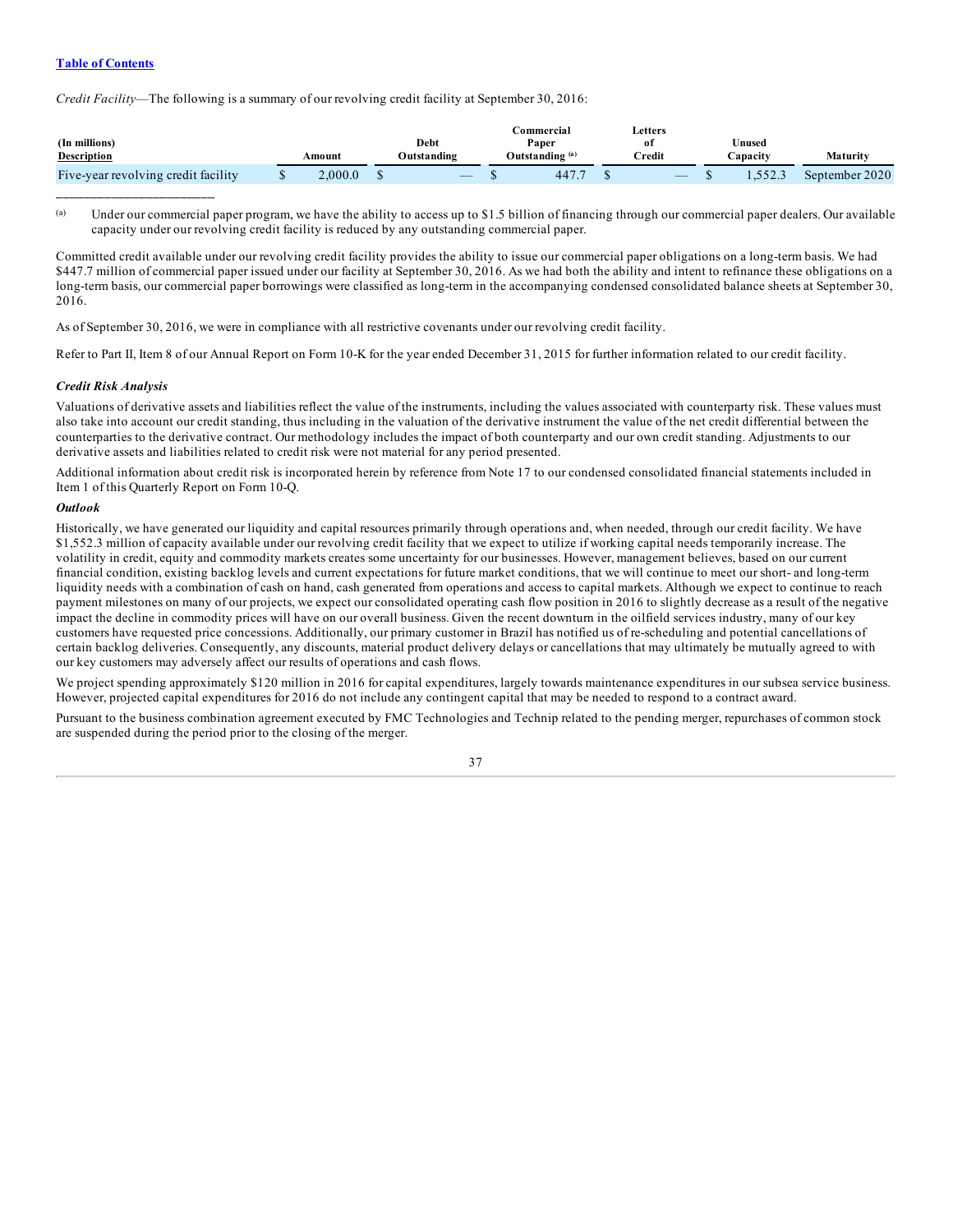Table of Contents

*Credit Facility*—The following is a summary of our revolving credit facility at September 30, 2016:

| (In millions) Description | Amount | Debt Outstanding | Commercial Paper Outstanding [(a)] | Letters of Credit | Unused Capacity | Maturity |
|---|---|---|---|---|---|---|
| Five-year revolving credit facility | $ 2,000.0 | $ — | $ 447.7 | $ — | $ 1,552.3 | September 2020 |

(a) Under our commercial paper program, we have the ability to access up to $1.5 billion of financing through our commercial paper dealers. Our available capacity under our revolving credit facility is reduced by any outstanding commercial paper.

Committed credit available under our revolving credit facility provides the ability to issue our commercial paper obligations on a long-term basis. We had $447.7 million of commercial paper issued under our facility at September 30, 2016. As we had both the ability and intent to refinance these obligations on a long-term basis, our commercial paper borrowings were classified as long-term in the accompanying condensed consolidated balance sheets at September 30, 2016.

As of September 30, 2016, we were in compliance with all restrictive covenants under our revolving credit facility.

Refer to Part II, Item 8 of our Annual Report on Form 10-K for the year ended December 31, 2015 for further information related to our credit facility.

***Credit Risk Analysis***

Valuations of derivative assets and liabilities reflect the value of the instruments, including the values associated with counterparty risk. These values must also take into account our credit standing, thus including in the valuation of the derivative instrument the value of the net credit differential between the counterparties to the derivative contract. Our methodology includes the impact of both counterparty and our own credit standing. Adjustments to our derivative assets and liabilities related to credit risk were not material for any period presented.

Additional information about credit risk is incorporated herein by reference from Note 17 to our condensed consolidated financial statements included in Item 1 of this Quarterly Report on Form 10-Q.

***Outlook***

Historically, we have generated our liquidity and capital resources primarily through operations and, when needed, through our credit facility. We have $1,552.3 million of capacity available under our revolving credit facility that we expect to utilize if working capital needs temporarily increase. The volatility in credit, equity and commodity markets creates some uncertainty for our businesses. However, management believes, based on our current financial condition, existing backlog levels and current expectations for future market conditions, that we will continue to meet our short- and long-term liquidity needs with a combination of cash on hand, cash generated from operations and access to capital markets. Although we expect to continue to reach payment milestones on many of our projects, we expect our consolidated operating cash flow position in 2016 to slightly decrease as a result of the negative impact the decline in commodity prices will have on our overall business. Given the recent downturn in the oilfield services industry, many of our key customers have requested price concessions. Additionally, our primary customer in Brazil has notified us of re-scheduling and potential cancellations of certain backlog deliveries. Consequently, any discounts, material product delivery delays or cancellations that may ultimately be mutually agreed to with our key customers may adversely affect our results of operations and cash flows.

We project spending approximately $120 million in 2016 for capital expenditures, largely towards maintenance expenditures in our subsea service business. However, projected capital expenditures for 2016 do not include any contingent capital that may be needed to respond to a contract award.

Pursuant to the business combination agreement executed by FMC Technologies and Technip related to the pending merger, repurchases of common stock are suspended during the period prior to the closing of the merger.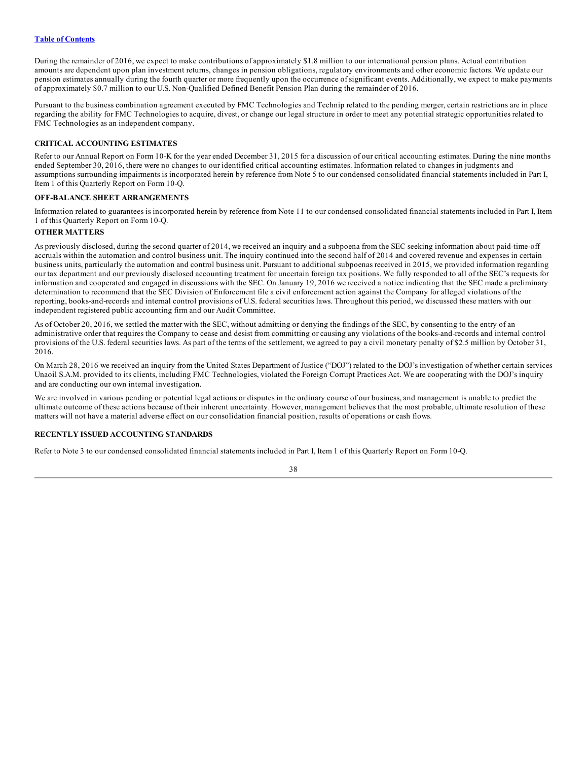During the remainder of 2016, we expect to make contributions of approximately $1.8 million to our international pension plans. Actual contribution amounts are dependent upon plan investment returns, changes in pension obligations, regulatory environments and other economic factors. We update our pension estimates annually during the fourth quarter or more frequently upon the occurrence of significant events. Additionally, we expect to make payments of approximately $0.7 million to our U.S. Non-Qualified Defined Benefit Pension Plan during the remainder of 2016.

Pursuant to the business combination agreement executed by FMC Technologies and Technip related to the pending merger, certain restrictions are in place regarding the ability for FMC Technologies to acquire, divest, or change our legal structure in order to meet any potential strategic opportunities related to FMC Technologies as an independent company.

## CRITICAL ACCOUNTING ESTIMATES

Refer to our Annual Report on Form 10-K for the year ended December 31, 2015 for a discussion of our critical accounting estimates. During the nine months ended September 30, 2016, there were no changes to our identified critical accounting estimates. Information related to changes in judgments and assumptions surrounding impairments is incorporated herein by reference from Note 5 to our condensed consolidated financial statements included in Part I, Item 1 of this Quarterly Report on Form 10-Q.

## OFF-BALANCE SHEET ARRANGEMENTS

Information related to guarantees is incorporated herein by reference from Note 11 to our condensed consolidated financial statements included in Part I, Item 1 of this Quarterly Report on Form 10-Q.

## OTHER MATTERS

As previously disclosed, during the second quarter of 2014, we received an inquiry and a subpoena from the SEC seeking information about paid-time-off accruals within the automation and control business unit. The inquiry continued into the second half of 2014 and covered revenue and expenses in certain business units, particularly the automation and control business unit. Pursuant to additional subpoenas received in 2015, we provided information regarding our tax department and our previously disclosed accounting treatment for uncertain foreign tax positions. We fully responded to all of the SEC's requests for information and cooperated and engaged in discussions with the SEC. On January 19, 2016 we received a notice indicating that the SEC made a preliminary determination to recommend that the SEC Division of Enforcement file a civil enforcement action against the Company for alleged violations of the reporting, books-and-records and internal control provisions of U.S. federal securities laws. Throughout this period, we discussed these matters with our independent registered public accounting firm and our Audit Committee.

As of October 20, 2016, we settled the matter with the SEC, without admitting or denying the findings of the SEC, by consenting to the entry of an administrative order that requires the Company to cease and desist from committing or causing any violations of the books-and-records and internal control provisions of the U.S. federal securities laws. As part of the terms of the settlement, we agreed to pay a civil monetary penalty of $2.5 million by October 31, 2016.

On March 28, 2016 we received an inquiry from the United States Department of Justice ("DOJ") related to the DOJ's investigation of whether certain services Unaoil S.A.M. provided to its clients, including FMC Technologies, violated the Foreign Corrupt Practices Act. We are cooperating with the DOJ's inquiry and are conducting our own internal investigation.

We are involved in various pending or potential legal actions or disputes in the ordinary course of our business, and management is unable to predict the ultimate outcome of these actions because of their inherent uncertainty. However, management believes that the most probable, ultimate resolution of these matters will not have a material adverse effect on our consolidation financial position, results of operations or cash flows.

## RECENTLY ISSUED ACCOUNTING STANDARDS

Refer to Note 3 to our condensed consolidated financial statements included in Part I, Item 1 of this Quarterly Report on Form 10-Q.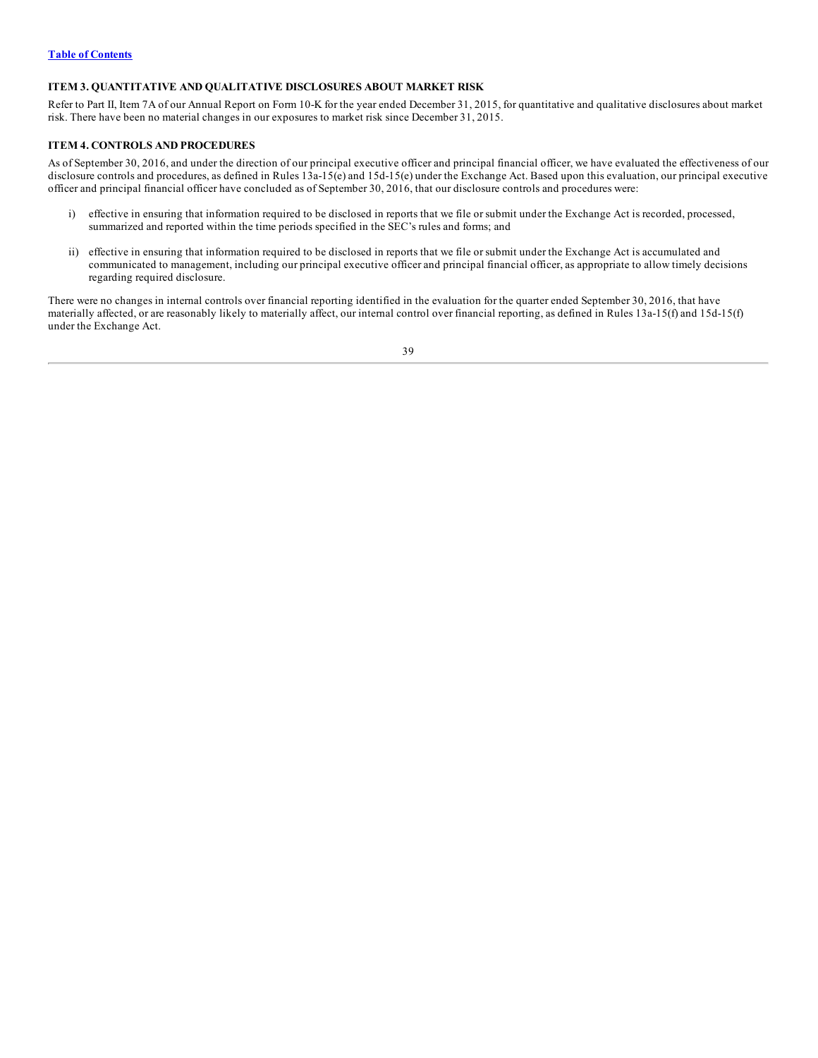### ITEM 3. QUANTITATIVE AND QUALITATIVE DISCLOSURES ABOUT MARKET RISK

Refer to Part II, Item 7A of our Annual Report on Form 10-K for the year ended December 31, 2015, for quantitative and qualitative disclosures about market risk. There have been no material changes in our exposures to market risk since December 31, 2015.

### ITEM 4. CONTROLS AND PROCEDURES

As of September 30, 2016, and under the direction of our principal executive officer and principal financial officer, we have evaluated the effectiveness of our disclosure controls and procedures, as defined in Rules 13a-15(e) and 15d-15(e) under the Exchange Act. Based upon this evaluation, our principal executive officer and principal financial officer have concluded as of September 30, 2016, that our disclosure controls and procedures were:

i) effective in ensuring that information required to be disclosed in reports that we file or submit under the Exchange Act is recorded, processed, summarized and reported within the time periods specified in the SEC's rules and forms; and

ii) effective in ensuring that information required to be disclosed in reports that we file or submit under the Exchange Act is accumulated and communicated to management, including our principal executive officer and principal financial officer, as appropriate to allow timely decisions regarding required disclosure.

There were no changes in internal controls over financial reporting identified in the evaluation for the quarter ended September 30, 2016, that have materially affected, or are reasonably likely to materially affect, our internal control over financial reporting, as defined in Rules 13a-15(f) and 15d-15(f) under the Exchange Act.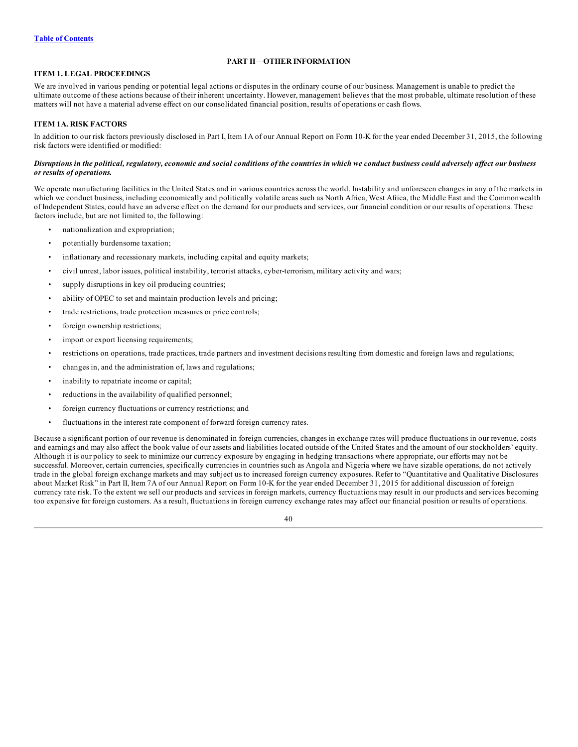## PART II—OTHER INFORMATION

### ITEM 1. LEGAL PROCEEDINGS

We are involved in various pending or potential legal actions or disputes in the ordinary course of our business. Management is unable to predict the ultimate outcome of these actions because of their inherent uncertainty. However, management believes that the most probable, ultimate resolution of these matters will not have a material adverse effect on our consolidated financial position, results of operations or cash flows.

### ITEM 1A. RISK FACTORS

In addition to our risk factors previously disclosed in Part I, Item 1A of our Annual Report on Form 10-K for the year ended December 31, 2015, the following risk factors were identified or modified:

***Disruptions in the political, regulatory, economic and social conditions of the countries in which we conduct business could adversely affect our business or results of operations.***

We operate manufacturing facilities in the United States and in various countries across the world. Instability and unforeseen changes in any of the markets in which we conduct business, including economically and politically volatile areas such as North Africa, West Africa, the Middle East and the Commonwealth of Independent States, could have an adverse effect on the demand for our products and services, our financial condition or our results of operations. These factors include, but are not limited to, the following:

- nationalization and expropriation;
- potentially burdensome taxation;
- inflationary and recessionary markets, including capital and equity markets;
- civil unrest, labor issues, political instability, terrorist attacks, cyber-terrorism, military activity and wars;
- supply disruptions in key oil producing countries;
- ability of OPEC to set and maintain production levels and pricing;
- trade restrictions, trade protection measures or price controls;
- foreign ownership restrictions;
- import or export licensing requirements;
- restrictions on operations, trade practices, trade partners and investment decisions resulting from domestic and foreign laws and regulations;
- changes in, and the administration of, laws and regulations;
- inability to repatriate income or capital;
- reductions in the availability of qualified personnel;
- foreign currency fluctuations or currency restrictions; and
- fluctuations in the interest rate component of forward foreign currency rates.

Because a significant portion of our revenue is denominated in foreign currencies, changes in exchange rates will produce fluctuations in our revenue, costs and earnings and may also affect the book value of our assets and liabilities located outside of the United States and the amount of our stockholders' equity. Although it is our policy to seek to minimize our currency exposure by engaging in hedging transactions where appropriate, our efforts may not be successful. Moreover, certain currencies, specifically currencies in countries such as Angola and Nigeria where we have sizable operations, do not actively trade in the global foreign exchange markets and may subject us to increased foreign currency exposures. Refer to "Quantitative and Qualitative Disclosures about Market Risk" in Part II, Item 7A of our Annual Report on Form 10-K for the year ended December 31, 2015 for additional discussion of foreign currency rate risk. To the extent we sell our products and services in foreign markets, currency fluctuations may result in our products and services becoming too expensive for foreign customers. As a result, fluctuations in foreign currency exchange rates may affect our financial position or results of operations.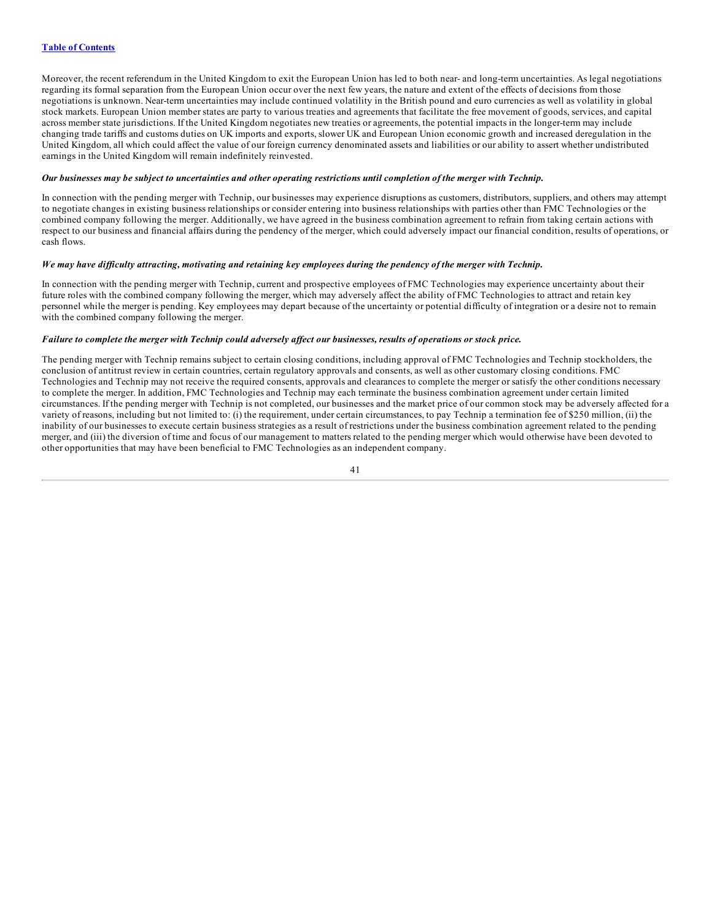Moreover, the recent referendum in the United Kingdom to exit the European Union has led to both near- and long-term uncertainties. As legal negotiations regarding its formal separation from the European Union occur over the next few years, the nature and extent of the effects of decisions from those negotiations is unknown. Near-term uncertainties may include continued volatility in the British pound and euro currencies as well as volatility in global stock markets. European Union member states are party to various treaties and agreements that facilitate the free movement of goods, services, and capital across member state jurisdictions. If the United Kingdom negotiates new treaties or agreements, the potential impacts in the longer-term may include changing trade tariffs and customs duties on UK imports and exports, slower UK and European Union economic growth and increased deregulation in the United Kingdom, all which could affect the value of our foreign currency denominated assets and liabilities or our ability to assert whether undistributed earnings in the United Kingdom will remain indefinitely reinvested.

***Our businesses may be subject to uncertainties and other operating restrictions until completion of the merger with Technip.***

In connection with the pending merger with Technip, our businesses may experience disruptions as customers, distributors, suppliers, and others may attempt to negotiate changes in existing business relationships or consider entering into business relationships with parties other than FMC Technologies or the combined company following the merger. Additionally, we have agreed in the business combination agreement to refrain from taking certain actions with respect to our business and financial affairs during the pendency of the merger, which could adversely impact our financial condition, results of operations, or cash flows.

***We may have difficulty attracting, motivating and retaining key employees during the pendency of the merger with Technip.***

In connection with the pending merger with Technip, current and prospective employees of FMC Technologies may experience uncertainty about their future roles with the combined company following the merger, which may adversely affect the ability of FMC Technologies to attract and retain key personnel while the merger is pending. Key employees may depart because of the uncertainty or potential difficulty of integration or a desire not to remain with the combined company following the merger.

***Failure to complete the merger with Technip could adversely affect our businesses, results of operations or stock price.***

The pending merger with Technip remains subject to certain closing conditions, including approval of FMC Technologies and Technip stockholders, the conclusion of antitrust review in certain countries, certain regulatory approvals and consents, as well as other customary closing conditions. FMC Technologies and Technip may not receive the required consents, approvals and clearances to complete the merger or satisfy the other conditions necessary to complete the merger. In addition, FMC Technologies and Technip may each terminate the business combination agreement under certain limited circumstances. If the pending merger with Technip is not completed, our businesses and the market price of our common stock may be adversely affected for a variety of reasons, including but not limited to: (i) the requirement, under certain circumstances, to pay Technip a termination fee of $250 million, (ii) the inability of our businesses to execute certain business strategies as a result of restrictions under the business combination agreement related to the pending merger, and (iii) the diversion of time and focus of our management to matters related to the pending merger which would otherwise have been devoted to other opportunities that may have been beneficial to FMC Technologies as an independent company.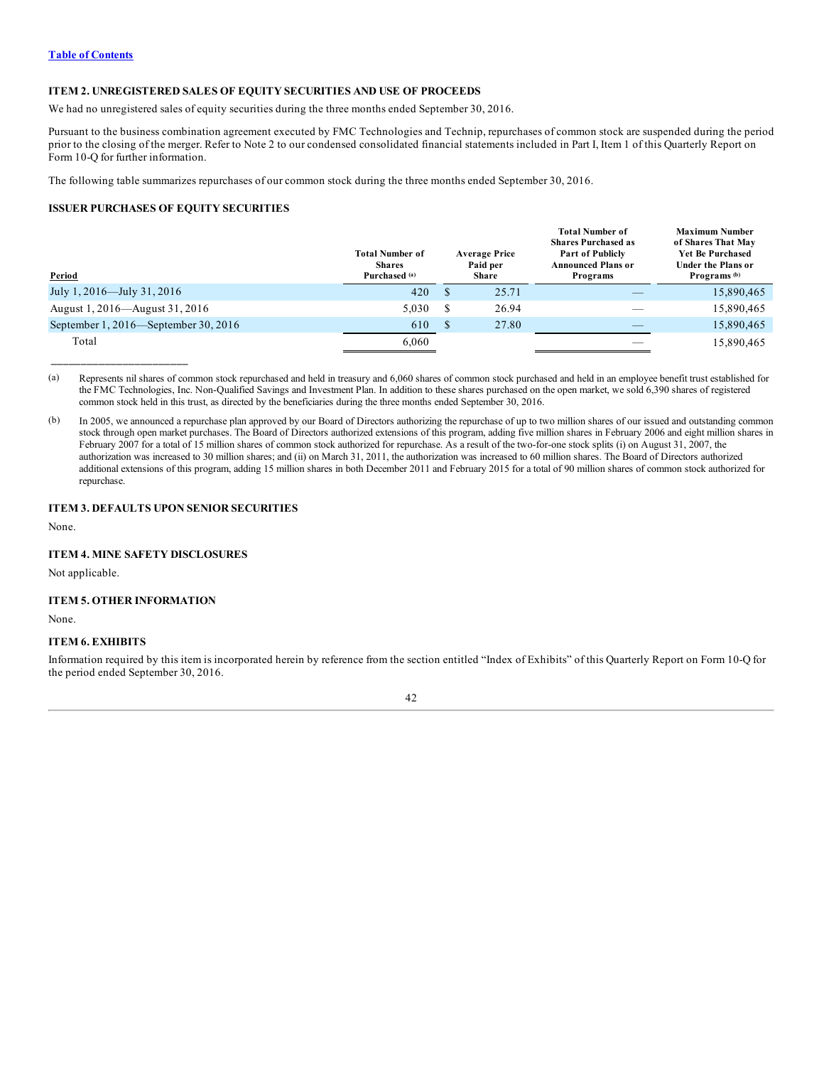Table of Contents

## ITEM 2. UNREGISTERED SALES OF EQUITY SECURITIES AND USE OF PROCEEDS

We had no unregistered sales of equity securities during the three months ended September 30, 2016.

Pursuant to the business combination agreement executed by FMC Technologies and Technip, repurchases of common stock are suspended during the period prior to the closing of the merger. Refer to Note 2 to our condensed consolidated financial statements included in Part I, Item 1 of this Quarterly Report on Form 10-Q for further information.

The following table summarizes repurchases of our common stock during the three months ended September 30, 2016.

### ISSUER PURCHASES OF EQUITY SECURITIES

| Period | Total Number of Shares Purchased [(a)] | Average Price Paid per Share | Total Number of Shares Purchased as Part of Publicly Announced Plans or Programs | Maximum Number of Shares That May Yet Be Purchased Under the Plans or Programs [(b)] |
|---|---|---|---|---|
| July 1, 2016—July 31, 2016 | 420 | $ 25.71 | — | 15,890,465 |
| August 1, 2016—August 31, 2016 | 5,030 | $ 26.94 | — | 15,890,465 |
| September 1, 2016—September 30, 2016 | 610 | $ 27.80 | — | 15,890,465 |
| Total | 6,060 | | — | 15,890,465 |

(a) Represents nil shares of common stock repurchased and held in treasury and 6,060 shares of common stock purchased and held in an employee benefit trust established for the FMC Technologies, Inc. Non-Qualified Savings and Investment Plan. In addition to these shares purchased on the open market, we sold 6,390 shares of registered common stock held in this trust, as directed by the beneficiaries during the three months ended September 30, 2016.

(b) In 2005, we announced a repurchase plan approved by our Board of Directors authorizing the repurchase of up to two million shares of our issued and outstanding common stock through open market purchases. The Board of Directors authorized extensions of this program, adding five million shares in February 2006 and eight million shares in February 2007 for a total of 15 million shares of common stock authorized for repurchase. As a result of the two-for-one stock splits (i) on August 31, 2007, the authorization was increased to 30 million shares; and (ii) on March 31, 2011, the authorization was increased to 60 million shares. The Board of Directors authorized additional extensions of this program, adding 15 million shares in both December 2011 and February 2015 for a total of 90 million shares of common stock authorized for repurchase.

## ITEM 3. DEFAULTS UPON SENIOR SECURITIES

None.

## ITEM 4. MINE SAFETY DISCLOSURES

Not applicable.

## ITEM 5. OTHER INFORMATION

None.

## ITEM 6. EXHIBITS

Information required by this item is incorporated herein by reference from the section entitled "Index of Exhibits" of this Quarterly Report on Form 10-Q for the period ended September 30, 2016.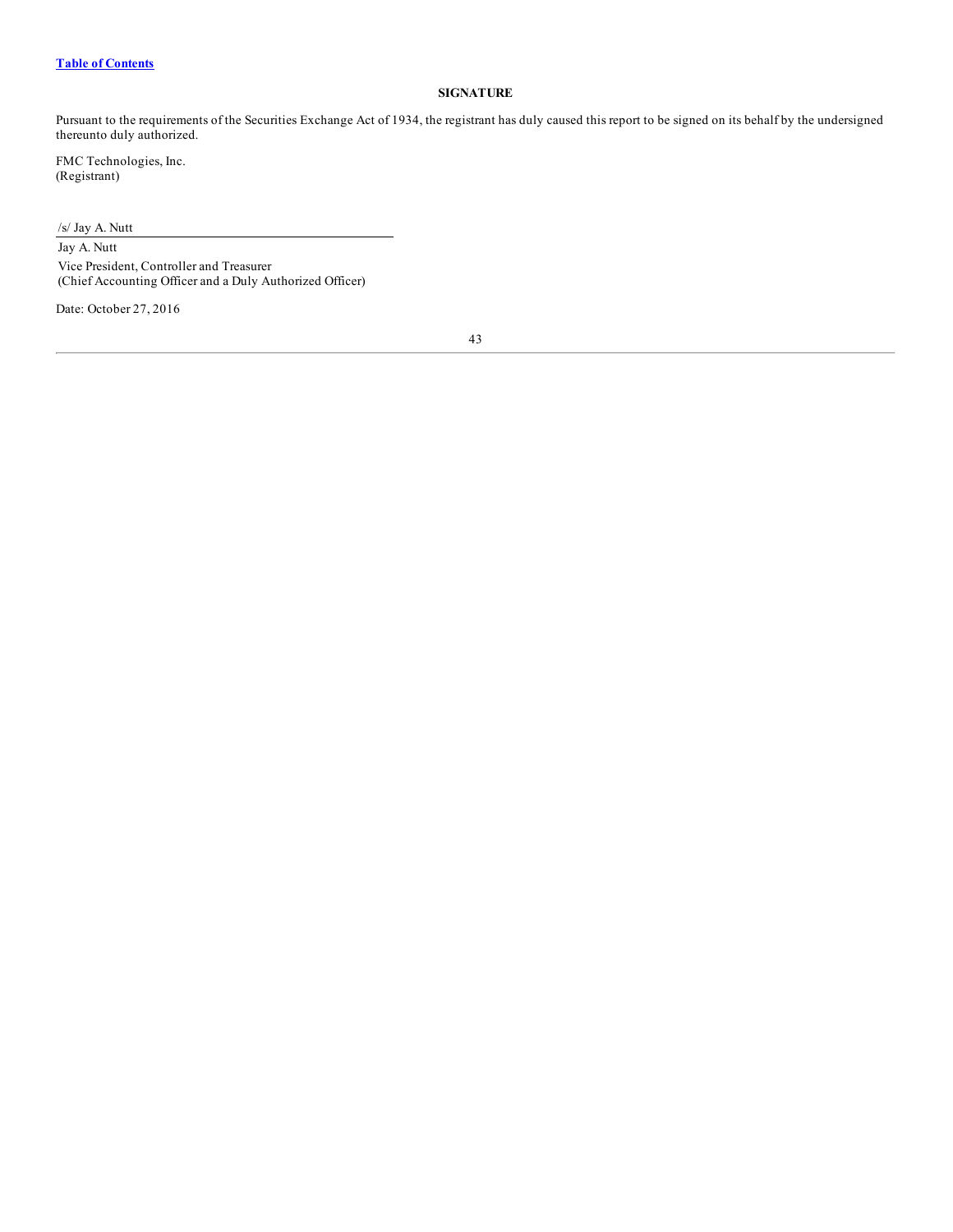## SIGNATURE

Pursuant to the requirements of the Securities Exchange Act of 1934, the registrant has duly caused this report to be signed on its behalf by the undersigned thereunto duly authorized.

FMC Technologies, Inc.
(Registrant)

/s/ Jay A. Nutt

Jay A. Nutt
Vice President, Controller and Treasurer
(Chief Accounting Officer and a Duly Authorized Officer)

Date: October 27, 2016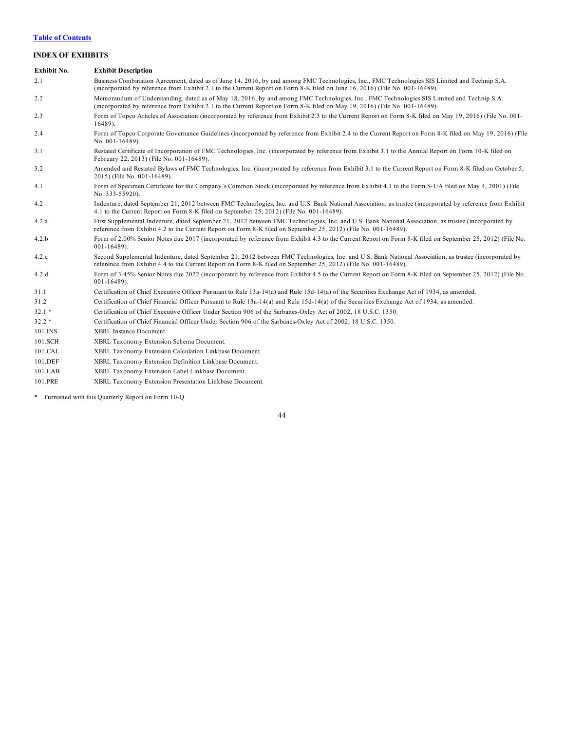[Table of Contents](#)

## INDEX OF EXHIBITS

| Exhibit No. | Exhibit Description |
| --- | --- |
| 2.1 | Business Combination Agreement, dated as of June 14, 2016, by and among FMC Technologies, Inc., FMC Technologies SIS Limited and Technip S.A. (incorporated by reference from Exhibit 2.1 to the Current Report on Form 8-K filed on June 16, 2016) (File No. 001-16489). |
| 2.2 | Memorandum of Understanding, dated as of May 18, 2016, by and among FMC Technologies, Inc., FMC Technologies SIS Limited and Technip S.A. (incorporated by reference from Exhibit 2.1 to the Current Report on Form 8-K filed on May 19, 2016) (File No. 001-16489). |
| 2.3 | Form of Topco Articles of Association (incorporated by reference from Exhibit 2.3 to the Current Report on Form 8-K filed on May 19, 2016) (File No. 001-16489). |
| 2.4 | Form of Topco Corporate Governance Guidelines (incorporated by reference from Exhibit 2.4 to the Current Report on Form 8-K filed on May 19, 2016) (File No. 001-16489). |
| 3.1 | Restated Certificate of Incorporation of FMC Technologies, Inc. (incorporated by reference from Exhibit 3.1 to the Annual Report on Form 10-K filed on February 22, 2013) (File No. 001-16489). |
| 3.2 | Amended and Restated Bylaws of FMC Technologies, Inc. (incorporated by reference from Exhibit 3.1 to the Current Report on Form 8-K filed on October 5, 2015) (File No. 001-16489). |
| 4.1 | Form of Specimen Certificate for the Company's Common Stock (incorporated by reference from Exhibit 4.1 to the Form S-1/A filed on May 4, 2001) (File No. 333-55920). |
| 4.2 | Indenture, dated September 21, 2012 between FMC Technologies, Inc. and U.S. Bank National Association, as trustee (incorporated by reference from Exhibit 4.1 to the Current Report on Form 8-K filed on September 25, 2012) (File No. 001-16489). |
| 4.2.a | First Supplemental Indenture, dated September 21, 2012 between FMC Technologies, Inc. and U.S. Bank National Association, as trustee (incorporated by reference from Exhibit 4.2 to the Current Report on Form 8-K filed on September 25, 2012) (File No. 001-16489). |
| 4.2.b | Form of 2.00% Senior Notes due 2017 (incorporated by reference from Exhibit 4.3 to the Current Report on Form 8-K filed on September 25, 2012) (File No. 001-16489). |
| 4.2.c | Second Supplemental Indenture, dated September 21, 2012 between FMC Technologies, Inc. and U.S. Bank National Association, as trustee (incorporated by reference from Exhibit 4.4 to the Current Report on Form 8-K filed on September 25, 2012) (File No. 001-16489). |
| 4.2.d | Form of 3.45% Senior Notes due 2022 (incorporated by reference from Exhibit 4.5 to the Current Report on Form 8-K filed on September 25, 2012) (File No. 001-16489). |
| 31.1 | Certification of Chief Executive Officer Pursuant to Rule 13a-14(a) and Rule 15d-14(a) of the Securities Exchange Act of 1934, as amended. |
| 31.2 | Certification of Chief Financial Officer Pursuant to Rule 13a-14(a) and Rule 15d-14(a) of the Securities Exchange Act of 1934, as amended. |
| 32.1 * | Certification of Chief Executive Officer Under Section 906 of the Sarbanes-Oxley Act of 2002, 18 U.S.C. 1350. |
| 32.2 * | Certification of Chief Financial Officer Under Section 906 of the Sarbanes-Oxley Act of 2002, 18 U.S.C. 1350. |
| 101.INS | XBRL Instance Document. |
| 101.SCH | XBRL Taxonomy Extension Schema Document. |
| 101.CAL | XBRL Taxonomy Extension Calculation Linkbase Document. |
| 101.DEF | XBRL Taxonomy Extension Definition Linkbase Document. |
| 101.LAB | XBRL Taxonomy Extension Label Linkbase Document. |
| 101.PRE | XBRL Taxonomy Extension Presentation Linkbase Document. |

\* Furnished with this Quarterly Report on Form 10-Q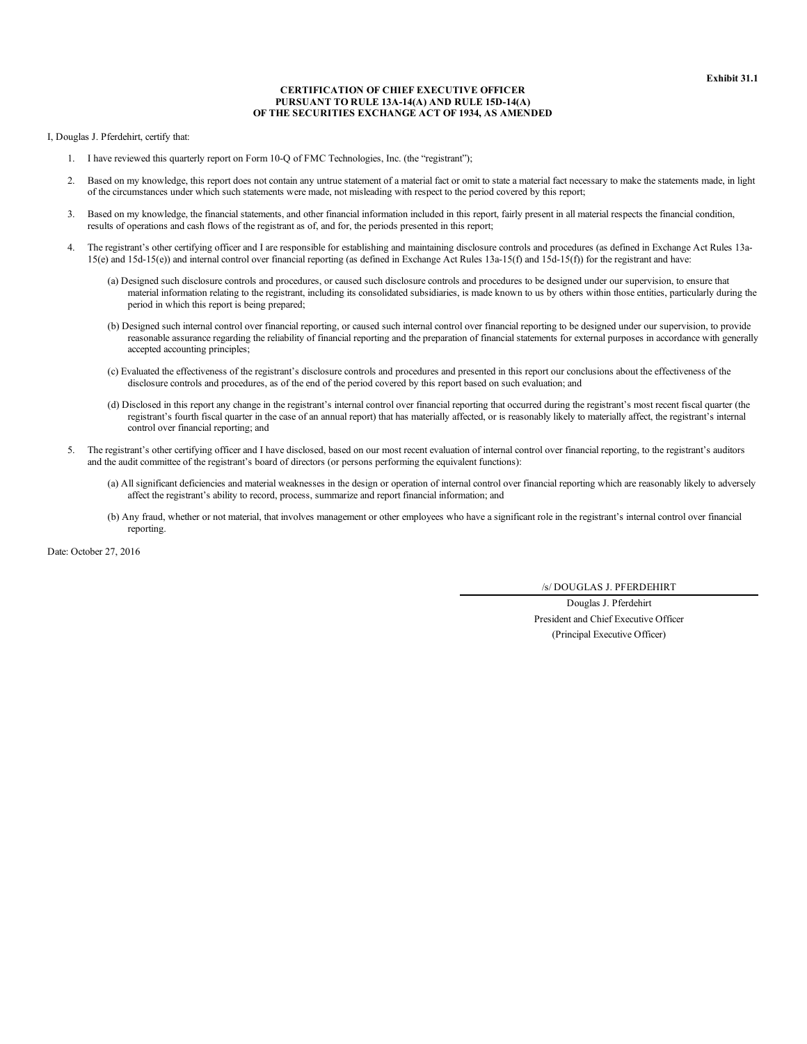**Exhibit 31.1**

**CERTIFICATION OF CHIEF EXECUTIVE OFFICER**
**PURSUANT TO RULE 13A-14(A) AND RULE 15D-14(A)**
**OF THE SECURITIES EXCHANGE ACT OF 1934, AS AMENDED**

I, Douglas J. Pferdehirt, certify that:

1. I have reviewed this quarterly report on Form 10-Q of FMC Technologies, Inc. (the "registrant");

2. Based on my knowledge, this report does not contain any untrue statement of a material fact or omit to state a material fact necessary to make the statements made, in light of the circumstances under which such statements were made, not misleading with respect to the period covered by this report;

3. Based on my knowledge, the financial statements, and other financial information included in this report, fairly present in all material respects the financial condition, results of operations and cash flows of the registrant as of, and for, the periods presented in this report;

4. The registrant's other certifying officer and I are responsible for establishing and maintaining disclosure controls and procedures (as defined in Exchange Act Rules 13a-15(e) and 15d-15(e)) and internal control over financial reporting (as defined in Exchange Act Rules 13a-15(f) and 15d-15(f)) for the registrant and have:

   (a) Designed such disclosure controls and procedures, or caused such disclosure controls and procedures to be designed under our supervision, to ensure that material information relating to the registrant, including its consolidated subsidiaries, is made known to us by others within those entities, particularly during the period in which this report is being prepared;

   (b) Designed such internal control over financial reporting, or caused such internal control over financial reporting to be designed under our supervision, to provide reasonable assurance regarding the reliability of financial reporting and the preparation of financial statements for external purposes in accordance with generally accepted accounting principles;

   (c) Evaluated the effectiveness of the registrant's disclosure controls and procedures and presented in this report our conclusions about the effectiveness of the disclosure controls and procedures, as of the end of the period covered by this report based on such evaluation; and

   (d) Disclosed in this report any change in the registrant's internal control over financial reporting that occurred during the registrant's most recent fiscal quarter (the registrant's fourth fiscal quarter in the case of an annual report) that has materially affected, or is reasonably likely to materially affect, the registrant's internal control over financial reporting; and

5. The registrant's other certifying officer and I have disclosed, based on our most recent evaluation of internal control over financial reporting, to the registrant's auditors and the audit committee of the registrant's board of directors (or persons performing the equivalent functions):

   (a) All significant deficiencies and material weaknesses in the design or operation of internal control over financial reporting which are reasonably likely to adversely affect the registrant's ability to record, process, summarize and report financial information; and

   (b) Any fraud, whether or not material, that involves management or other employees who have a significant role in the registrant's internal control over financial reporting.

Date: October 27, 2016

/s/ DOUGLAS J. PFERDEHIRT

Douglas J. Pferdehirt
President and Chief Executive Officer
(Principal Executive Officer)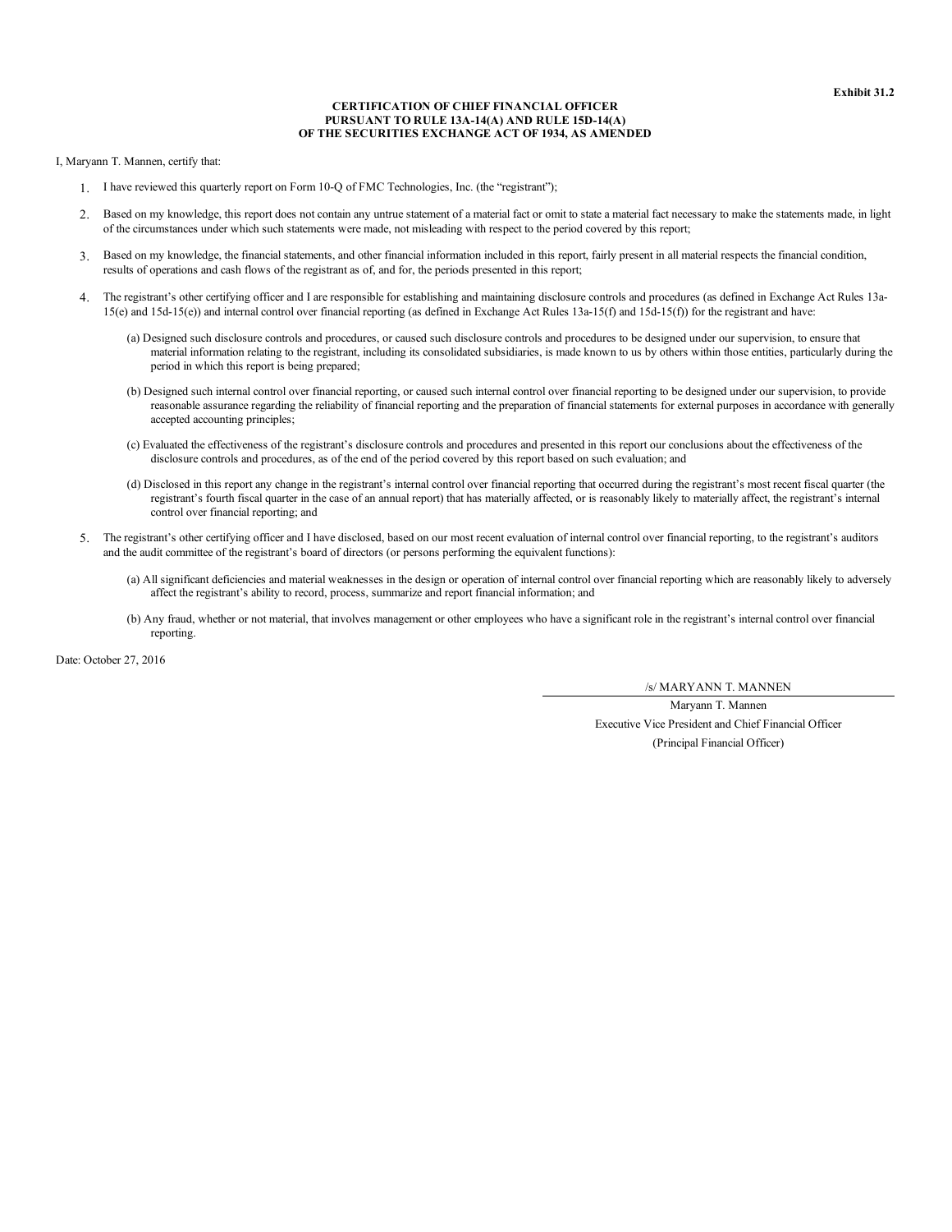**Exhibit 31.2**

**CERTIFICATION OF CHIEF FINANCIAL OFFICER**
**PURSUANT TO RULE 13A-14(A) AND RULE 15D-14(A)**
**OF THE SECURITIES EXCHANGE ACT OF 1934, AS AMENDED**

I, Maryann T. Mannen, certify that:

1. I have reviewed this quarterly report on Form 10-Q of FMC Technologies, Inc. (the "registrant");
2. Based on my knowledge, this report does not contain any untrue statement of a material fact or omit to state a material fact necessary to make the statements made, in light of the circumstances under which such statements were made, not misleading with respect to the period covered by this report;
3. Based on my knowledge, the financial statements, and other financial information included in this report, fairly present in all material respects the financial condition, results of operations and cash flows of the registrant as of, and for, the periods presented in this report;
4. The registrant's other certifying officer and I are responsible for establishing and maintaining disclosure controls and procedures (as defined in Exchange Act Rules 13a-15(e) and 15d-15(e)) and internal control over financial reporting (as defined in Exchange Act Rules 13a-15(f) and 15d-15(f)) for the registrant and have:

   (a) Designed such disclosure controls and procedures, or caused such disclosure controls and procedures to be designed under our supervision, to ensure that material information relating to the registrant, including its consolidated subsidiaries, is made known to us by others within those entities, particularly during the period in which this report is being prepared;

   (b) Designed such internal control over financial reporting, or caused such internal control over financial reporting to be designed under our supervision, to provide reasonable assurance regarding the reliability of financial reporting and the preparation of financial statements for external purposes in accordance with generally accepted accounting principles;

   (c) Evaluated the effectiveness of the registrant's disclosure controls and procedures and presented in this report our conclusions about the effectiveness of the disclosure controls and procedures, as of the end of the period covered by this report based on such evaluation; and

   (d) Disclosed in this report any change in the registrant's internal control over financial reporting that occurred during the registrant's most recent fiscal quarter (the registrant's fourth fiscal quarter in the case of an annual report) that has materially affected, or is reasonably likely to materially affect, the registrant's internal control over financial reporting; and

5. The registrant's other certifying officer and I have disclosed, based on our most recent evaluation of internal control over financial reporting, to the registrant's auditors and the audit committee of the registrant's board of directors (or persons performing the equivalent functions):

   (a) All significant deficiencies and material weaknesses in the design or operation of internal control over financial reporting which are reasonably likely to adversely affect the registrant's ability to record, process, summarize and report financial information; and

   (b) Any fraud, whether or not material, that involves management or other employees who have a significant role in the registrant's internal control over financial reporting.

Date: October 27, 2016

/s/ MARYANN T. MANNEN

Maryann T. Mannen
Executive Vice President and Chief Financial Officer
(Principal Financial Officer)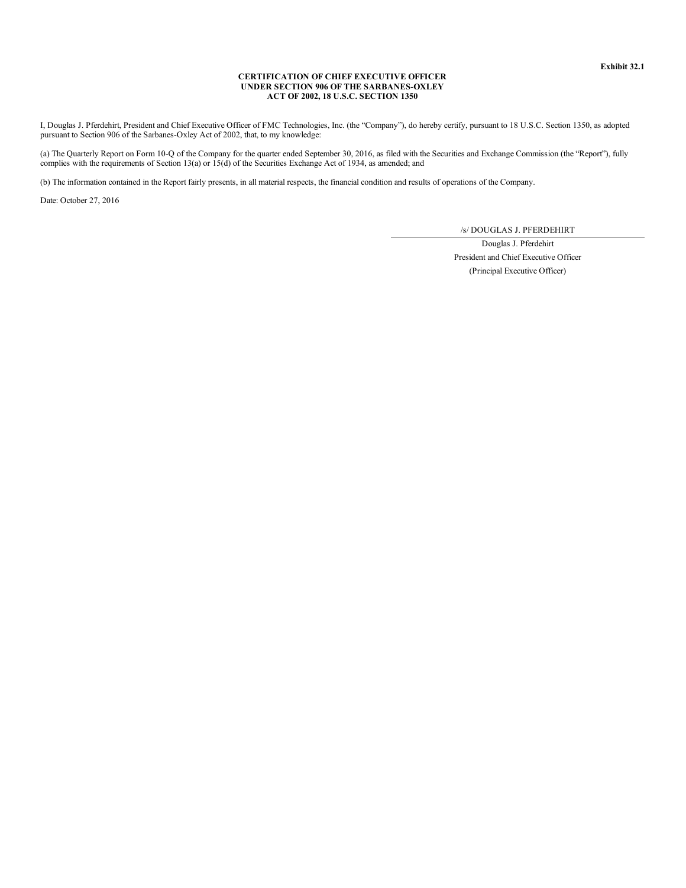**Exhibit 32.1**

**CERTIFICATION OF CHIEF EXECUTIVE OFFICER UNDER SECTION 906 OF THE SARBANES-OXLEY ACT OF 2002, 18 U.S.C. SECTION 1350**

I, Douglas J. Pferdehirt, President and Chief Executive Officer of FMC Technologies, Inc. (the "Company"), do hereby certify, pursuant to 18 U.S.C. Section 1350, as adopted pursuant to Section 906 of the Sarbanes-Oxley Act of 2002, that, to my knowledge:

(a) The Quarterly Report on Form 10-Q of the Company for the quarter ended September 30, 2016, as filed with the Securities and Exchange Commission (the "Report"), fully complies with the requirements of Section 13(a) or 15(d) of the Securities Exchange Act of 1934, as amended; and

(b) The information contained in the Report fairly presents, in all material respects, the financial condition and results of operations of the Company.

Date: October 27, 2016

/s/ DOUGLAS J. PFERDEHIRT

Douglas J. Pferdehirt
President and Chief Executive Officer
(Principal Executive Officer)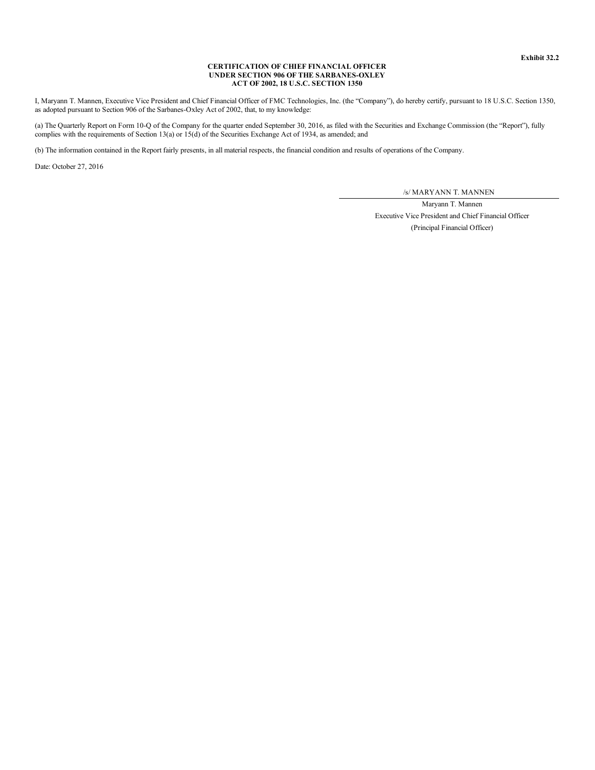**Exhibit 32.2**

**CERTIFICATION OF CHIEF FINANCIAL OFFICER
UNDER SECTION 906 OF THE SARBANES-OXLEY
ACT OF 2002, 18 U.S.C. SECTION 1350**

I, Maryann T. Mannen, Executive Vice President and Chief Financial Officer of FMC Technologies, Inc. (the "Company"), do hereby certify, pursuant to 18 U.S.C. Section 1350, as adopted pursuant to Section 906 of the Sarbanes-Oxley Act of 2002, that, to my knowledge:

(a) The Quarterly Report on Form 10-Q of the Company for the quarter ended September 30, 2016, as filed with the Securities and Exchange Commission (the "Report"), fully complies with the requirements of Section 13(a) or 15(d) of the Securities Exchange Act of 1934, as amended; and

(b) The information contained in the Report fairly presents, in all material respects, the financial condition and results of operations of the Company.

Date: October 27, 2016

/s/ MARYANN T. MANNEN

Maryann T. Mannen
Executive Vice President and Chief Financial Officer
(Principal Financial Officer)